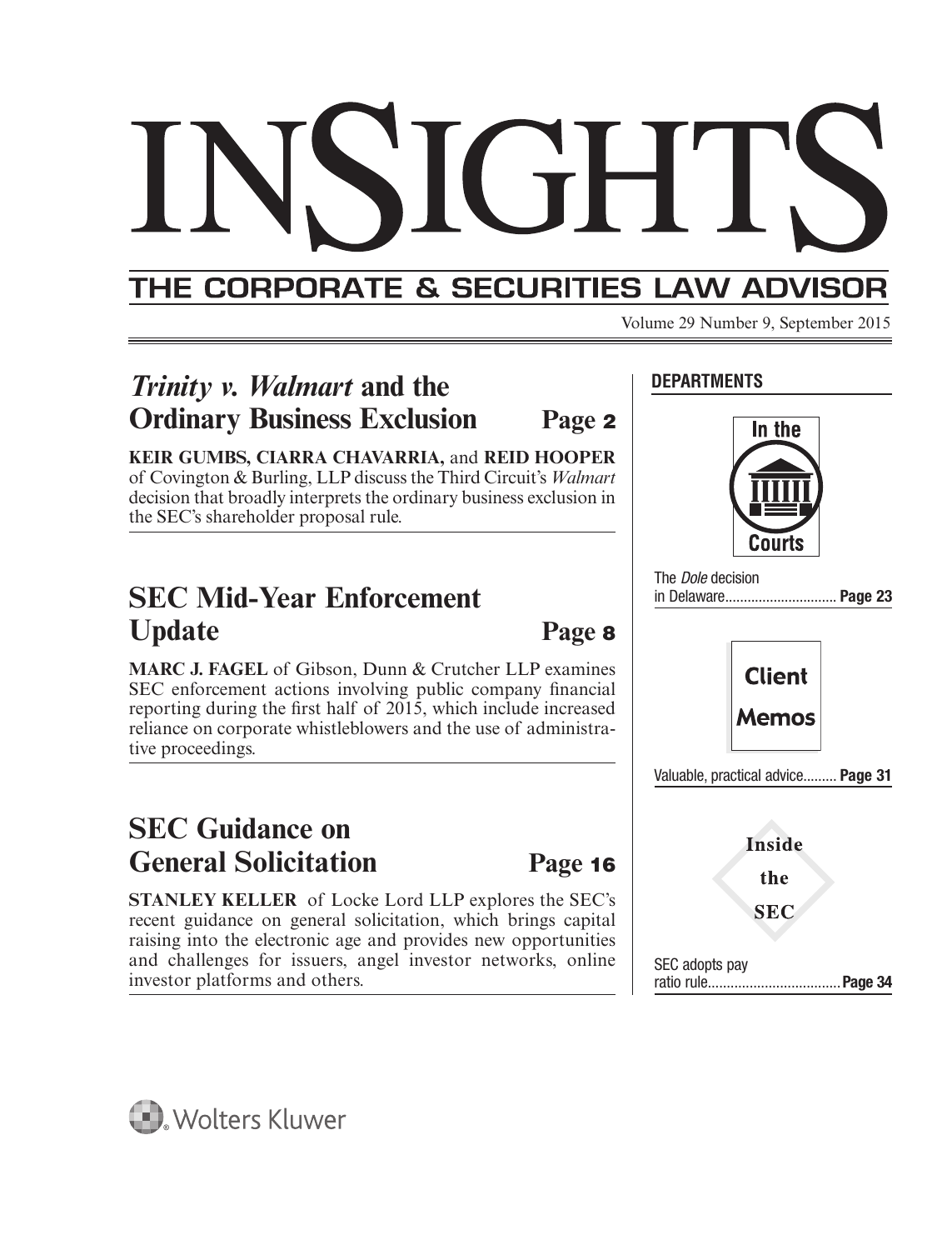# INSIGHTS

## THE CORPORATE & SECURITIES LAW ADVISOR

Volume 29 Number 9, September 2015

## *Trinity v. Walmart* and the Ordinary Business Exclusion — Page 2

**KEIR GUMBS, CIARRA CHAVARRIA,** and **REID HOOPER** of Covington & Burling, LLP discuss the Third Circuit's *Walmart* decision that broadly interprets the ordinary business exclusion in the SEC's shareholder proposal rule.

## SEC Mid-Year Enforcement Update — Page 8

**MARC J. FAGEL** of Gibson, Dunn & Crutcher LLP examines SEC enforcement actions involving public company financial reporting during the first half of 2015, which include increased reliance on corporate whistleblowers and the use of administrative proceedings.

## SEC Guidance on General Solicitation — Page 16

**STANLEY KELLER** of Locke Lord LLP explores the SEC's recent guidance on general solicitation, which brings capital raising into the electronic age and provides new opportunities and challenges for issuers, angel investor networks, online investor platforms and others.

### DEPARTMENTS

**In the Courts**

The *Dole* decision in Delaware.............................. **Page 23**

**Client Memos**

Valuable, practical advice......... **Page 31**

**Inside the SEC**

SEC adopts pay ratio rule................................... **Page 34**

Wolters Kluwer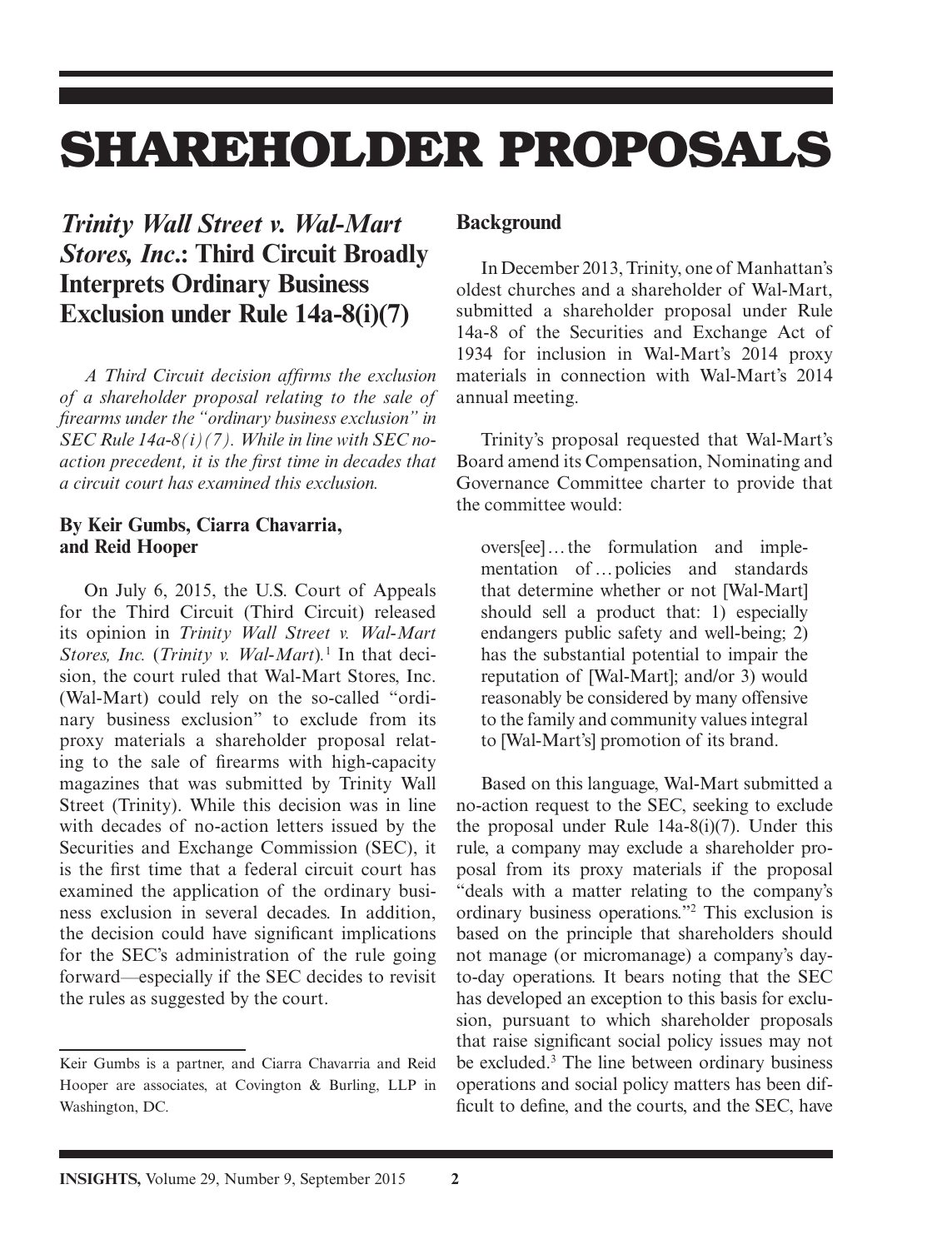# SHAREHOLDER PROPOSALS

## *Trinity Wall Street v. Wal-Mart Stores, Inc.*: Third Circuit Broadly Interprets Ordinary Business Exclusion under Rule 14a-8(i)(7)

*A Third Circuit decision affirms the exclusion of a shareholder proposal relating to the sale of firearms under the "ordinary business exclusion" in SEC Rule 14a-8(i)(7). While in line with SEC no-action precedent, it is the first time in decades that a circuit court has examined this exclusion.*

**By Keir Gumbs, Ciarra Chavarria, and Reid Hooper**

On July 6, 2015, the U.S. Court of Appeals for the Third Circuit (Third Circuit) released its opinion in *Trinity Wall Street v. Wal-Mart Stores, Inc.* (*Trinity v. Wal-Mart*).[1] In that decision, the court ruled that Wal-Mart Stores, Inc. (Wal-Mart) could rely on the so-called "ordinary business exclusion" to exclude from its proxy materials a shareholder proposal relating to the sale of firearms with high-capacity magazines that was submitted by Trinity Wall Street (Trinity). While this decision was in line with decades of no-action letters issued by the Securities and Exchange Commission (SEC), it is the first time that a federal circuit court has examined the application of the ordinary business exclusion in several decades. In addition, the decision could have significant implications for the SEC's administration of the rule going forward—especially if the SEC decides to revisit the rules as suggested by the court.

Keir Gumbs is a partner, and Ciarra Chavarria and Reid Hooper are associates, at Covington & Burling, LLP in Washington, DC.

### Background

In December 2013, Trinity, one of Manhattan's oldest churches and a shareholder of Wal-Mart, submitted a shareholder proposal under Rule 14a-8 of the Securities and Exchange Act of 1934 for inclusion in Wal-Mart's 2014 proxy materials in connection with Wal-Mart's 2014 annual meeting.

Trinity's proposal requested that Wal-Mart's Board amend its Compensation, Nominating and Governance Committee charter to provide that the committee would:

> overs[ee] … the formulation and implementation of … policies and standards that determine whether or not [Wal-Mart] should sell a product that: 1) especially endangers public safety and well-being; 2) has the substantial potential to impair the reputation of [Wal-Mart]; and/or 3) would reasonably be considered by many offensive to the family and community values integral to [Wal-Mart's] promotion of its brand.

Based on this language, Wal-Mart submitted a no-action request to the SEC, seeking to exclude the proposal under Rule 14a-8(i)(7). Under this rule, a company may exclude a shareholder proposal from its proxy materials if the proposal "deals with a matter relating to the company's ordinary business operations."[2] This exclusion is based on the principle that shareholders should not manage (or micromanage) a company's day-to-day operations. It bears noting that the SEC has developed an exception to this basis for exclusion, pursuant to which shareholder proposals that raise significant social policy issues may not be excluded.[3] The line between ordinary business operations and social policy matters has been difficult to define, and the courts, and the SEC, have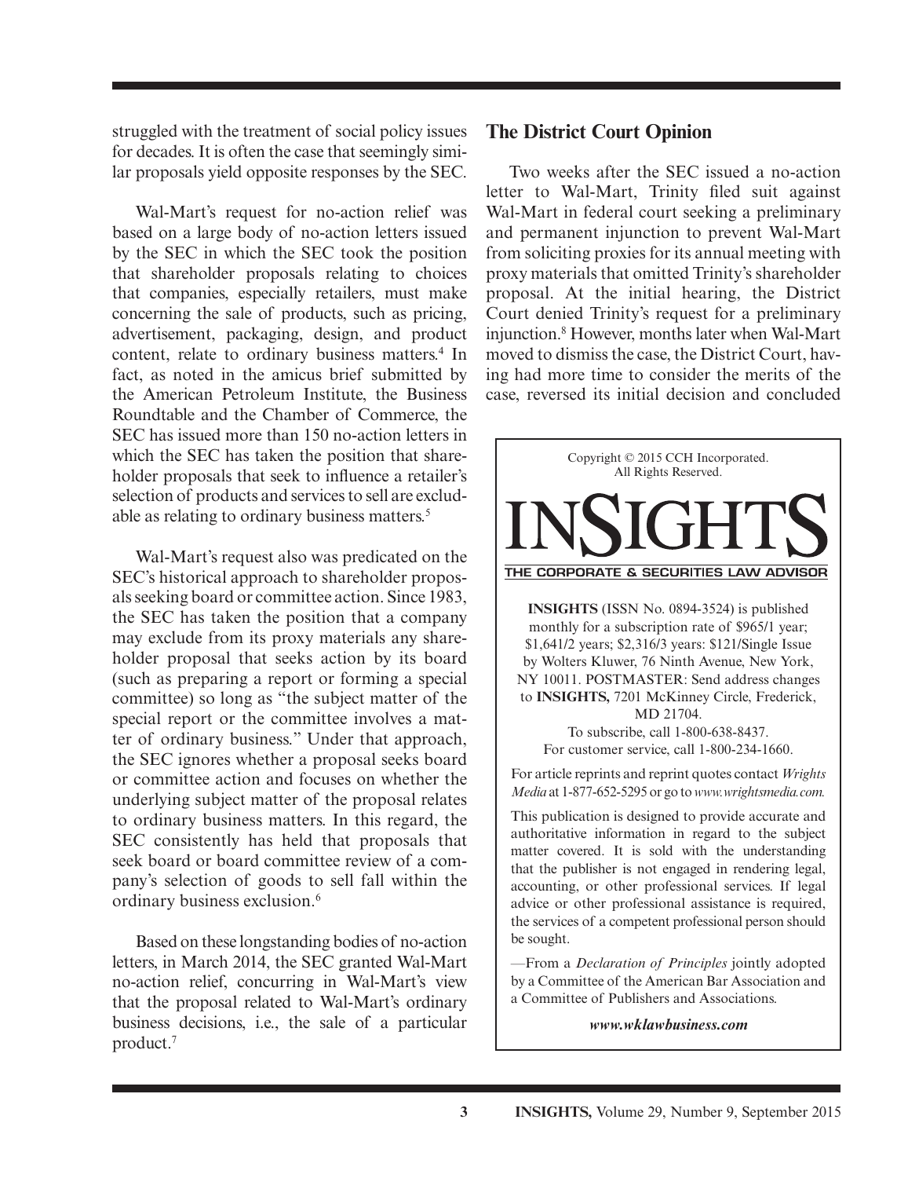struggled with the treatment of social policy issues for decades. It is often the case that seemingly similar proposals yield opposite responses by the SEC.

Wal-Mart's request for no-action relief was based on a large body of no-action letters issued by the SEC in which the SEC took the position that shareholder proposals relating to choices that companies, especially retailers, must make concerning the sale of products, such as pricing, advertisement, packaging, design, and product content, relate to ordinary business matters.[4] In fact, as noted in the amicus brief submitted by the American Petroleum Institute, the Business Roundtable and the Chamber of Commerce, the SEC has issued more than 150 no-action letters in which the SEC has taken the position that shareholder proposals that seek to influence a retailer's selection of products and services to sell are excludable as relating to ordinary business matters.[5]

Wal-Mart's request also was predicated on the SEC's historical approach to shareholder proposals seeking board or committee action. Since 1983, the SEC has taken the position that a company may exclude from its proxy materials any shareholder proposal that seeks action by its board (such as preparing a report or forming a special committee) so long as "the subject matter of the special report or the committee involves a matter of ordinary business." Under that approach, the SEC ignores whether a proposal seeks board or committee action and focuses on whether the underlying subject matter of the proposal relates to ordinary business matters. In this regard, the SEC consistently has held that proposals that seek board or board committee review of a company's selection of goods to sell fall within the ordinary business exclusion.[6]

Based on these longstanding bodies of no-action letters, in March 2014, the SEC granted Wal-Mart no-action relief, concurring in Wal-Mart's view that the proposal related to Wal-Mart's ordinary business decisions, i.e., the sale of a particular product.[7]

## The District Court Opinion

Two weeks after the SEC issued a no-action letter to Wal-Mart, Trinity filed suit against Wal-Mart in federal court seeking a preliminary and permanent injunction to prevent Wal-Mart from soliciting proxies for its annual meeting with proxy materials that omitted Trinity's shareholder proposal. At the initial hearing, the District Court denied Trinity's request for a preliminary injunction.[8] However, months later when Wal-Mart moved to dismiss the case, the District Court, having had more time to consider the merits of the case, reversed its initial decision and concluded

Copyright © 2015 CCH Incorporated. All Rights Reserved.

**INSIGHTS**
THE CORPORATE & SECURITIES LAW ADVISOR

**INSIGHTS** (ISSN No. 0894-3524) is published monthly for a subscription rate of $965/1 year; $1,641/2 years; $2,316/3 years: $121/Single Issue by Wolters Kluwer, 76 Ninth Avenue, New York, NY 10011. POSTMASTER: Send address changes to **INSIGHTS,** 7201 McKinney Circle, Frederick, MD 21704.
To subscribe, call 1-800-638-8437.
For customer service, call 1-800-234-1660.

For article reprints and reprint quotes contact *Wrights Media* at 1-877-652-5295 or go to *www.wrightsmedia.com.*

This publication is designed to provide accurate and authoritative information in regard to the subject matter covered. It is sold with the understanding that the publisher is not engaged in rendering legal, accounting, or other professional services. If legal advice or other professional assistance is required, the services of a competent professional person should be sought.

—From a *Declaration of Principles* jointly adopted by a Committee of the American Bar Association and a Committee of Publishers and Associations.

***www.wklawbusiness.com***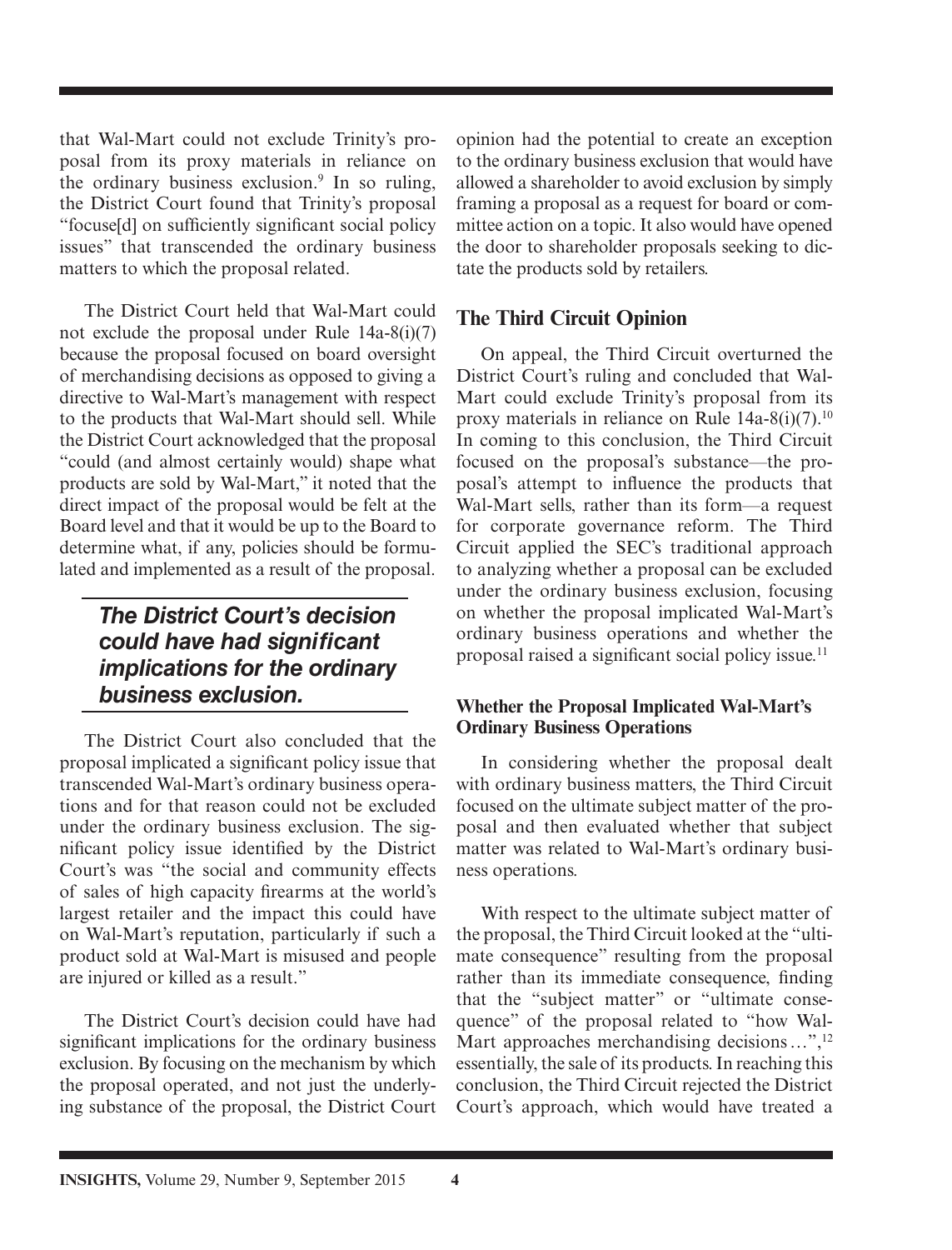that Wal-Mart could not exclude Trinity's proposal from its proxy materials in reliance on the ordinary business exclusion.[9] In so ruling, the District Court found that Trinity's proposal "focuse[d] on sufficiently significant social policy issues" that transcended the ordinary business matters to which the proposal related.

The District Court held that Wal-Mart could not exclude the proposal under Rule 14a-8(i)(7) because the proposal focused on board oversight of merchandising decisions as opposed to giving a directive to Wal-Mart's management with respect to the products that Wal-Mart should sell. While the District Court acknowledged that the proposal "could (and almost certainly would) shape what products are sold by Wal-Mart," it noted that the direct impact of the proposal would be felt at the Board level and that it would be up to the Board to determine what, if any, policies should be formulated and implemented as a result of the proposal.

> ***The District Court's decision could have had significant implications for the ordinary business exclusion.***

The District Court also concluded that the proposal implicated a significant policy issue that transcended Wal-Mart's ordinary business operations and for that reason could not be excluded under the ordinary business exclusion. The significant policy issue identified by the District Court's was "the social and community effects of sales of high capacity firearms at the world's largest retailer and the impact this could have on Wal-Mart's reputation, particularly if such a product sold at Wal-Mart is misused and people are injured or killed as a result."

The District Court's decision could have had significant implications for the ordinary business exclusion. By focusing on the mechanism by which the proposal operated, and not just the underlying substance of the proposal, the District Court opinion had the potential to create an exception to the ordinary business exclusion that would have allowed a shareholder to avoid exclusion by simply framing a proposal as a request for board or committee action on a topic. It also would have opened the door to shareholder proposals seeking to dictate the products sold by retailers.

## The Third Circuit Opinion

On appeal, the Third Circuit overturned the District Court's ruling and concluded that Wal-Mart could exclude Trinity's proposal from its proxy materials in reliance on Rule 14a-8(i)(7).[10] In coming to this conclusion, the Third Circuit focused on the proposal's substance—the proposal's attempt to influence the products that Wal-Mart sells, rather than its form—a request for corporate governance reform. The Third Circuit applied the SEC's traditional approach to analyzing whether a proposal can be excluded under the ordinary business exclusion, focusing on whether the proposal implicated Wal-Mart's ordinary business operations and whether the proposal raised a significant social policy issue.[11]

### Whether the Proposal Implicated Wal-Mart's Ordinary Business Operations

In considering whether the proposal dealt with ordinary business matters, the Third Circuit focused on the ultimate subject matter of the proposal and then evaluated whether that subject matter was related to Wal-Mart's ordinary business operations.

With respect to the ultimate subject matter of the proposal, the Third Circuit looked at the "ultimate consequence" resulting from the proposal rather than its immediate consequence, finding that the "subject matter" or "ultimate consequence" of the proposal related to "how Wal-Mart approaches merchandising decisions …",[12] essentially, the sale of its products. In reaching this conclusion, the Third Circuit rejected the District Court's approach, which would have treated a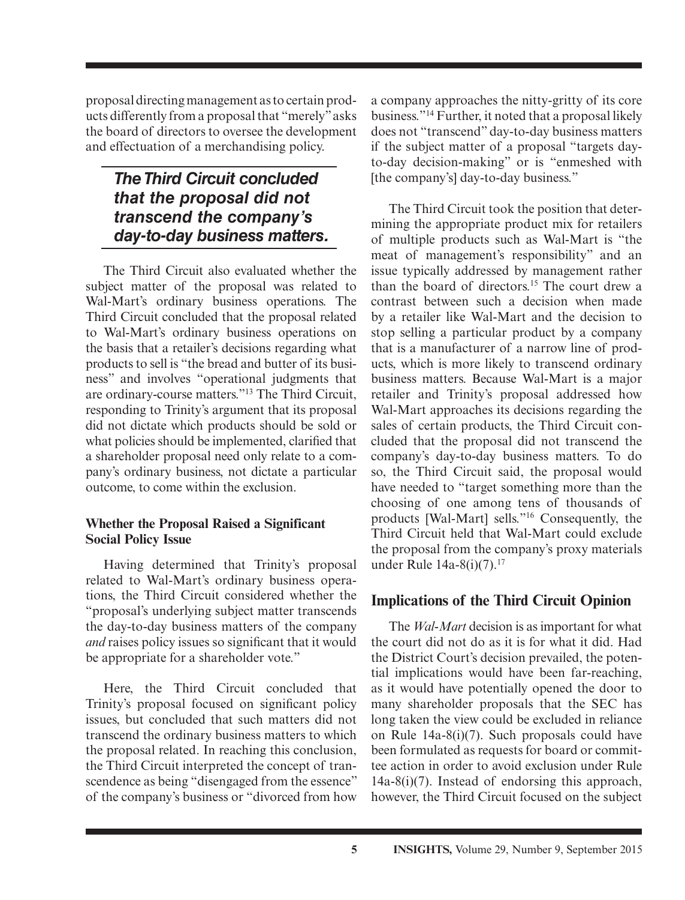proposal directing management as to certain products differently from a proposal that "merely" asks the board of directors to oversee the development and effectuation of a merchandising policy.

> ***The Third Circuit concluded that the proposal did not transcend the company's day-to-day business matters.***

The Third Circuit also evaluated whether the subject matter of the proposal was related to Wal-Mart's ordinary business operations. The Third Circuit concluded that the proposal related to Wal-Mart's ordinary business operations on the basis that a retailer's decisions regarding what products to sell is "the bread and butter of its business" and involves "operational judgments that are ordinary-course matters."[13] The Third Circuit, responding to Trinity's argument that its proposal did not dictate which products should be sold or what policies should be implemented, clarified that a shareholder proposal need only relate to a company's ordinary business, not dictate a particular outcome, to come within the exclusion.

### Whether the Proposal Raised a Significant Social Policy Issue

Having determined that Trinity's proposal related to Wal-Mart's ordinary business operations, the Third Circuit considered whether the "proposal's underlying subject matter transcends the day-to-day business matters of the company *and* raises policy issues so significant that it would be appropriate for a shareholder vote."

Here, the Third Circuit concluded that Trinity's proposal focused on significant policy issues, but concluded that such matters did not transcend the ordinary business matters to which the proposal related. In reaching this conclusion, the Third Circuit interpreted the concept of transcendence as being "disengaged from the essence" of the company's business or "divorced from how a company approaches the nitty-gritty of its core business."[14] Further, it noted that a proposal likely does not "transcend" day-to-day business matters if the subject matter of a proposal "targets day-to-day decision-making" or is "enmeshed with [the company's] day-to-day business."

The Third Circuit took the position that determining the appropriate product mix for retailers of multiple products such as Wal-Mart is "the meat of management's responsibility" and an issue typically addressed by management rather than the board of directors.[15] The court drew a contrast between such a decision when made by a retailer like Wal-Mart and the decision to stop selling a particular product by a company that is a manufacturer of a narrow line of products, which is more likely to transcend ordinary business matters. Because Wal-Mart is a major retailer and Trinity's proposal addressed how Wal-Mart approaches its decisions regarding the sales of certain products, the Third Circuit concluded that the proposal did not transcend the company's day-to-day business matters. To do so, the Third Circuit said, the proposal would have needed to "target something more than the choosing of one among tens of thousands of products [Wal-Mart] sells."[16] Consequently, the Third Circuit held that Wal-Mart could exclude the proposal from the company's proxy materials under Rule 14a-8(i)(7).[17]

## Implications of the Third Circuit Opinion

The *Wal-Mart* decision is as important for what the court did not do as it is for what it did. Had the District Court's decision prevailed, the potential implications would have been far-reaching, as it would have potentially opened the door to many shareholder proposals that the SEC has long taken the view could be excluded in reliance on Rule 14a-8(i)(7). Such proposals could have been formulated as requests for board or committee action in order to avoid exclusion under Rule 14a-8(i)(7). Instead of endorsing this approach, however, the Third Circuit focused on the subject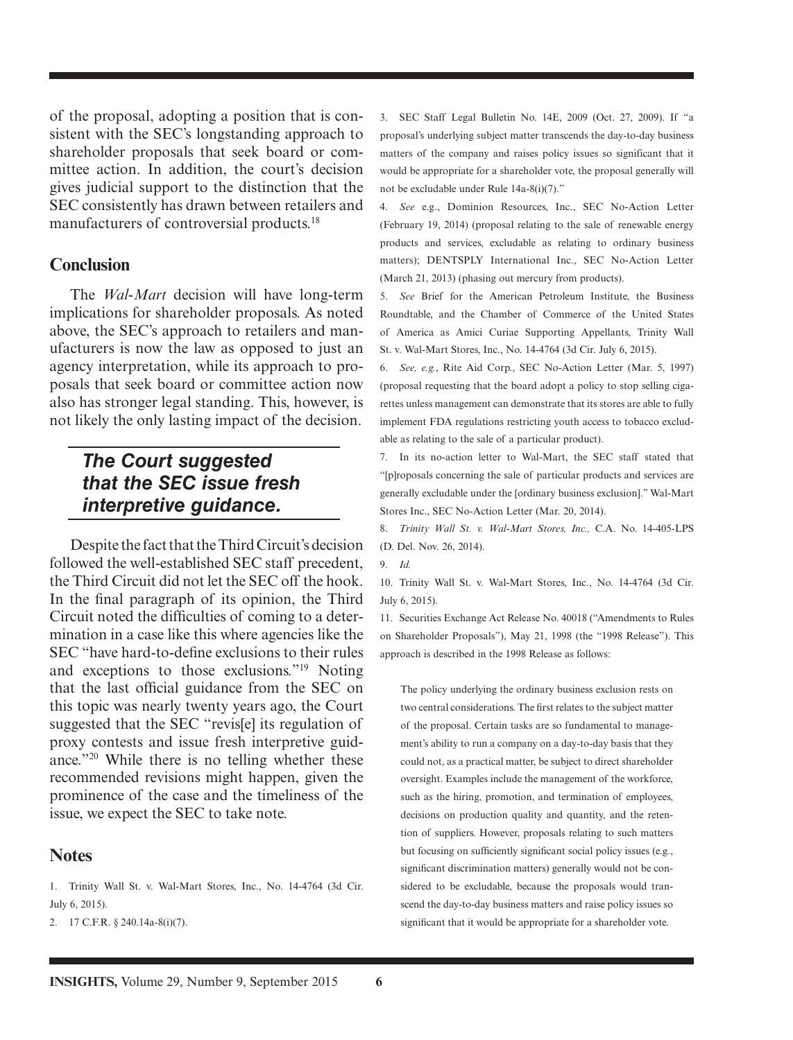of the proposal, adopting a position that is consistent with the SEC's longstanding approach to shareholder proposals that seek board or committee action. In addition, the court's decision gives judicial support to the distinction that the SEC consistently has drawn between retailers and manufacturers of controversial products.[18]

## Conclusion

The *Wal-Mart* decision will have long-term implications for shareholder proposals. As noted above, the SEC's approach to retailers and manufacturers is now the law as opposed to just an agency interpretation, while its approach to proposals that seek board or committee action now also has stronger legal standing. This, however, is not likely the only lasting impact of the decision.

> ***The Court suggested that the SEC issue fresh interpretive guidance.***

Despite the fact that the Third Circuit's decision followed the well-established SEC staff precedent, the Third Circuit did not let the SEC off the hook. In the final paragraph of its opinion, the Third Circuit noted the difficulties of coming to a determination in a case like this where agencies like the SEC "have hard-to-define exclusions to their rules and exceptions to those exclusions."[19] Noting that the last official guidance from the SEC on this topic was nearly twenty years ago, the Court suggested that the SEC "revis[e] its regulation of proxy contests and issue fresh interpretive guidance."[20] While there is no telling whether these recommended revisions might happen, given the prominence of the case and the timeliness of the issue, we expect the SEC to take note.

## Notes

1. Trinity Wall St. v. Wal-Mart Stores, Inc., No. 14-4764 (3d Cir. July 6, 2015).
2. 17 C.F.R. § 240.14a-8(i)(7).
3. SEC Staff Legal Bulletin No. 14E, 2009 (Oct. 27, 2009). If "a proposal's underlying subject matter transcends the day-to-day business matters of the company and raises policy issues so significant that it would be appropriate for a shareholder vote, the proposal generally will not be excludable under Rule 14a-8(i)(7)."
4. *See* e.g., Dominion Resources, Inc., SEC No-Action Letter (February 19, 2014) (proposal relating to the sale of renewable energy products and services, excludable as relating to ordinary business matters); DENTSPLY International Inc., SEC No-Action Letter (March 21, 2013) (phasing out mercury from products).
5. *See* Brief for the American Petroleum Institute, the Business Roundtable, and the Chamber of Commerce of the United States of America as Amici Curiae Supporting Appellants, Trinity Wall St. v. Wal-Mart Stores, Inc., No. 14-4764 (3d Cir. July 6, 2015).
6. *See, e.g.*, Rite Aid Corp., SEC No-Action Letter (Mar. 5, 1997) (proposal requesting that the board adopt a policy to stop selling cigarettes unless management can demonstrate that its stores are able to fully implement FDA regulations restricting youth access to tobacco excludable as relating to the sale of a particular product).
7. In its no-action letter to Wal-Mart, the SEC staff stated that "[p]roposals concerning the sale of particular products and services are generally excludable under the [ordinary business exclusion]." Wal-Mart Stores Inc., SEC No-Action Letter (Mar. 20, 2014).
8. *Trinity Wall St. v. Wal-Mart Stores, Inc.,* C.A. No. 14-405-LPS (D. Del. Nov. 26, 2014).
9. *Id.*
10. Trinity Wall St. v. Wal-Mart Stores, Inc., No. 14-4764 (3d Cir. July 6, 2015).
11. Securities Exchange Act Release No. 40018 ("Amendments to Rules on Shareholder Proposals"), May 21, 1998 (the "1998 Release"). This approach is described in the 1998 Release as follows:

> The policy underlying the ordinary business exclusion rests on two central considerations. The first relates to the subject matter of the proposal. Certain tasks are so fundamental to management's ability to run a company on a day-to-day basis that they could not, as a practical matter, be subject to direct shareholder oversight. Examples include the management of the workforce, such as the hiring, promotion, and termination of employees, decisions on production quality and quantity, and the retention of suppliers. However, proposals relating to such matters but focusing on sufficiently significant social policy issues (e.g., significant discrimination matters) generally would not be considered to be excludable, because the proposals would transcend the day-to-day business matters and raise policy issues so significant that it would be appropriate for a shareholder vote.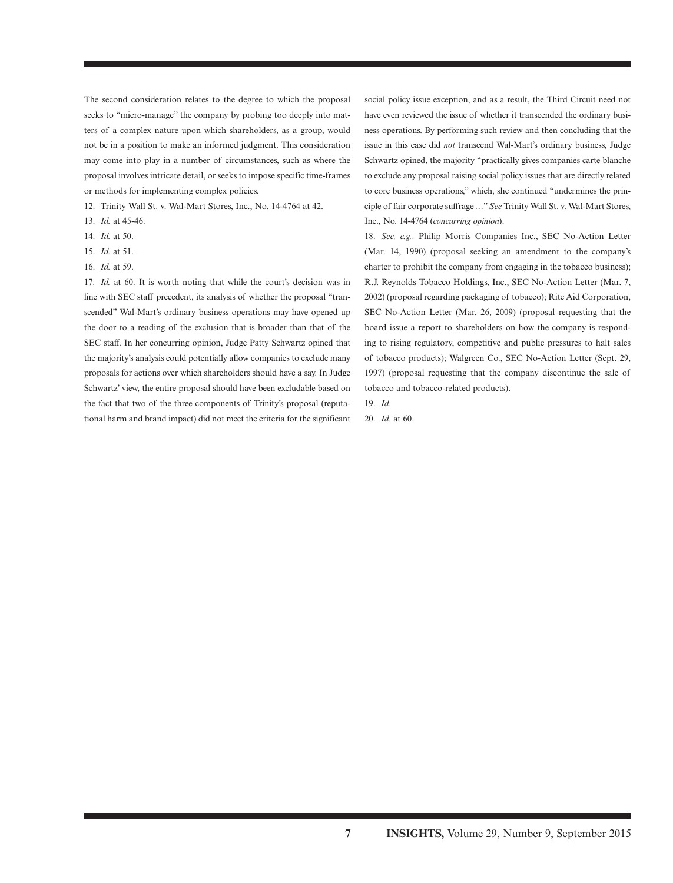The second consideration relates to the degree to which the proposal seeks to "micro-manage" the company by probing too deeply into matters of a complex nature upon which shareholders, as a group, would not be in a position to make an informed judgment. This consideration may come into play in a number of circumstances, such as where the proposal involves intricate detail, or seeks to impose specific time-frames or methods for implementing complex policies.

12. Trinity Wall St. v. Wal-Mart Stores, Inc., No. 14-4764 at 42.

13. *Id.* at 45-46.

14. *Id.* at 50.

15. *Id.* at 51.

16. *Id.* at 59.

17. *Id.* at 60. It is worth noting that while the court's decision was in line with SEC staff precedent, its analysis of whether the proposal "transcended" Wal-Mart's ordinary business operations may have opened up the door to a reading of the exclusion that is broader than that of the SEC staff. In her concurring opinion, Judge Patty Schwartz opined that the majority's analysis could potentially allow companies to exclude many proposals for actions over which shareholders should have a say. In Judge Schwartz' view, the entire proposal should have been excludable based on the fact that two of the three components of Trinity's proposal (reputational harm and brand impact) did not meet the criteria for the significant social policy issue exception, and as a result, the Third Circuit need not have even reviewed the issue of whether it transcended the ordinary business operations. By performing such review and then concluding that the issue in this case did *not* transcend Wal-Mart's ordinary business, Judge Schwartz opined, the majority "practically gives companies carte blanche to exclude any proposal raising social policy issues that are directly related to core business operations," which, she continued "undermines the principle of fair corporate suffrage …" *See* Trinity Wall St. v. Wal-Mart Stores, Inc., No. 14-4764 (*concurring opinion*).

18. *See, e.g.,* Philip Morris Companies Inc., SEC No-Action Letter (Mar. 14, 1990) (proposal seeking an amendment to the company's charter to prohibit the company from engaging in the tobacco business); R.J. Reynolds Tobacco Holdings, Inc., SEC No-Action Letter (Mar. 7, 2002) (proposal regarding packaging of tobacco); Rite Aid Corporation, SEC No-Action Letter (Mar. 26, 2009) (proposal requesting that the board issue a report to shareholders on how the company is responding to rising regulatory, competitive and public pressures to halt sales of tobacco products); Walgreen Co., SEC No-Action Letter (Sept. 29, 1997) (proposal requesting that the company discontinue the sale of tobacco and tobacco-related products).

19. *Id.*

20. *Id.* at 60.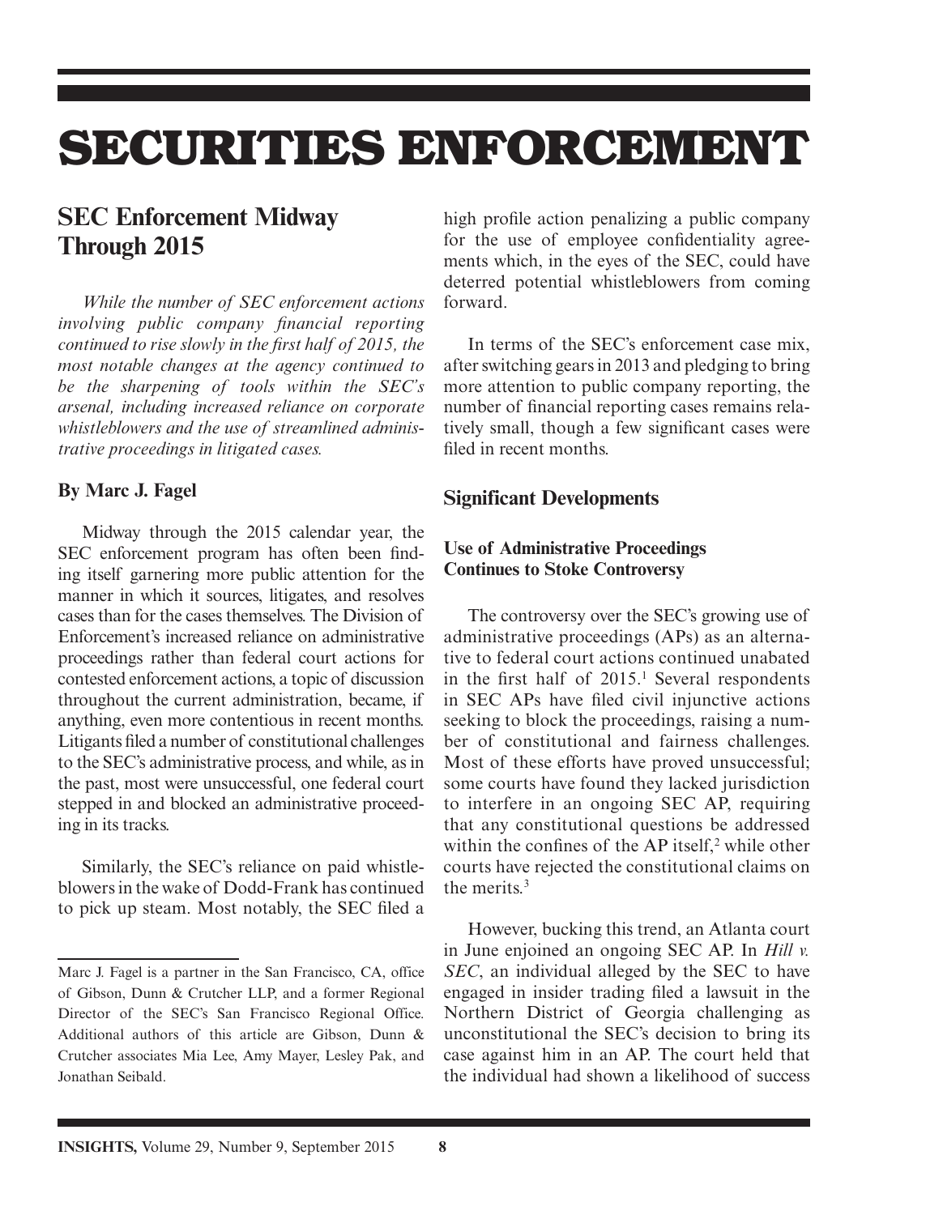# SECURITIES ENFORCEMENT

## SEC Enforcement Midway Through 2015

*While the number of SEC enforcement actions involving public company financial reporting continued to rise slowly in the first half of 2015, the most notable changes at the agency continued to be the sharpening of tools within the SEC's arsenal, including increased reliance on corporate whistleblowers and the use of streamlined administrative proceedings in litigated cases.*

**By Marc J. Fagel**

Midway through the 2015 calendar year, the SEC enforcement program has often been finding itself garnering more public attention for the manner in which it sources, litigates, and resolves cases than for the cases themselves. The Division of Enforcement's increased reliance on administrative proceedings rather than federal court actions for contested enforcement actions, a topic of discussion throughout the current administration, became, if anything, even more contentious in recent months. Litigants filed a number of constitutional challenges to the SEC's administrative process, and while, as in the past, most were unsuccessful, one federal court stepped in and blocked an administrative proceeding in its tracks.

Similarly, the SEC's reliance on paid whistleblowers in the wake of Dodd-Frank has continued to pick up steam. Most notably, the SEC filed a high profile action penalizing a public company for the use of employee confidentiality agreements which, in the eyes of the SEC, could have deterred potential whistleblowers from coming forward.

In terms of the SEC's enforcement case mix, after switching gears in 2013 and pledging to bring more attention to public company reporting, the number of financial reporting cases remains relatively small, though a few significant cases were filed in recent months.

Marc J. Fagel is a partner in the San Francisco, CA, office of Gibson, Dunn & Crutcher LLP, and a former Regional Director of the SEC's San Francisco Regional Office. Additional authors of this article are Gibson, Dunn & Crutcher associates Mia Lee, Amy Mayer, Lesley Pak, and Jonathan Seibald.

### Significant Developments

#### Use of Administrative Proceedings Continues to Stoke Controversy

The controversy over the SEC's growing use of administrative proceedings (APs) as an alternative to federal court actions continued unabated in the first half of 2015.[1] Several respondents in SEC APs have filed civil injunctive actions seeking to block the proceedings, raising a number of constitutional and fairness challenges. Most of these efforts have proved unsuccessful; some courts have found they lacked jurisdiction to interfere in an ongoing SEC AP, requiring that any constitutional questions be addressed within the confines of the AP itself,[2] while other courts have rejected the constitutional claims on the merits.[3]

However, bucking this trend, an Atlanta court in June enjoined an ongoing SEC AP. In *Hill v. SEC*, an individual alleged by the SEC to have engaged in insider trading filed a lawsuit in the Northern District of Georgia challenging as unconstitutional the SEC's decision to bring its case against him in an AP. The court held that the individual had shown a likelihood of success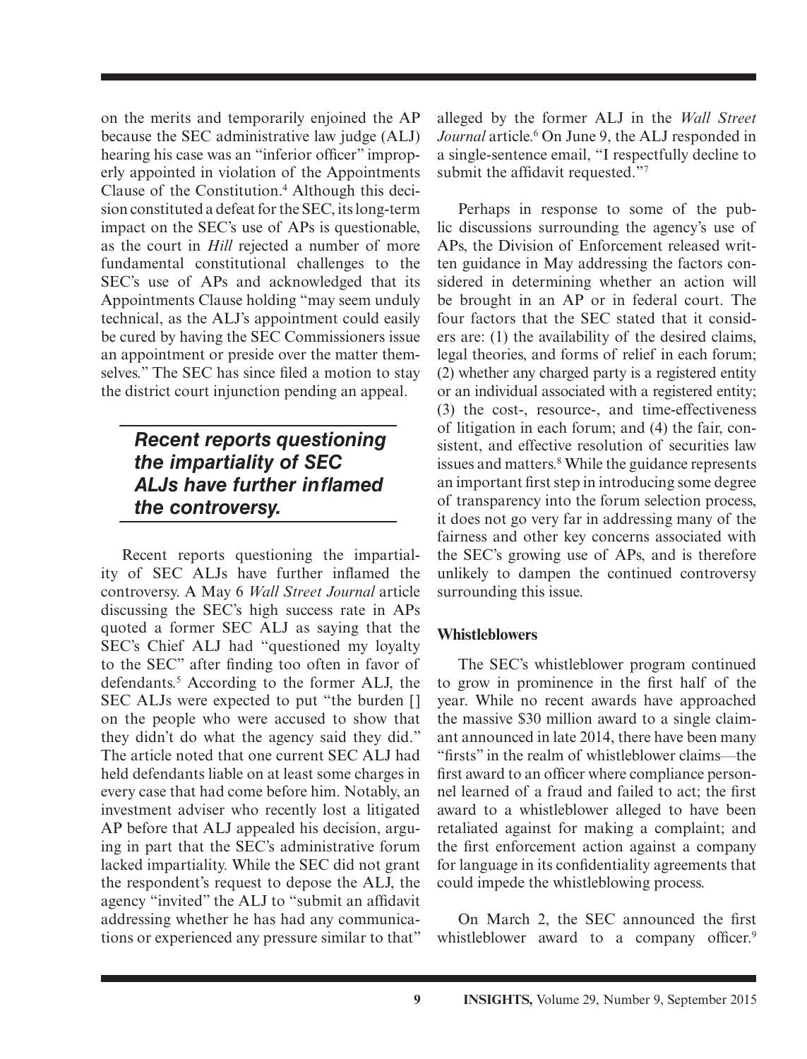on the merits and temporarily enjoined the AP because the SEC administrative law judge (ALJ) hearing his case was an "inferior officer" improperly appointed in violation of the Appointments Clause of the Constitution.[4] Although this decision constituted a defeat for the SEC, its long-term impact on the SEC's use of APs is questionable, as the court in *Hill* rejected a number of more fundamental constitutional challenges to the SEC's use of APs and acknowledged that its Appointments Clause holding "may seem unduly technical, as the ALJ's appointment could easily be cured by having the SEC Commissioners issue an appointment or preside over the matter themselves." The SEC has since filed a motion to stay the district court injunction pending an appeal.

> ***Recent reports questioning the impartiality of SEC ALJs have further inflamed the controversy.***

Recent reports questioning the impartiality of SEC ALJs have further inflamed the controversy. A May 6 *Wall Street Journal* article discussing the SEC's high success rate in APs quoted a former SEC ALJ as saying that the SEC's Chief ALJ had "questioned my loyalty to the SEC" after finding too often in favor of defendants.[5] According to the former ALJ, the SEC ALJs were expected to put "the burden [] on the people who were accused to show that they didn't do what the agency said they did." The article noted that one current SEC ALJ had held defendants liable on at least some charges in every case that had come before him. Notably, an investment adviser who recently lost a litigated AP before that ALJ appealed his decision, arguing in part that the SEC's administrative forum lacked impartiality. While the SEC did not grant the respondent's request to depose the ALJ, the agency "invited" the ALJ to "submit an affidavit addressing whether he has had any communications or experienced any pressure similar to that" alleged by the former ALJ in the *Wall Street Journal* article.[6] On June 9, the ALJ responded in a single-sentence email, "I respectfully decline to submit the affidavit requested."[7]

Perhaps in response to some of the public discussions surrounding the agency's use of APs, the Division of Enforcement released written guidance in May addressing the factors considered in determining whether an action will be brought in an AP or in federal court. The four factors that the SEC stated that it considers are: (1) the availability of the desired claims, legal theories, and forms of relief in each forum; (2) whether any charged party is a registered entity or an individual associated with a registered entity; (3) the cost-, resource-, and time-effectiveness of litigation in each forum; and (4) the fair, consistent, and effective resolution of securities law issues and matters.[8] While the guidance represents an important first step in introducing some degree of transparency into the forum selection process, it does not go very far in addressing many of the fairness and other key concerns associated with the SEC's growing use of APs, and is therefore unlikely to dampen the continued controversy surrounding this issue.

### Whistleblowers

The SEC's whistleblower program continued to grow in prominence in the first half of the year. While no recent awards have approached the massive $30 million award to a single claimant announced in late 2014, there have been many "firsts" in the realm of whistleblower claims—the first award to an officer where compliance personnel learned of a fraud and failed to act; the first award to a whistleblower alleged to have been retaliated against for making a complaint; and the first enforcement action against a company for language in its confidentiality agreements that could impede the whistleblowing process.

On March 2, the SEC announced the first whistleblower award to a company officer.[9]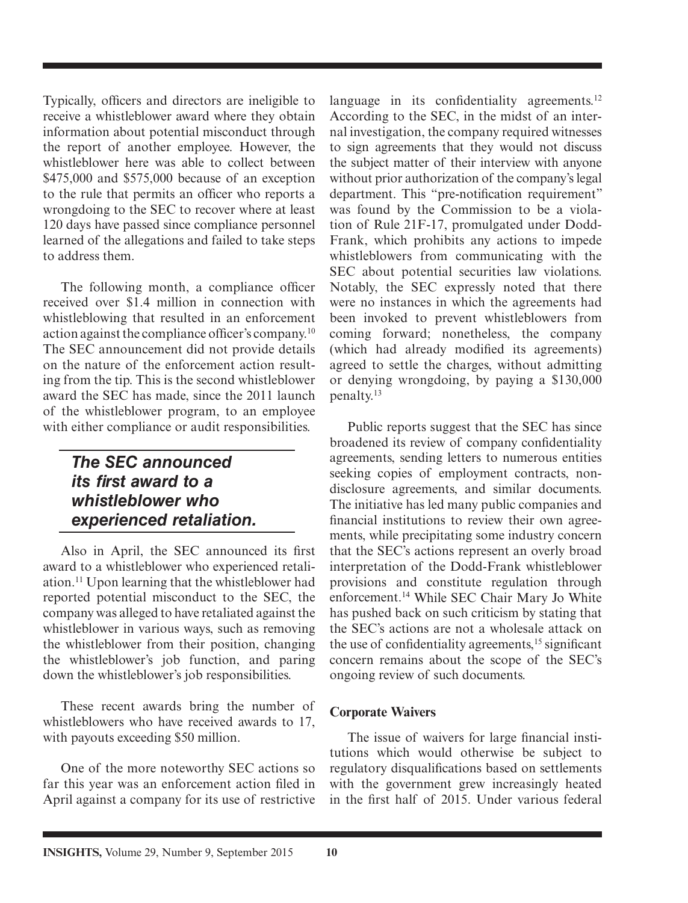Typically, officers and directors are ineligible to receive a whistleblower award where they obtain information about potential misconduct through the report of another employee. However, the whistleblower here was able to collect between $475,000 and $575,000 because of an exception to the rule that permits an officer who reports a wrongdoing to the SEC to recover where at least 120 days have passed since compliance personnel learned of the allegations and failed to take steps to address them.

The following month, a compliance officer received over $1.4 million in connection with whistleblowing that resulted in an enforcement action against the compliance officer's company.[10] The SEC announcement did not provide details on the nature of the enforcement action resulting from the tip. This is the second whistleblower award the SEC has made, since the 2011 launch of the whistleblower program, to an employee with either compliance or audit responsibilities.

> ***The SEC announced its first award to a whistleblower who experienced retaliation.***

Also in April, the SEC announced its first award to a whistleblower who experienced retaliation.[11] Upon learning that the whistleblower had reported potential misconduct to the SEC, the company was alleged to have retaliated against the whistleblower in various ways, such as removing the whistleblower from their position, changing the whistleblower's job function, and paring down the whistleblower's job responsibilities.

These recent awards bring the number of whistleblowers who have received awards to 17, with payouts exceeding $50 million.

One of the more noteworthy SEC actions so far this year was an enforcement action filed in April against a company for its use of restrictive language in its confidentiality agreements.[12] According to the SEC, in the midst of an internal investigation, the company required witnesses to sign agreements that they would not discuss the subject matter of their interview with anyone without prior authorization of the company's legal department. This "pre-notification requirement" was found by the Commission to be a violation of Rule 21F-17, promulgated under Dodd-Frank, which prohibits any actions to impede whistleblowers from communicating with the SEC about potential securities law violations. Notably, the SEC expressly noted that there were no instances in which the agreements had been invoked to prevent whistleblowers from coming forward; nonetheless, the company (which had already modified its agreements) agreed to settle the charges, without admitting or denying wrongdoing, by paying a $130,000 penalty.[13]

Public reports suggest that the SEC has since broadened its review of company confidentiality agreements, sending letters to numerous entities seeking copies of employment contracts, non-disclosure agreements, and similar documents. The initiative has led many public companies and financial institutions to review their own agreements, while precipitating some industry concern that the SEC's actions represent an overly broad interpretation of the Dodd-Frank whistleblower provisions and constitute regulation through enforcement.[14] While SEC Chair Mary Jo White has pushed back on such criticism by stating that the SEC's actions are not a wholesale attack on the use of confidentiality agreements,[15] significant concern remains about the scope of the SEC's ongoing review of such documents.

**Corporate Waivers**

The issue of waivers for large financial institutions which would otherwise be subject to regulatory disqualifications based on settlements with the government grew increasingly heated in the first half of 2015. Under various federal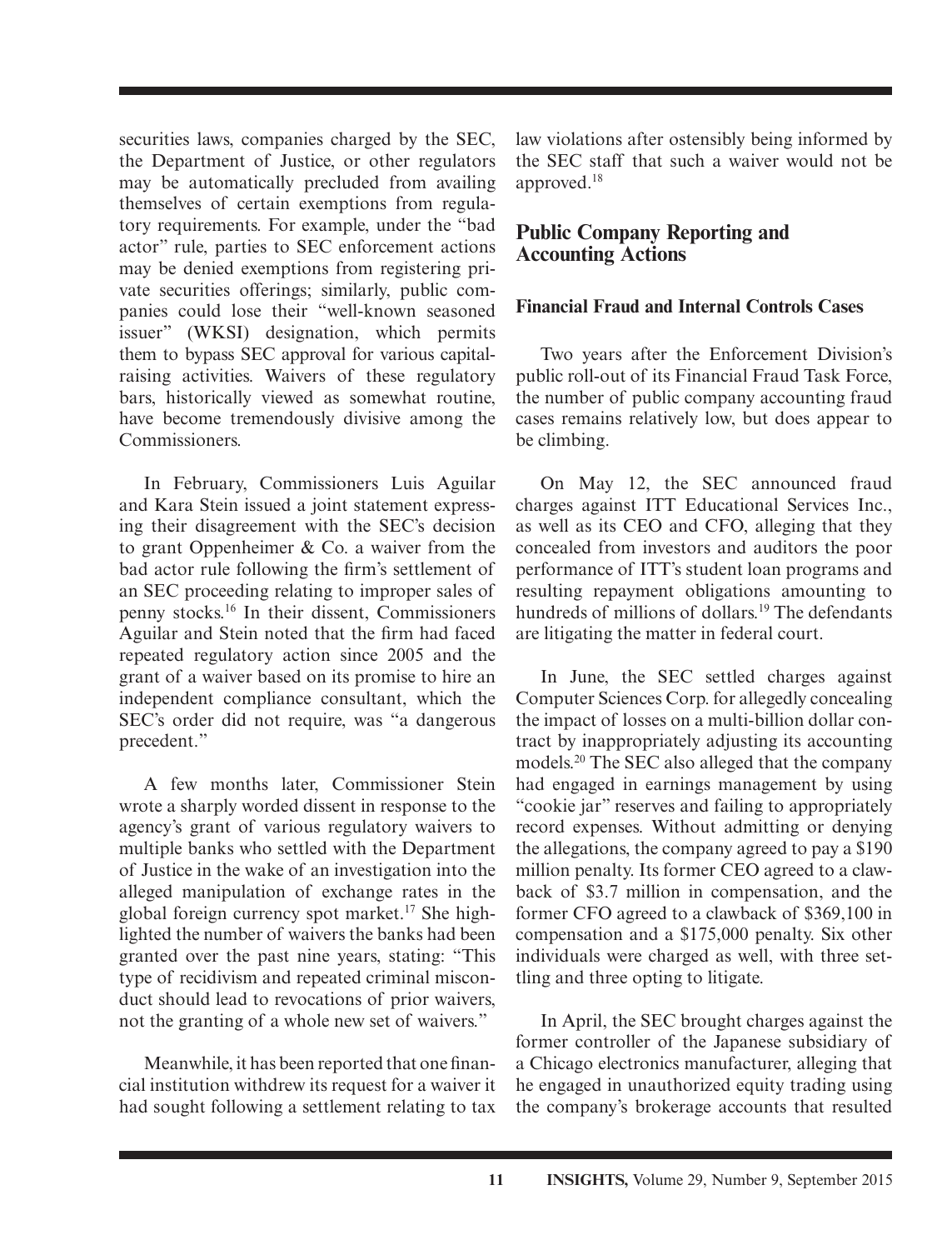securities laws, companies charged by the SEC, the Department of Justice, or other regulators may be automatically precluded from availing themselves of certain exemptions from regulatory requirements. For example, under the "bad actor" rule, parties to SEC enforcement actions may be denied exemptions from registering private securities offerings; similarly, public companies could lose their "well-known seasoned issuer" (WKSI) designation, which permits them to bypass SEC approval for various capital-raising activities. Waivers of these regulatory bars, historically viewed as somewhat routine, have become tremendously divisive among the Commissioners.

In February, Commissioners Luis Aguilar and Kara Stein issued a joint statement expressing their disagreement with the SEC's decision to grant Oppenheimer & Co. a waiver from the bad actor rule following the firm's settlement of an SEC proceeding relating to improper sales of penny stocks.[16] In their dissent, Commissioners Aguilar and Stein noted that the firm had faced repeated regulatory action since 2005 and the grant of a waiver based on its promise to hire an independent compliance consultant, which the SEC's order did not require, was "a dangerous precedent."

A few months later, Commissioner Stein wrote a sharply worded dissent in response to the agency's grant of various regulatory waivers to multiple banks who settled with the Department of Justice in the wake of an investigation into the alleged manipulation of exchange rates in the global foreign currency spot market.[17] She highlighted the number of waivers the banks had been granted over the past nine years, stating: "This type of recidivism and repeated criminal misconduct should lead to revocations of prior waivers, not the granting of a whole new set of waivers."

Meanwhile, it has been reported that one financial institution withdrew its request for a waiver it had sought following a settlement relating to tax law violations after ostensibly being informed by the SEC staff that such a waiver would not be approved.[18]

## Public Company Reporting and Accounting Actions

### Financial Fraud and Internal Controls Cases

Two years after the Enforcement Division's public roll-out of its Financial Fraud Task Force, the number of public company accounting fraud cases remains relatively low, but does appear to be climbing.

On May 12, the SEC announced fraud charges against ITT Educational Services Inc., as well as its CEO and CFO, alleging that they concealed from investors and auditors the poor performance of ITT's student loan programs and resulting repayment obligations amounting to hundreds of millions of dollars.[19] The defendants are litigating the matter in federal court.

In June, the SEC settled charges against Computer Sciences Corp. for allegedly concealing the impact of losses on a multi-billion dollar contract by inappropriately adjusting its accounting models.[20] The SEC also alleged that the company had engaged in earnings management by using "cookie jar" reserves and failing to appropriately record expenses. Without admitting or denying the allegations, the company agreed to pay a $190 million penalty. Its former CEO agreed to a clawback of $3.7 million in compensation, and the former CFO agreed to a clawback of $369,100 in compensation and a $175,000 penalty. Six other individuals were charged as well, with three settling and three opting to litigate.

In April, the SEC brought charges against the former controller of the Japanese subsidiary of a Chicago electronics manufacturer, alleging that he engaged in unauthorized equity trading using the company's brokerage accounts that resulted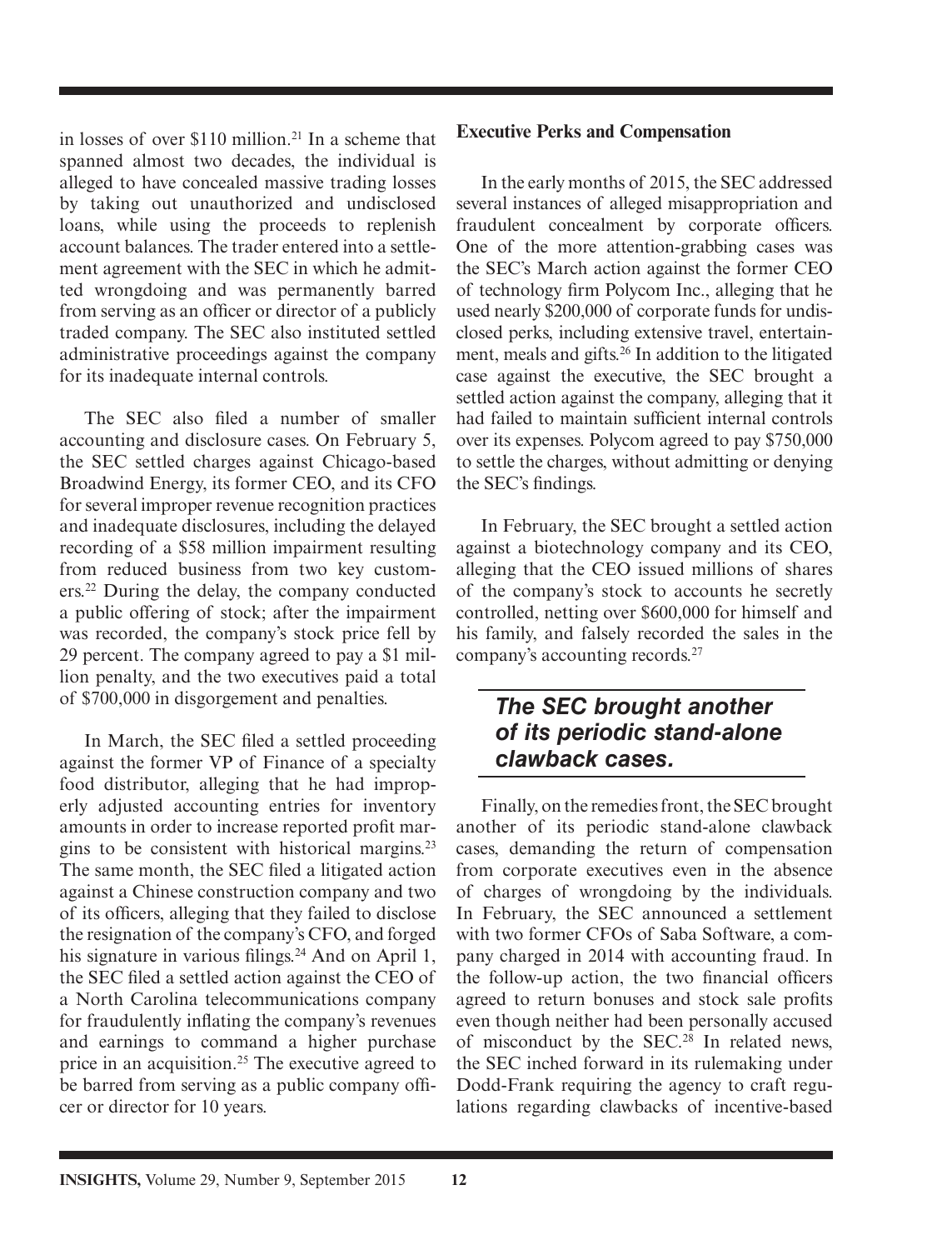in losses of over $110 million.[21] In a scheme that spanned almost two decades, the individual is alleged to have concealed massive trading losses by taking out unauthorized and undisclosed loans, while using the proceeds to replenish account balances. The trader entered into a settlement agreement with the SEC in which he admitted wrongdoing and was permanently barred from serving as an officer or director of a publicly traded company. The SEC also instituted settled administrative proceedings against the company for its inadequate internal controls.

The SEC also filed a number of smaller accounting and disclosure cases. On February 5, the SEC settled charges against Chicago-based Broadwind Energy, its former CEO, and its CFO for several improper revenue recognition practices and inadequate disclosures, including the delayed recording of a $58 million impairment resulting from reduced business from two key customers.[22] During the delay, the company conducted a public offering of stock; after the impairment was recorded, the company's stock price fell by 29 percent. The company agreed to pay a $1 million penalty, and the two executives paid a total of $700,000 in disgorgement and penalties.

In March, the SEC filed a settled proceeding against the former VP of Finance of a specialty food distributor, alleging that he had improperly adjusted accounting entries for inventory amounts in order to increase reported profit margins to be consistent with historical margins.[23] The same month, the SEC filed a litigated action against a Chinese construction company and two of its officers, alleging that they failed to disclose the resignation of the company's CFO, and forged his signature in various filings.[24] And on April 1, the SEC filed a settled action against the CEO of a North Carolina telecommunications company for fraudulently inflating the company's revenues and earnings to command a higher purchase price in an acquisition.[25] The executive agreed to be barred from serving as a public company officer or director for 10 years.

### Executive Perks and Compensation

In the early months of 2015, the SEC addressed several instances of alleged misappropriation and fraudulent concealment by corporate officers. One of the more attention-grabbing cases was the SEC's March action against the former CEO of technology firm Polycom Inc., alleging that he used nearly $200,000 of corporate funds for undisclosed perks, including extensive travel, entertainment, meals and gifts.[26] In addition to the litigated case against the executive, the SEC brought a settled action against the company, alleging that it had failed to maintain sufficient internal controls over its expenses. Polycom agreed to pay $750,000 to settle the charges, without admitting or denying the SEC's findings.

In February, the SEC brought a settled action against a biotechnology company and its CEO, alleging that the CEO issued millions of shares of the company's stock to accounts he secretly controlled, netting over $600,000 for himself and his family, and falsely recorded the sales in the company's accounting records.[27]

> ***The SEC brought another of its periodic stand-alone clawback cases.***

Finally, on the remedies front, the SEC brought another of its periodic stand-alone clawback cases, demanding the return of compensation from corporate executives even in the absence of charges of wrongdoing by the individuals. In February, the SEC announced a settlement with two former CFOs of Saba Software, a company charged in 2014 with accounting fraud. In the follow-up action, the two financial officers agreed to return bonuses and stock sale profits even though neither had been personally accused of misconduct by the SEC.[28] In related news, the SEC inched forward in its rulemaking under Dodd-Frank requiring the agency to craft regulations regarding clawbacks of incentive-based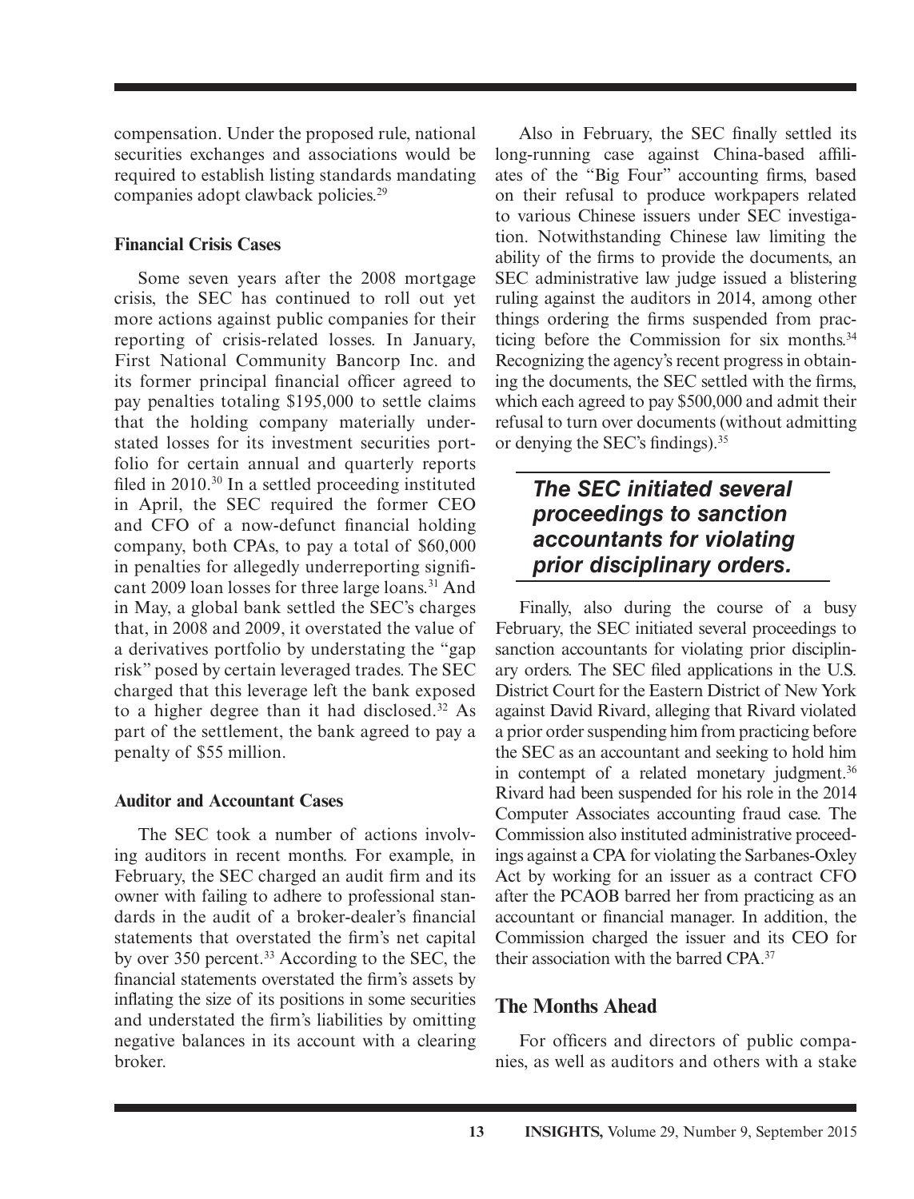compensation. Under the proposed rule, national securities exchanges and associations would be required to establish listing standards mandating companies adopt clawback policies.[29]

### Financial Crisis Cases

Some seven years after the 2008 mortgage crisis, the SEC has continued to roll out yet more actions against public companies for their reporting of crisis-related losses. In January, First National Community Bancorp Inc. and its former principal financial officer agreed to pay penalties totaling $195,000 to settle claims that the holding company materially understated losses for its investment securities portfolio for certain annual and quarterly reports filed in 2010.[30] In a settled proceeding instituted in April, the SEC required the former CEO and CFO of a now-defunct financial holding company, both CPAs, to pay a total of $60,000 in penalties for allegedly underreporting significant 2009 loan losses for three large loans.[31] And in May, a global bank settled the SEC's charges that, in 2008 and 2009, it overstated the value of a derivatives portfolio by understating the "gap risk" posed by certain leveraged trades. The SEC charged that this leverage left the bank exposed to a higher degree than it had disclosed.[32] As part of the settlement, the bank agreed to pay a penalty of $55 million.

### Auditor and Accountant Cases

The SEC took a number of actions involving auditors in recent months. For example, in February, the SEC charged an audit firm and its owner with failing to adhere to professional standards in the audit of a broker-dealer's financial statements that overstated the firm's net capital by over 350 percent.[33] According to the SEC, the financial statements overstated the firm's assets by inflating the size of its positions in some securities and understated the firm's liabilities by omitting negative balances in its account with a clearing broker.

Also in February, the SEC finally settled its long-running case against China-based affiliates of the "Big Four" accounting firms, based on their refusal to produce workpapers related to various Chinese issuers under SEC investigation. Notwithstanding Chinese law limiting the ability of the firms to provide the documents, an SEC administrative law judge issued a blistering ruling against the auditors in 2014, among other things ordering the firms suspended from practicing before the Commission for six months.[34] Recognizing the agency's recent progress in obtaining the documents, the SEC settled with the firms, which each agreed to pay $500,000 and admit their refusal to turn over documents (without admitting or denying the SEC's findings).[35]

> ***The SEC initiated several proceedings to sanction accountants for violating prior disciplinary orders.***

Finally, also during the course of a busy February, the SEC initiated several proceedings to sanction accountants for violating prior disciplinary orders. The SEC filed applications in the U.S. District Court for the Eastern District of New York against David Rivard, alleging that Rivard violated a prior order suspending him from practicing before the SEC as an accountant and seeking to hold him in contempt of a related monetary judgment.[36] Rivard had been suspended for his role in the 2014 Computer Associates accounting fraud case. The Commission also instituted administrative proceedings against a CPA for violating the Sarbanes-Oxley Act by working for an issuer as a contract CFO after the PCAOB barred her from practicing as an accountant or financial manager. In addition, the Commission charged the issuer and its CEO for their association with the barred CPA.[37]

## The Months Ahead

For officers and directors of public companies, as well as auditors and others with a stake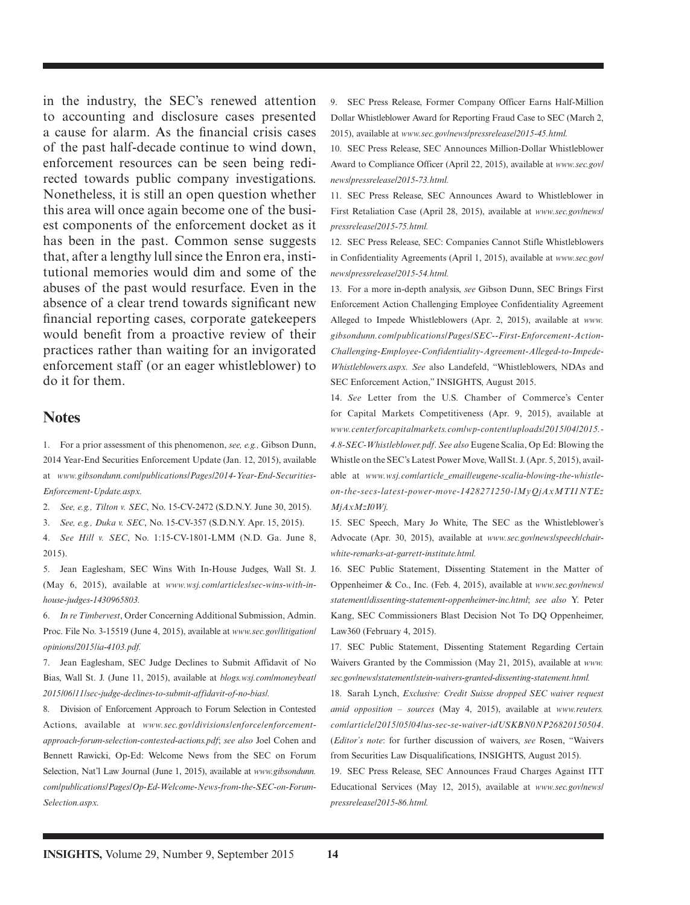in the industry, the SEC's renewed attention to accounting and disclosure cases presented a cause for alarm. As the financial crisis cases of the past half-decade continue to wind down, enforcement resources can be seen being redirected towards public company investigations. Nonetheless, it is still an open question whether this area will once again become one of the busiest components of the enforcement docket as it has been in the past. Common sense suggests that, after a lengthy lull since the Enron era, institutional memories would dim and some of the abuses of the past would resurface. Even in the absence of a clear trend towards significant new financial reporting cases, corporate gatekeepers would benefit from a proactive review of their practices rather than waiting for an invigorated enforcement staff (or an eager whistleblower) to do it for them.

## Notes

1. For a prior assessment of this phenomenon, *see, e.g.,* Gibson Dunn, 2014 Year-End Securities Enforcement Update (Jan. 12, 2015), available at *www.gibsondunn.com/publications/Pages/2014-Year-End-Securities-Enforcement-Update.aspx.*

2. *See, e.g., Tilton v. SEC*, No. 15-CV-2472 (S.D.N.Y. June 30, 2015).

3. *See, e.g., Duka v. SEC*, No. 15-CV-357 (S.D.N.Y. Apr. 15, 2015).

4. *See Hill v. SEC*, No. 1:15-CV-1801-LMM (N.D. Ga. June 8, 2015).

5. Jean Eaglesham, SEC Wins With In-House Judges, Wall St. J. (May 6, 2015), available at *www.wsj.com/articles/sec-wins-with-in-house-judges-1430965803.*

6. *In re Timbervest*, Order Concerning Additional Submission, Admin. Proc. File No. 3-15519 (June 4, 2015), available at *www.sec.gov/litigation/opinions/2015/ia-4103.pdf.*

7. Jean Eaglesham, SEC Judge Declines to Submit Affidavit of No Bias, Wall St. J. (June 11, 2015), available at *blogs.wsj.com/moneybeat/2015/06/11/sec-judge-declines-to-submit-affidavit-of-no-bias/.*

8. Division of Enforcement Approach to Forum Selection in Contested Actions, available at *www.sec.gov/divisions/enforce/enforcement-approach-forum-selection-contested-actions.pdf*; *see also* Joel Cohen and Bennett Rawicki, Op-Ed: Welcome News from the SEC on Forum Selection, Nat'l Law Journal (June 1, 2015), available at *www.gibsondunn.com/publications/Pages/Op-Ed-Welcome-News-from-the-SEC-on-Forum-Selection.aspx.*

9. SEC Press Release, Former Company Officer Earns Half-Million Dollar Whistleblower Award for Reporting Fraud Case to SEC (March 2, 2015), available at *www.sec.gov/news/pressrelease/2015-45.html.*

10. SEC Press Release, SEC Announces Million-Dollar Whistleblower Award to Compliance Officer (April 22, 2015), available at *www.sec.gov/news/pressrelease/2015-73.html.*

11. SEC Press Release, SEC Announces Award to Whistleblower in First Retaliation Case (April 28, 2015), available at *www.sec.gov/news/pressrelease/2015-75.html.*

12. SEC Press Release, SEC: Companies Cannot Stifle Whistleblowers in Confidentiality Agreements (April 1, 2015), available at *www.sec.gov/news/pressrelease/2015-54.html.*

13. For a more in-depth analysis, *see* Gibson Dunn, SEC Brings First Enforcement Action Challenging Employee Confidentiality Agreement Alleged to Impede Whistleblowers (Apr. 2, 2015), available at *www.gibsondunn.com/publications/Pages/SEC--First-Enforcement-Action-Challenging-Employee-Confidentiality-Agreement-Alleged-to-Impede-Whistleblowers.aspx. See* also Landefeld, "Whistleblowers, NDAs and SEC Enforcement Action," INSIGHTS, August 2015.

14. *See* Letter from the U.S. Chamber of Commerce's Center for Capital Markets Competitiveness (Apr. 9, 2015), available at *www.centerforcapitalmarkets.com/wp-content/uploads/2015/04/2015.-4.8-SEC-Whistleblower.pdf*. *See also* Eugene Scalia, Op Ed: Blowing the Whistle on the SEC's Latest Power Move, Wall St. J. (Apr. 5, 2015), available at *www.wsj.com/article_email/eugene-scalia-blowing-the-whistle-on-the-secs-latest-power-move-1428271250-lMyQjAxMTI1NTEzMjAxMzI0Wj.*

15. SEC Speech, Mary Jo White, The SEC as the Whistleblower's Advocate (Apr. 30, 2015), available at *www.sec.gov/news/speech/chair-white-remarks-at-garrett-institute.html.*

16. SEC Public Statement, Dissenting Statement in the Matter of Oppenheimer & Co., Inc. (Feb. 4, 2015), available at *www.sec.gov/news/statement/dissenting-statement-oppenheimer-inc.html*; *see also* Y. Peter Kang, SEC Commissioners Blast Decision Not To DQ Oppenheimer, Law360 (February 4, 2015).

17. SEC Public Statement, Dissenting Statement Regarding Certain Waivers Granted by the Commission (May 21, 2015), available at *www.sec.gov/news/statement/stein-waivers-granted-dissenting-statement.html.*

18. Sarah Lynch, *Exclusive: Credit Suisse dropped SEC waiver request amid opposition – sources* (May 4, 2015), available at *www.reuters.com/article/2015/05/04/us-sec-se-waiver-idUSKBN0NP26820150504*. (*Editor's note*: for further discussion of waivers, *see* Rosen, "Waivers from Securities Law Disqualifications, INSIGHTS, August 2015).

19. SEC Press Release, SEC Announces Fraud Charges Against ITT Educational Services (May 12, 2015), available at *www.sec.gov/news/pressrelease/2015-86.html.*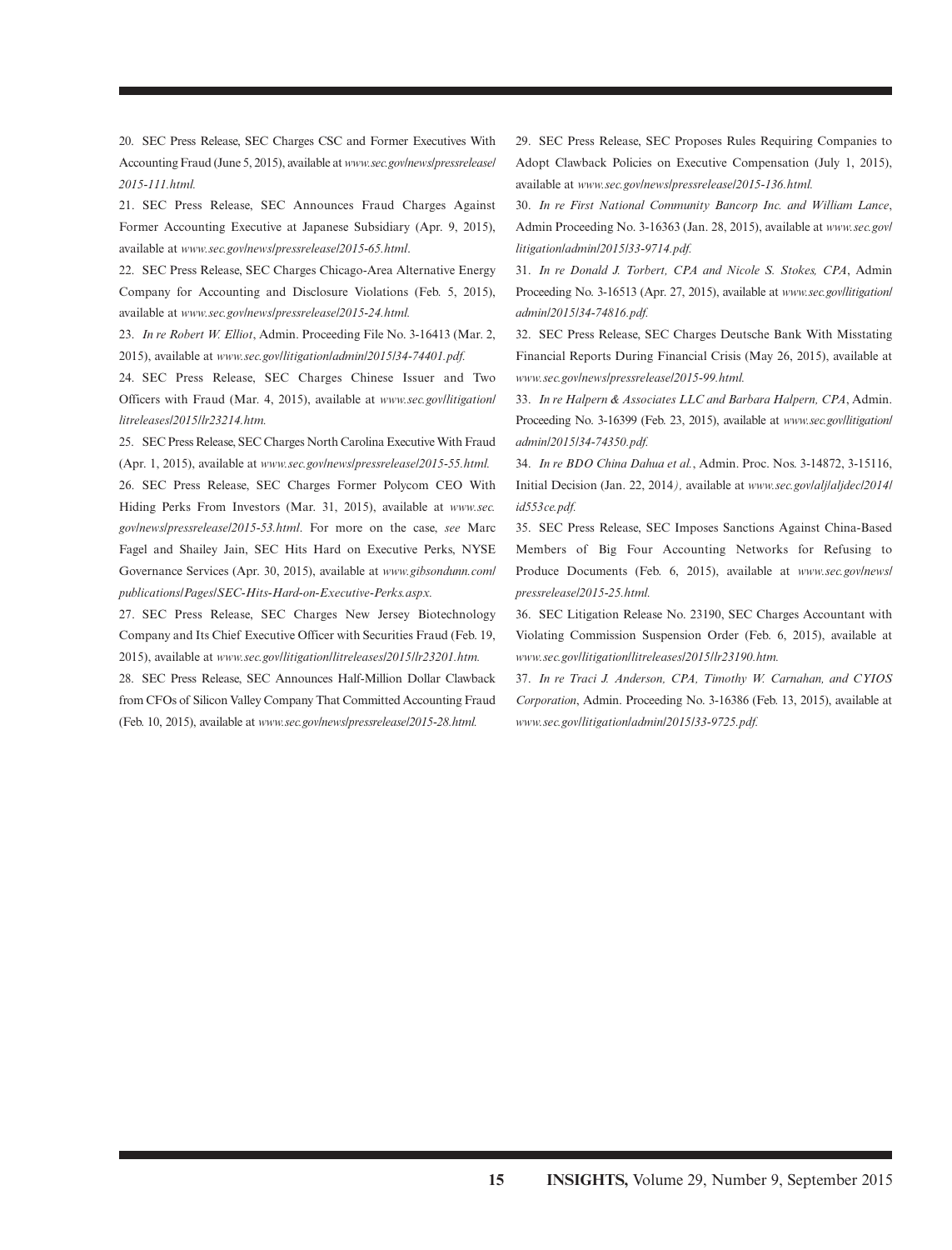20. SEC Press Release, SEC Charges CSC and Former Executives With Accounting Fraud (June 5, 2015), available at *www.sec.gov/news/pressrelease/2015-111.html.*

21. SEC Press Release, SEC Announces Fraud Charges Against Former Accounting Executive at Japanese Subsidiary (Apr. 9, 2015), available at *www.sec.gov/news/pressrelease/2015-65.html*.

22. SEC Press Release, SEC Charges Chicago-Area Alternative Energy Company for Accounting and Disclosure Violations (Feb. 5, 2015), available at *www.sec.gov/news/pressrelease/2015-24.html.*

23. *In re Robert W. Elliot*, Admin. Proceeding File No. 3-16413 (Mar. 2, 2015), available at *www.sec.gov/litigation/admin/2015/34-74401.pdf.*

24. SEC Press Release, SEC Charges Chinese Issuer and Two Officers with Fraud (Mar. 4, 2015), available at *www.sec.gov/litigation/litreleases/2015/lr23214.htm.*

25. SEC Press Release, SEC Charges North Carolina Executive With Fraud (Apr. 1, 2015), available at *www.sec.gov/news/pressrelease/2015-55.html.*

26. SEC Press Release, SEC Charges Former Polycom CEO With Hiding Perks From Investors (Mar. 31, 2015), available at *www.sec.gov/news/pressrelease/2015-53.html*. For more on the case, *see* Marc Fagel and Shailey Jain, SEC Hits Hard on Executive Perks, NYSE Governance Services (Apr. 30, 2015), available at *www.gibsondunn.com/publications/Pages/SEC-Hits-Hard-on-Executive-Perks.aspx.*

27. SEC Press Release, SEC Charges New Jersey Biotechnology Company and Its Chief Executive Officer with Securities Fraud (Feb. 19, 2015), available at *www.sec.gov/litigation/litreleases/2015/lr23201.htm.*

28. SEC Press Release, SEC Announces Half-Million Dollar Clawback from CFOs of Silicon Valley Company That Committed Accounting Fraud (Feb. 10, 2015), available at *www.sec.gov/news/pressrelease/2015-28.html.*

29. SEC Press Release, SEC Proposes Rules Requiring Companies to Adopt Clawback Policies on Executive Compensation (July 1, 2015), available at *www.sec.gov/news/pressrelease/2015-136.html.*

30. *In re First National Community Bancorp Inc. and William Lance*, Admin Proceeding No. 3-16363 (Jan. 28, 2015), available at *www.sec.gov/litigation/admin/2015/33-9714.pdf.*

31. *In re Donald J. Torbert, CPA and Nicole S. Stokes, CPA*, Admin Proceeding No. 3-16513 (Apr. 27, 2015), available at *www.sec.gov/litigation/admin/2015/34-74816.pdf.*

32. SEC Press Release, SEC Charges Deutsche Bank With Misstating Financial Reports During Financial Crisis (May 26, 2015), available at *www.sec.gov/news/pressrelease/2015-99.html.*

33. *In re Halpern & Associates LLC and Barbara Halpern, CPA*, Admin. Proceeding No. 3-16399 (Feb. 23, 2015), available at *www.sec.gov/litigation/admin/2015/34-74350.pdf.*

34. *In re BDO China Dahua et al.*, Admin. Proc. Nos. 3-14872, 3-15116, Initial Decision (Jan. 22, 2014), available at *www.sec.gov/alj/aljdec/2014/id553ce.pdf.*

35. SEC Press Release, SEC Imposes Sanctions Against China-Based Members of Big Four Accounting Networks for Refusing to Produce Documents (Feb. 6, 2015), available at *www.sec.gov/news/pressrelease/2015-25.html.*

36. SEC Litigation Release No. 23190, SEC Charges Accountant with Violating Commission Suspension Order (Feb. 6, 2015), available at *www.sec.gov/litigation/litreleases/2015/lr23190.htm.*

37. *In re Traci J. Anderson, CPA, Timothy W. Carnahan, and CYIOS Corporation*, Admin. Proceeding No. 3-16386 (Feb. 13, 2015), available at *www.sec.gov/litigation/admin/2015/33-9725.pdf.*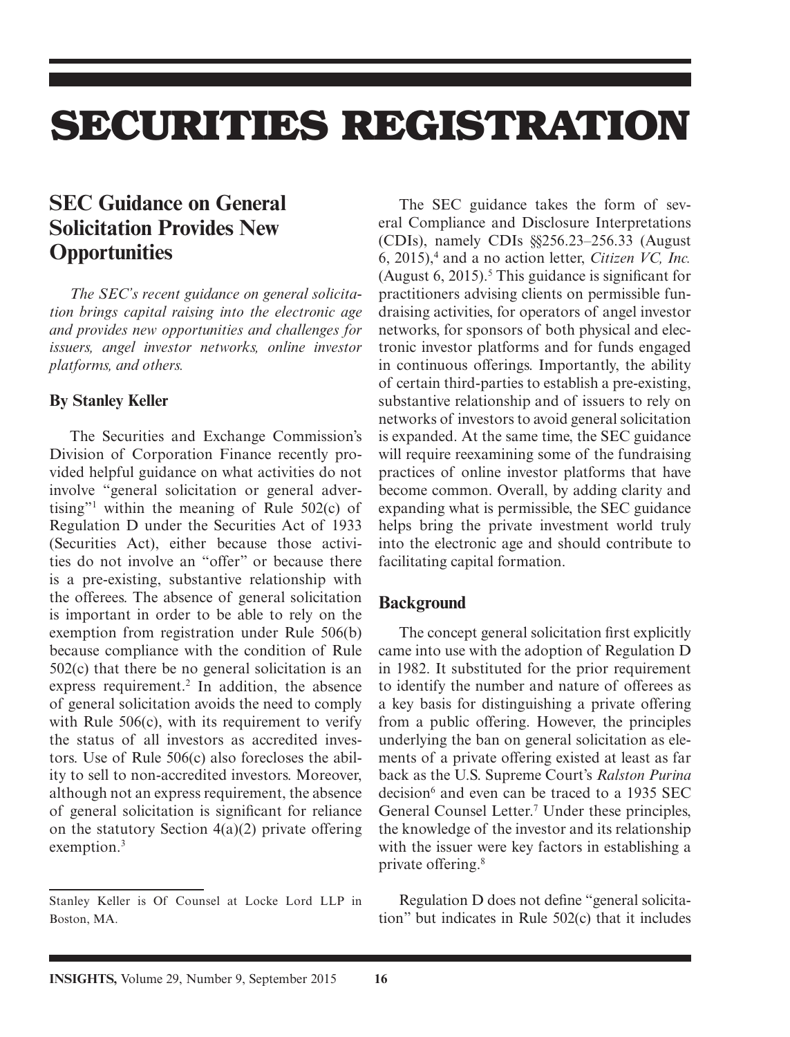# SECURITIES REGISTRATION

## SEC Guidance on General Solicitation Provides New Opportunities

*The SEC's recent guidance on general solicitation brings capital raising into the electronic age and provides new opportunities and challenges for issuers, angel investor networks, online investor platforms, and others.*

### By Stanley Keller

The Securities and Exchange Commission's Division of Corporation Finance recently provided helpful guidance on what activities do not involve "general solicitation or general advertising"[1] within the meaning of Rule 502(c) of Regulation D under the Securities Act of 1933 (Securities Act), either because those activities do not involve an "offer" or because there is a pre-existing, substantive relationship with the offerees. The absence of general solicitation is important in order to be able to rely on the exemption from registration under Rule 506(b) because compliance with the condition of Rule 502(c) that there be no general solicitation is an express requirement.[2] In addition, the absence of general solicitation avoids the need to comply with Rule 506(c), with its requirement to verify the status of all investors as accredited investors. Use of Rule 506(c) also forecloses the ability to sell to non-accredited investors. Moreover, although not an express requirement, the absence of general solicitation is significant for reliance on the statutory Section 4(a)(2) private offering exemption.[3]

Stanley Keller is Of Counsel at Locke Lord LLP in Boston, MA.

The SEC guidance takes the form of several Compliance and Disclosure Interpretations (CDIs), namely CDIs §§256.23–256.33 (August 6, 2015),[4] and a no action letter, *Citizen VC, Inc.* (August 6, 2015).[5] This guidance is significant for practitioners advising clients on permissible fundraising activities, for operators of angel investor networks, for sponsors of both physical and electronic investor platforms and for funds engaged in continuous offerings. Importantly, the ability of certain third-parties to establish a pre-existing, substantive relationship and of issuers to rely on networks of investors to avoid general solicitation is expanded. At the same time, the SEC guidance will require reexamining some of the fundraising practices of online investor platforms that have become common. Overall, by adding clarity and expanding what is permissible, the SEC guidance helps bring the private investment world truly into the electronic age and should contribute to facilitating capital formation.

### Background

The concept general solicitation first explicitly came into use with the adoption of Regulation D in 1982. It substituted for the prior requirement to identify the number and nature of offerees as a key basis for distinguishing a private offering from a public offering. However, the principles underlying the ban on general solicitation as elements of a private offering existed at least as far back as the U.S. Supreme Court's *Ralston Purina* decision[6] and even can be traced to a 1935 SEC General Counsel Letter.[7] Under these principles, the knowledge of the investor and its relationship with the issuer were key factors in establishing a private offering.[8]

Regulation D does not define "general solicitation" but indicates in Rule 502(c) that it includes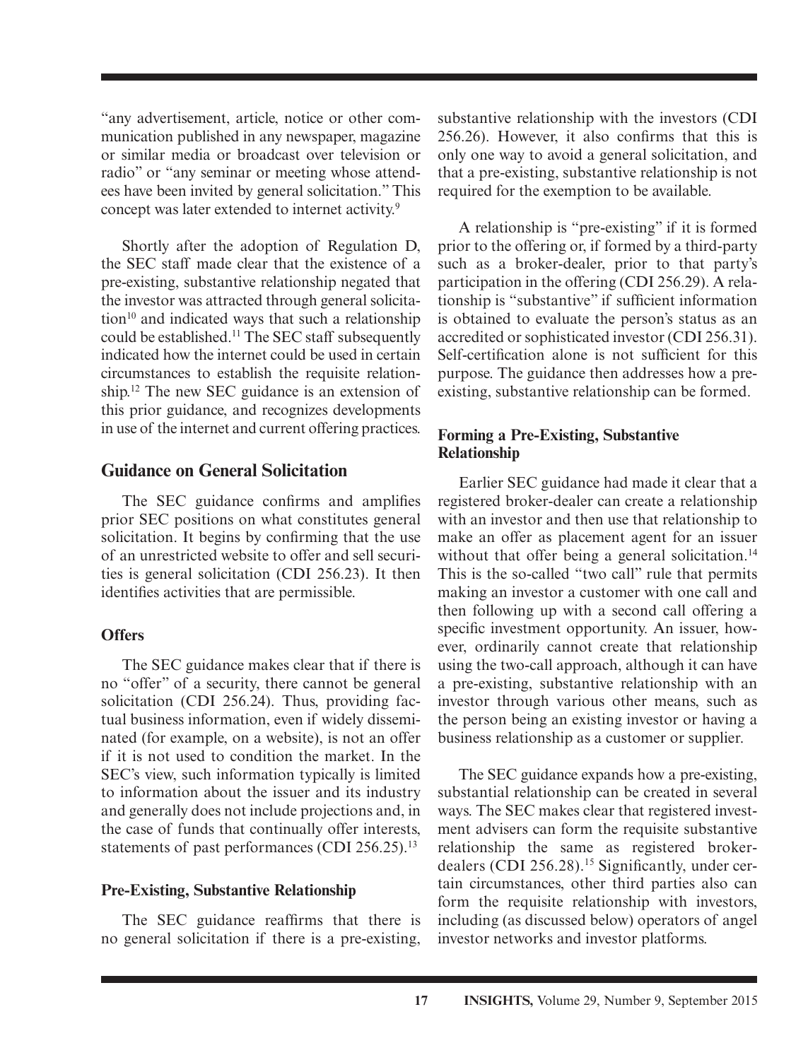"any advertisement, article, notice or other communication published in any newspaper, magazine or similar media or broadcast over television or radio" or "any seminar or meeting whose attendees have been invited by general solicitation." This concept was later extended to internet activity.[9]

Shortly after the adoption of Regulation D, the SEC staff made clear that the existence of a pre-existing, substantive relationship negated that the investor was attracted through general solicitation[10] and indicated ways that such a relationship could be established.[11] The SEC staff subsequently indicated how the internet could be used in certain circumstances to establish the requisite relationship.[12] The new SEC guidance is an extension of this prior guidance, and recognizes developments in use of the internet and current offering practices.

## Guidance on General Solicitation

The SEC guidance confirms and amplifies prior SEC positions on what constitutes general solicitation. It begins by confirming that the use of an unrestricted website to offer and sell securities is general solicitation (CDI 256.23). It then identifies activities that are permissible.

### Offers

The SEC guidance makes clear that if there is no "offer" of a security, there cannot be general solicitation (CDI 256.24). Thus, providing factual business information, even if widely disseminated (for example, on a website), is not an offer if it is not used to condition the market. In the SEC's view, such information typically is limited to information about the issuer and its industry and generally does not include projections and, in the case of funds that continually offer interests, statements of past performances (CDI 256.25).[13]

### Pre-Existing, Substantive Relationship

The SEC guidance reaffirms that there is no general solicitation if there is a pre-existing, substantive relationship with the investors (CDI 256.26). However, it also confirms that this is only one way to avoid a general solicitation, and that a pre-existing, substantive relationship is not required for the exemption to be available.

A relationship is "pre-existing" if it is formed prior to the offering or, if formed by a third-party such as a broker-dealer, prior to that party's participation in the offering (CDI 256.29). A relationship is "substantive" if sufficient information is obtained to evaluate the person's status as an accredited or sophisticated investor (CDI 256.31). Self-certification alone is not sufficient for this purpose. The guidance then addresses how a pre-existing, substantive relationship can be formed.

### Forming a Pre-Existing, Substantive Relationship

Earlier SEC guidance had made it clear that a registered broker-dealer can create a relationship with an investor and then use that relationship to make an offer as placement agent for an issuer without that offer being a general solicitation.[14] This is the so-called "two call" rule that permits making an investor a customer with one call and then following up with a second call offering a specific investment opportunity. An issuer, however, ordinarily cannot create that relationship using the two-call approach, although it can have a pre-existing, substantive relationship with an investor through various other means, such as the person being an existing investor or having a business relationship as a customer or supplier.

The SEC guidance expands how a pre-existing, substantial relationship can be created in several ways. The SEC makes clear that registered investment advisers can form the requisite substantive relationship the same as registered broker-dealers (CDI 256.28).[15] Significantly, under certain circumstances, other third parties also can form the requisite relationship with investors, including (as discussed below) operators of angel investor networks and investor platforms.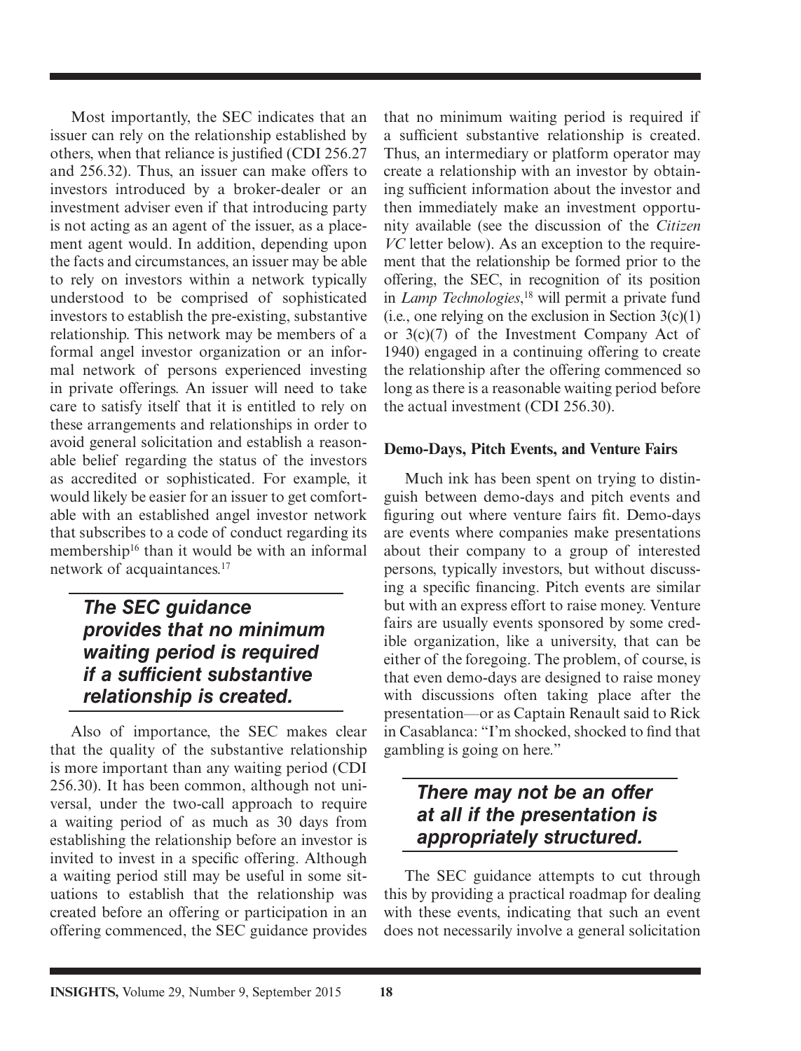Most importantly, the SEC indicates that an issuer can rely on the relationship established by others, when that reliance is justified (CDI 256.27 and 256.32). Thus, an issuer can make offers to investors introduced by a broker-dealer or an investment adviser even if that introducing party is not acting as an agent of the issuer, as a placement agent would. In addition, depending upon the facts and circumstances, an issuer may be able to rely on investors within a network typically understood to be comprised of sophisticated investors to establish the pre-existing, substantive relationship. This network may be members of a formal angel investor organization or an informal network of persons experienced investing in private offerings. An issuer will need to take care to satisfy itself that it is entitled to rely on these arrangements and relationships in order to avoid general solicitation and establish a reasonable belief regarding the status of the investors as accredited or sophisticated. For example, it would likely be easier for an issuer to get comfortable with an established angel investor network that subscribes to a code of conduct regarding its membership[16] than it would be with an informal network of acquaintances.[17]

> ***The SEC guidance provides that no minimum waiting period is required if a sufficient substantive relationship is created.***

Also of importance, the SEC makes clear that the quality of the substantive relationship is more important than any waiting period (CDI 256.30). It has been common, although not universal, under the two-call approach to require a waiting period of as much as 30 days from establishing the relationship before an investor is invited to invest in a specific offering. Although a waiting period still may be useful in some situations to establish that the relationship was created before an offering or participation in an offering commenced, the SEC guidance provides that no minimum waiting period is required if a sufficient substantive relationship is created. Thus, an intermediary or platform operator may create a relationship with an investor by obtaining sufficient information about the investor and then immediately make an investment opportunity available (see the discussion of the *Citizen VC* letter below). As an exception to the requirement that the relationship be formed prior to the offering, the SEC, in recognition of its position in *Lamp Technologies*,[18] will permit a private fund (i.e., one relying on the exclusion in Section 3(c)(1) or 3(c)(7) of the Investment Company Act of 1940) engaged in a continuing offering to create the relationship after the offering commenced so long as there is a reasonable waiting period before the actual investment (CDI 256.30).

### Demo-Days, Pitch Events, and Venture Fairs

Much ink has been spent on trying to distinguish between demo-days and pitch events and figuring out where venture fairs fit. Demo-days are events where companies make presentations about their company to a group of interested persons, typically investors, but without discussing a specific financing. Pitch events are similar but with an express effort to raise money. Venture fairs are usually events sponsored by some credible organization, like a university, that can be either of the foregoing. The problem, of course, is that even demo-days are designed to raise money with discussions often taking place after the presentation—or as Captain Renault said to Rick in Casablanca: "I'm shocked, shocked to find that gambling is going on here."

> ***There may not be an offer at all if the presentation is appropriately structured.***

The SEC guidance attempts to cut through this by providing a practical roadmap for dealing with these events, indicating that such an event does not necessarily involve a general solicitation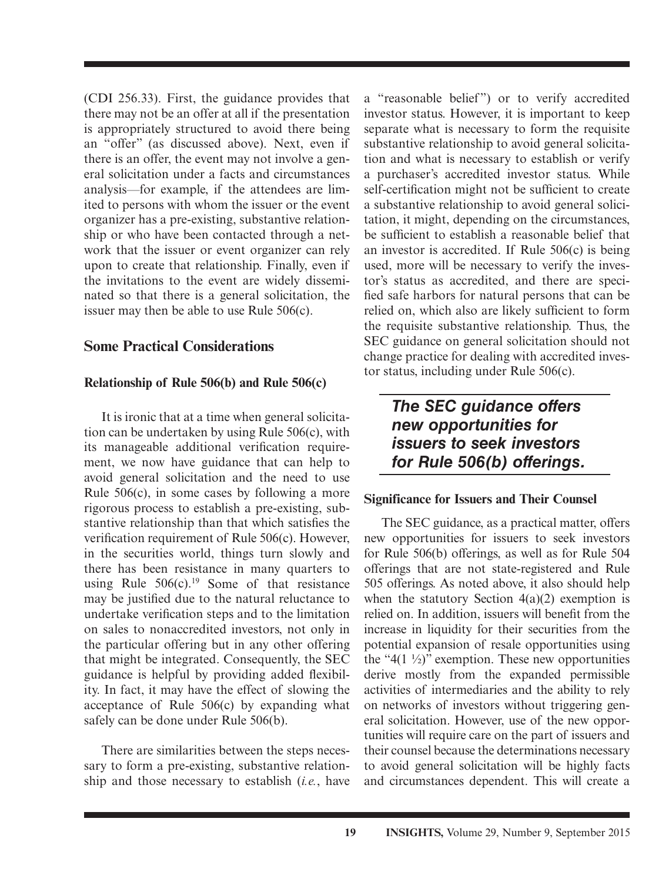(CDI 256.33). First, the guidance provides that there may not be an offer at all if the presentation is appropriately structured to avoid there being an "offer" (as discussed above). Next, even if there is an offer, the event may not involve a general solicitation under a facts and circumstances analysis—for example, if the attendees are limited to persons with whom the issuer or the event organizer has a pre-existing, substantive relationship or who have been contacted through a network that the issuer or event organizer can rely upon to create that relationship. Finally, even if the invitations to the event are widely disseminated so that there is a general solicitation, the issuer may then be able to use Rule 506(c).

## Some Practical Considerations

### Relationship of Rule 506(b) and Rule 506(c)

It is ironic that at a time when general solicitation can be undertaken by using Rule 506(c), with its manageable additional verification requirement, we now have guidance that can help to avoid general solicitation and the need to use Rule 506(c), in some cases by following a more rigorous process to establish a pre-existing, substantive relationship than that which satisfies the verification requirement of Rule 506(c). However, in the securities world, things turn slowly and there has been resistance in many quarters to using Rule 506(c).[19] Some of that resistance may be justified due to the natural reluctance to undertake verification steps and to the limitation on sales to nonaccredited investors, not only in the particular offering but in any other offering that might be integrated. Consequently, the SEC guidance is helpful by providing added flexibility. In fact, it may have the effect of slowing the acceptance of Rule 506(c) by expanding what safely can be done under Rule 506(b).

There are similarities between the steps necessary to form a pre-existing, substantive relationship and those necessary to establish (*i.e.*, have a "reasonable belief") or to verify accredited investor status. However, it is important to keep separate what is necessary to form the requisite substantive relationship to avoid general solicitation and what is necessary to establish or verify a purchaser's accredited investor status. While self-certification might not be sufficient to create a substantive relationship to avoid general solicitation, it might, depending on the circumstances, be sufficient to establish a reasonable belief that an investor is accredited. If Rule 506(c) is being used, more will be necessary to verify the investor's status as accredited, and there are specified safe harbors for natural persons that can be relied on, which also are likely sufficient to form the requisite substantive relationship. Thus, the SEC guidance on general solicitation should not change practice for dealing with accredited investor status, including under Rule 506(c).

***The SEC guidance offers new opportunities for issuers to seek investors for Rule 506(b) offerings.***

### Significance for Issuers and Their Counsel

The SEC guidance, as a practical matter, offers new opportunities for issuers to seek investors for Rule 506(b) offerings, as well as for Rule 504 offerings that are not state-registered and Rule 505 offerings. As noted above, it also should help when the statutory Section 4(a)(2) exemption is relied on. In addition, issuers will benefit from the increase in liquidity for their securities from the potential expansion of resale opportunities using the "4(1 ½)" exemption. These new opportunities derive mostly from the expanded permissible activities of intermediaries and the ability to rely on networks of investors without triggering general solicitation. However, use of the new opportunities will require care on the part of issuers and their counsel because the determinations necessary to avoid general solicitation will be highly facts and circumstances dependent. This will create a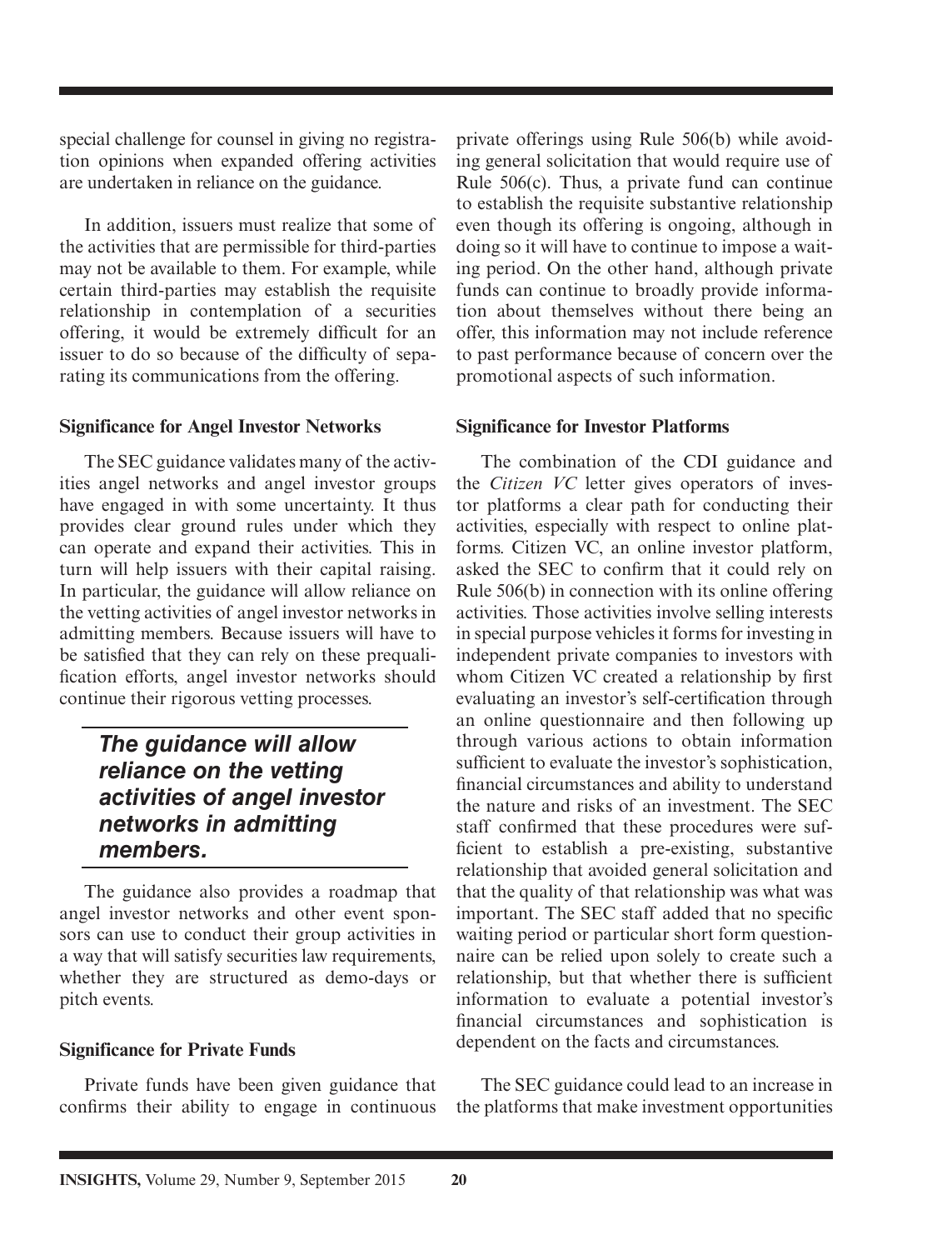special challenge for counsel in giving no registration opinions when expanded offering activities are undertaken in reliance on the guidance.

In addition, issuers must realize that some of the activities that are permissible for third-parties may not be available to them. For example, while certain third-parties may establish the requisite relationship in contemplation of a securities offering, it would be extremely difficult for an issuer to do so because of the difficulty of separating its communications from the offering.

### Significance for Angel Investor Networks

The SEC guidance validates many of the activities angel networks and angel investor groups have engaged in with some uncertainty. It thus provides clear ground rules under which they can operate and expand their activities. This in turn will help issuers with their capital raising. In particular, the guidance will allow reliance on the vetting activities of angel investor networks in admitting members. Because issuers will have to be satisfied that they can rely on these prequalification efforts, angel investor networks should continue their rigorous vetting processes.

> ***The guidance will allow reliance on the vetting activities of angel investor networks in admitting members.***

The guidance also provides a roadmap that angel investor networks and other event sponsors can use to conduct their group activities in a way that will satisfy securities law requirements, whether they are structured as demo-days or pitch events.

### Significance for Private Funds

Private funds have been given guidance that confirms their ability to engage in continuous private offerings using Rule 506(b) while avoiding general solicitation that would require use of Rule 506(c). Thus, a private fund can continue to establish the requisite substantive relationship even though its offering is ongoing, although in doing so it will have to continue to impose a waiting period. On the other hand, although private funds can continue to broadly provide information about themselves without there being an offer, this information may not include reference to past performance because of concern over the promotional aspects of such information.

### Significance for Investor Platforms

The combination of the CDI guidance and the *Citizen VC* letter gives operators of investor platforms a clear path for conducting their activities, especially with respect to online platforms. Citizen VC, an online investor platform, asked the SEC to confirm that it could rely on Rule 506(b) in connection with its online offering activities. Those activities involve selling interests in special purpose vehicles it forms for investing in independent private companies to investors with whom Citizen VC created a relationship by first evaluating an investor's self-certification through an online questionnaire and then following up through various actions to obtain information sufficient to evaluate the investor's sophistication, financial circumstances and ability to understand the nature and risks of an investment. The SEC staff confirmed that these procedures were sufficient to establish a pre-existing, substantive relationship that avoided general solicitation and that the quality of that relationship was what was important. The SEC staff added that no specific waiting period or particular short form questionnaire can be relied upon solely to create such a relationship, but that whether there is sufficient information to evaluate a potential investor's financial circumstances and sophistication is dependent on the facts and circumstances.

The SEC guidance could lead to an increase in the platforms that make investment opportunities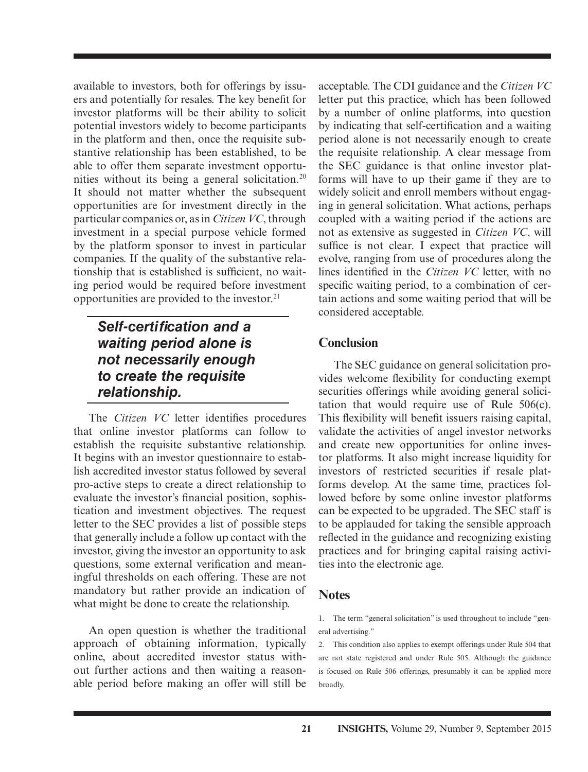available to investors, both for offerings by issuers and potentially for resales. The key benefit for investor platforms will be their ability to solicit potential investors widely to become participants in the platform and then, once the requisite substantive relationship has been established, to be able to offer them separate investment opportunities without its being a general solicitation.[20] It should not matter whether the subsequent opportunities are for investment directly in the particular companies or, as in *Citizen VC*, through investment in a special purpose vehicle formed by the platform sponsor to invest in particular companies. If the quality of the substantive relationship that is established is sufficient, no waiting period would be required before investment opportunities are provided to the investor.[21]

> ***Self-certification and a waiting period alone is not necessarily enough to create the requisite relationship.***

The *Citizen VC* letter identifies procedures that online investor platforms can follow to establish the requisite substantive relationship. It begins with an investor questionnaire to establish accredited investor status followed by several pro-active steps to create a direct relationship to evaluate the investor's financial position, sophistication and investment objectives. The request letter to the SEC provides a list of possible steps that generally include a follow up contact with the investor, giving the investor an opportunity to ask questions, some external verification and meaningful thresholds on each offering. These are not mandatory but rather provide an indication of what might be done to create the relationship.

An open question is whether the traditional approach of obtaining information, typically online, about accredited investor status without further actions and then waiting a reasonable period before making an offer will still be acceptable. The CDI guidance and the *Citizen VC* letter put this practice, which has been followed by a number of online platforms, into question by indicating that self-certification and a waiting period alone is not necessarily enough to create the requisite relationship. A clear message from the SEC guidance is that online investor platforms will have to up their game if they are to widely solicit and enroll members without engaging in general solicitation. What actions, perhaps coupled with a waiting period if the actions are not as extensive as suggested in *Citizen VC*, will suffice is not clear. I expect that practice will evolve, ranging from use of procedures along the lines identified in the *Citizen VC* letter, with no specific waiting period, to a combination of certain actions and some waiting period that will be considered acceptable.

## Conclusion

The SEC guidance on general solicitation provides welcome flexibility for conducting exempt securities offerings while avoiding general solicitation that would require use of Rule 506(c). This flexibility will benefit issuers raising capital, validate the activities of angel investor networks and create new opportunities for online investor platforms. It also might increase liquidity for investors of restricted securities if resale platforms develop. At the same time, practices followed before by some online investor platforms can be expected to be upgraded. The SEC staff is to be applauded for taking the sensible approach reflected in the guidance and recognizing existing practices and for bringing capital raising activities into the electronic age.

## Notes

1. The term "general solicitation" is used throughout to include "general advertising."
2. This condition also applies to exempt offerings under Rule 504 that are not state registered and under Rule 505. Although the guidance is focused on Rule 506 offerings, presumably it can be applied more broadly.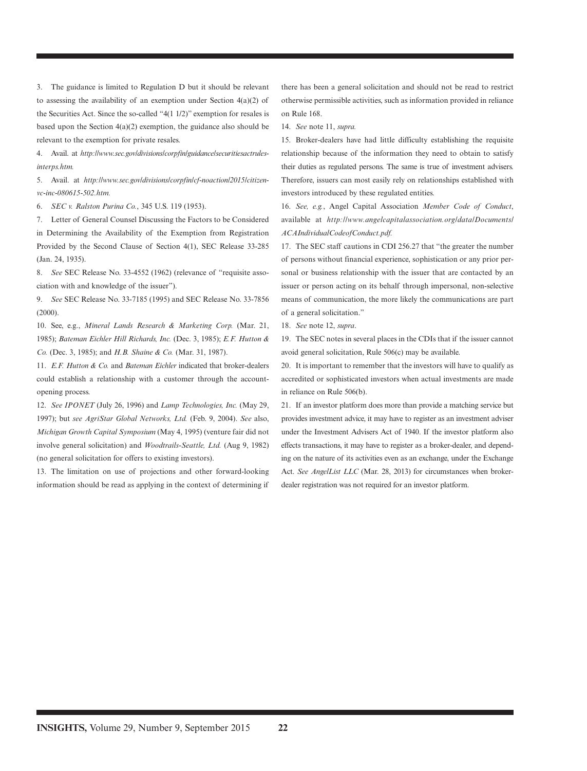3. The guidance is limited to Regulation D but it should be relevant to assessing the availability of an exemption under Section 4(a)(2) of the Securities Act. Since the so-called "4(1 1/2)" exemption for resales is based upon the Section 4(a)(2) exemption, the guidance also should be relevant to the exemption for private resales.

4. Avail. at *http://www.sec.gov/divisions/corpfin/guidance/securitiesactrules-interps.htm.*

5. Avail. at *http://www.sec.gov/divisions/corpfin/cf-noaction/2015/citizen-vc-inc-080615-502.htm.*

6. *SEC v. Ralston Purina Co.*, 345 U.S. 119 (1953).

7. Letter of General Counsel Discussing the Factors to be Considered in Determining the Availability of the Exemption from Registration Provided by the Second Clause of Section 4(1), SEC Release 33-285 (Jan. 24, 1935).

8. *See* SEC Release No. 33-4552 (1962) (relevance of "requisite association with and knowledge of the issuer").

9. *See* SEC Release No. 33-7185 (1995) and SEC Release No. 33-7856 (2000).

10. See, e.g., *Mineral Lands Research & Marketing Corp.* (Mar. 21, 1985); *Bateman Eichler Hill Richards, Inc.* (Dec. 3, 1985); *E.F. Hutton & Co.* (Dec. 3, 1985); and *H.B. Shaine & Co.* (Mar. 31, 1987).

11. *E.F. Hutton & Co.* and *Bateman Eichler* indicated that broker-dealers could establish a relationship with a customer through the account-opening process.

12. *See IPONET* (July 26, 1996) and *Lamp Technologies, Inc.* (May 29, 1997); but *see AgriStar Global Networks, Ltd.* (Feb. 9, 2004). *See* also, *Michigan Growth Capital Symposium* (May 4, 1995) (venture fair did not involve general solicitation) and *Woodtrails-Seattle, Ltd.* (Aug 9, 1982) (no general solicitation for offers to existing investors).

13. The limitation on use of projections and other forward-looking information should be read as applying in the context of determining if there has been a general solicitation and should not be read to restrict otherwise permissible activities, such as information provided in reliance on Rule 168.

14. *See* note 11, *supra.*

15. Broker-dealers have had little difficulty establishing the requisite relationship because of the information they need to obtain to satisfy their duties as regulated persons. The same is true of investment advisers. Therefore, issuers can most easily rely on relationships established with investors introduced by these regulated entities.

16. *See, e.g.*, Angel Capital Association *Member Code of Conduct*, available at *http://www.angelcapitalassociation.org/data/Documents/ACAIndividualCodeofConduct.pdf.*

17. The SEC staff cautions in CDI 256.27 that "the greater the number of persons without financial experience, sophistication or any prior personal or business relationship with the issuer that are contacted by an issuer or person acting on its behalf through impersonal, non-selective means of communication, the more likely the communications are part of a general solicitation."

18. *See* note 12, *supra*.

19. The SEC notes in several places in the CDIs that if the issuer cannot avoid general solicitation, Rule 506(c) may be available.

20. It is important to remember that the investors will have to qualify as accredited or sophisticated investors when actual investments are made in reliance on Rule 506(b).

21. If an investor platform does more than provide a matching service but provides investment advice, it may have to register as an investment adviser under the Investment Advisers Act of 1940. If the investor platform also effects transactions, it may have to register as a broker-dealer, and depending on the nature of its activities even as an exchange, under the Exchange Act. *See AngelList LLC* (Mar. 28, 2013) for circumstances when broker-dealer registration was not required for an investor platform.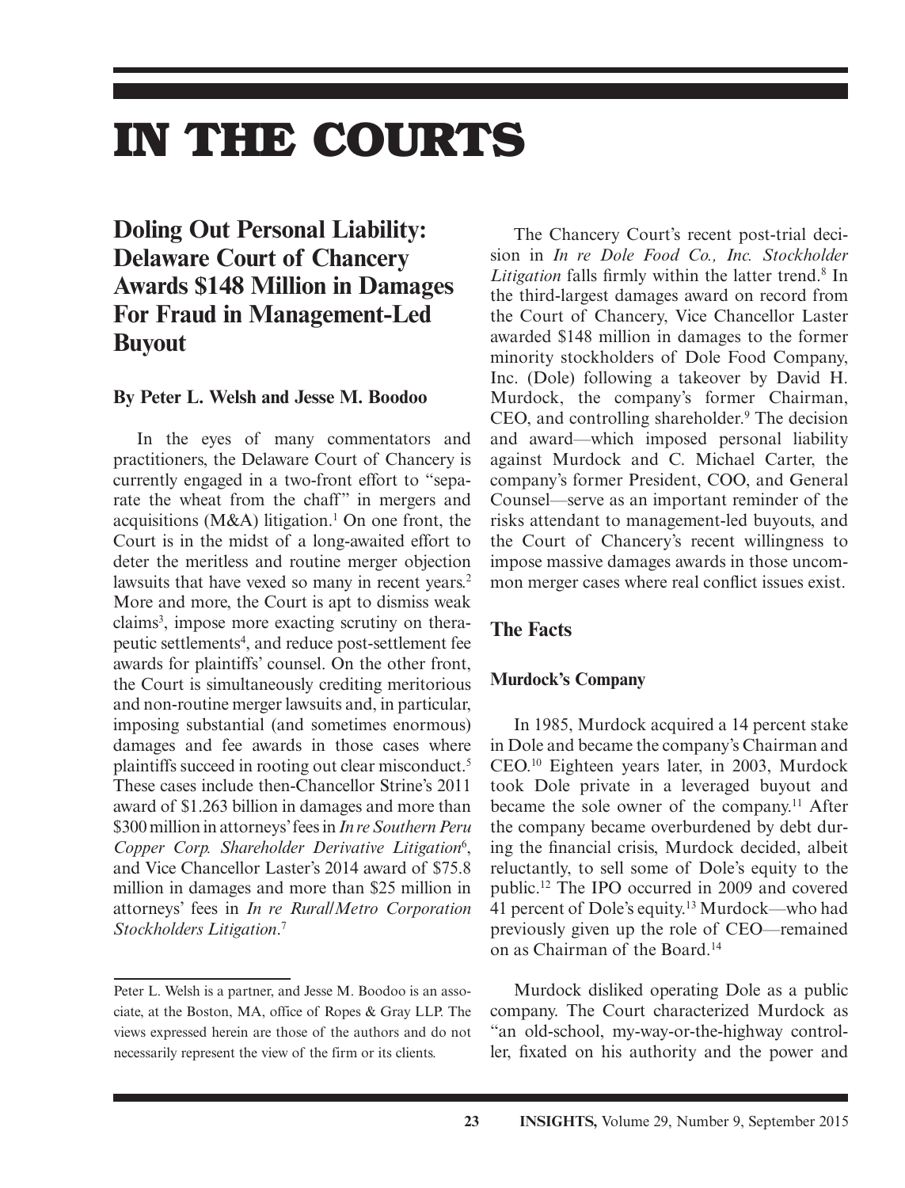# IN THE COURTS

## Doling Out Personal Liability: Delaware Court of Chancery Awards $148 Million in Damages For Fraud in Management-Led Buyout

**By Peter L. Welsh and Jesse M. Boodoo**

In the eyes of many commentators and practitioners, the Delaware Court of Chancery is currently engaged in a two-front effort to "separate the wheat from the chaff" in mergers and acquisitions (M&A) litigation.[1] On one front, the Court is in the midst of a long-awaited effort to deter the meritless and routine merger objection lawsuits that have vexed so many in recent years.[2] More and more, the Court is apt to dismiss weak claims[3], impose more exacting scrutiny on therapeutic settlements[4], and reduce post-settlement fee awards for plaintiffs' counsel. On the other front, the Court is simultaneously crediting meritorious and non-routine merger lawsuits and, in particular, imposing substantial (and sometimes enormous) damages and fee awards in those cases where plaintiffs succeed in rooting out clear misconduct.[5] These cases include then-Chancellor Strine's 2011 award of $1.263 billion in damages and more than $300 million in attorneys' fees in *In re Southern Peru Copper Corp. Shareholder Derivative Litigation*[6], and Vice Chancellor Laster's 2014 award of $75.8 million in damages and more than $25 million in attorneys' fees in *In re Rural/Metro Corporation Stockholders Litigation*.[7]

Peter L. Welsh is a partner, and Jesse M. Boodoo is an associate, at the Boston, MA, office of Ropes & Gray LLP. The views expressed herein are those of the authors and do not necessarily represent the view of the firm or its clients.

The Chancery Court's recent post-trial decision in *In re Dole Food Co., Inc. Stockholder Litigation* falls firmly within the latter trend.[8] In the third-largest damages award on record from the Court of Chancery, Vice Chancellor Laster awarded $148 million in damages to the former minority stockholders of Dole Food Company, Inc. (Dole) following a takeover by David H. Murdock, the company's former Chairman, CEO, and controlling shareholder.[9] The decision and award—which imposed personal liability against Murdock and C. Michael Carter, the company's former President, COO, and General Counsel—serve as an important reminder of the risks attendant to management-led buyouts, and the Court of Chancery's recent willingness to impose massive damages awards in those uncommon merger cases where real conflict issues exist.

## The Facts

### Murdock's Company

In 1985, Murdock acquired a 14 percent stake in Dole and became the company's Chairman and CEO.[10] Eighteen years later, in 2003, Murdock took Dole private in a leveraged buyout and became the sole owner of the company.[11] After the company became overburdened by debt during the financial crisis, Murdock decided, albeit reluctantly, to sell some of Dole's equity to the public.[12] The IPO occurred in 2009 and covered 41 percent of Dole's equity.[13] Murdock—who had previously given up the role of CEO—remained on as Chairman of the Board.[14]

Murdock disliked operating Dole as a public company. The Court characterized Murdock as "an old-school, my-way-or-the-highway controller, fixated on his authority and the power and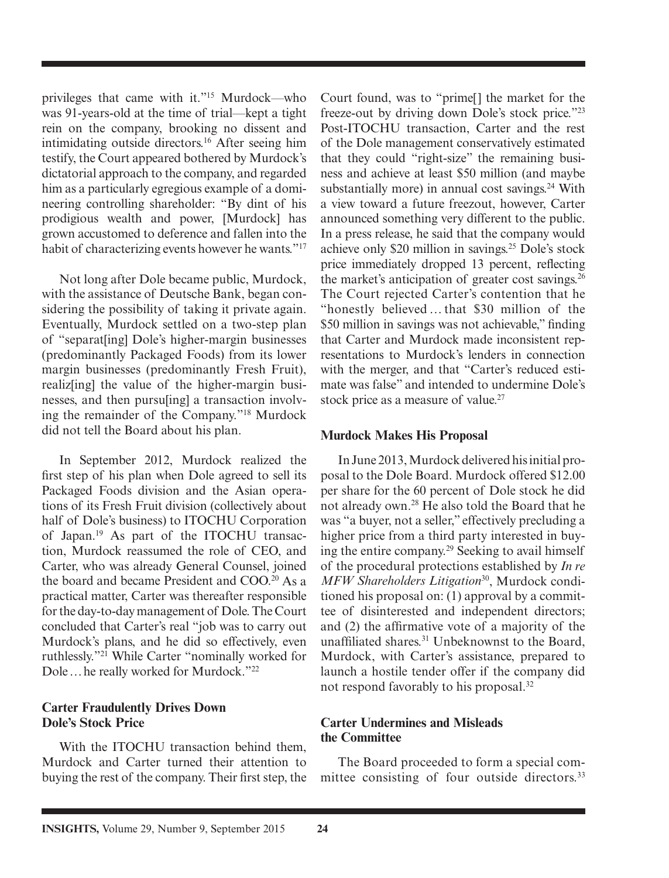privileges that came with it."[15] Murdock—who was 91-years-old at the time of trial—kept a tight rein on the company, brooking no dissent and intimidating outside directors.[16] After seeing him testify, the Court appeared bothered by Murdock's dictatorial approach to the company, and regarded him as a particularly egregious example of a domineering controlling shareholder: "By dint of his prodigious wealth and power, [Murdock] has grown accustomed to deference and fallen into the habit of characterizing events however he wants."[17]

Not long after Dole became public, Murdock, with the assistance of Deutsche Bank, began considering the possibility of taking it private again. Eventually, Murdock settled on a two-step plan of "separat[ing] Dole's higher-margin businesses (predominantly Packaged Foods) from its lower margin businesses (predominantly Fresh Fruit), realiz[ing] the value of the higher-margin businesses, and then pursu[ing] a transaction involving the remainder of the Company."[18] Murdock did not tell the Board about his plan.

In September 2012, Murdock realized the first step of his plan when Dole agreed to sell its Packaged Foods division and the Asian operations of its Fresh Fruit division (collectively about half of Dole's business) to ITOCHU Corporation of Japan.[19] As part of the ITOCHU transaction, Murdock reassumed the role of CEO, and Carter, who was already General Counsel, joined the board and became President and COO.[20] As a practical matter, Carter was thereafter responsible for the day-to-day management of Dole. The Court concluded that Carter's real "job was to carry out Murdock's plans, and he did so effectively, even ruthlessly."[21] While Carter "nominally worked for Dole … he really worked for Murdock."[22]

### Carter Fraudulently Drives Down Dole's Stock Price

With the ITOCHU transaction behind them, Murdock and Carter turned their attention to buying the rest of the company. Their first step, the Court found, was to "prime[] the market for the freeze-out by driving down Dole's stock price."[23] Post-ITOCHU transaction, Carter and the rest of the Dole management conservatively estimated that they could "right-size" the remaining business and achieve at least $50 million (and maybe substantially more) in annual cost savings.[24] With a view toward a future freezout, however, Carter announced something very different to the public. In a press release, he said that the company would achieve only $20 million in savings.[25] Dole's stock price immediately dropped 13 percent, reflecting the market's anticipation of greater cost savings.[26] The Court rejected Carter's contention that he "honestly believed … that $30 million of the $50 million in savings was not achievable," finding that Carter and Murdock made inconsistent representations to Murdock's lenders in connection with the merger, and that "Carter's reduced estimate was false" and intended to undermine Dole's stock price as a measure of value.[27]

### Murdock Makes His Proposal

In June 2013, Murdock delivered his initial proposal to the Dole Board. Murdock offered $12.00 per share for the 60 percent of Dole stock he did not already own.[28] He also told the Board that he was "a buyer, not a seller," effectively precluding a higher price from a third party interested in buying the entire company.[29] Seeking to avail himself of the procedural protections established by *In re MFW Shareholders Litigation*[30], Murdock conditioned his proposal on: (1) approval by a committee of disinterested and independent directors; and (2) the affirmative vote of a majority of the unaffiliated shares.[31] Unbeknownst to the Board, Murdock, with Carter's assistance, prepared to launch a hostile tender offer if the company did not respond favorably to his proposal.[32]

### Carter Undermines and Misleads the Committee

The Board proceeded to form a special committee consisting of four outside directors.[33]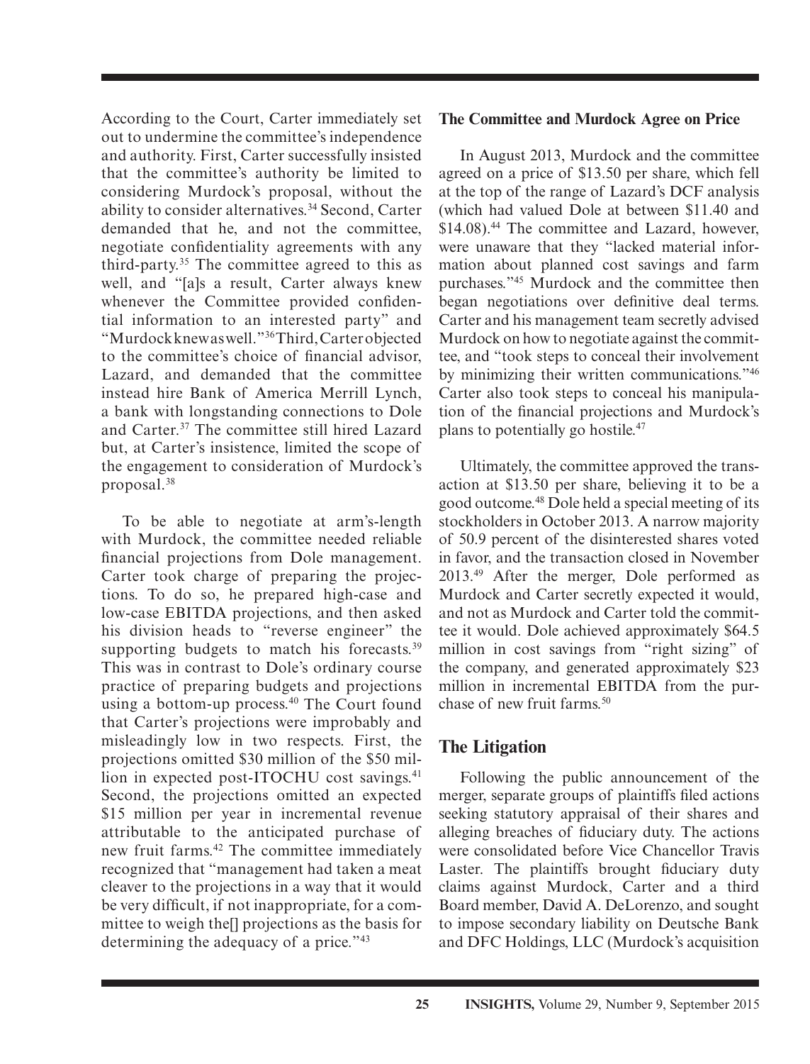According to the Court, Carter immediately set out to undermine the committee's independence and authority. First, Carter successfully insisted that the committee's authority be limited to considering Murdock's proposal, without the ability to consider alternatives.[34] Second, Carter demanded that he, and not the committee, negotiate confidentiality agreements with any third-party.[35] The committee agreed to this as well, and "[a]s a result, Carter always knew whenever the Committee provided confidential information to an interested party" and "Murdock knew as well."[36] Third, Carter objected to the committee's choice of financial advisor, Lazard, and demanded that the committee instead hire Bank of America Merrill Lynch, a bank with longstanding connections to Dole and Carter.[37] The committee still hired Lazard but, at Carter's insistence, limited the scope of the engagement to consideration of Murdock's proposal.[38]

To be able to negotiate at arm's-length with Murdock, the committee needed reliable financial projections from Dole management. Carter took charge of preparing the projections. To do so, he prepared high-case and low-case EBITDA projections, and then asked his division heads to "reverse engineer" the supporting budgets to match his forecasts.[39] This was in contrast to Dole's ordinary course practice of preparing budgets and projections using a bottom-up process.[40] The Court found that Carter's projections were improbably and misleadingly low in two respects. First, the projections omitted $30 million of the $50 million in expected post-ITOCHU cost savings.[41] Second, the projections omitted an expected $15 million per year in incremental revenue attributable to the anticipated purchase of new fruit farms.[42] The committee immediately recognized that "management had taken a meat cleaver to the projections in a way that it would be very difficult, if not inappropriate, for a committee to weigh the[] projections as the basis for determining the adequacy of a price."[43]

## The Committee and Murdock Agree on Price

In August 2013, Murdock and the committee agreed on a price of $13.50 per share, which fell at the top of the range of Lazard's DCF analysis (which had valued Dole at between $11.40 and $14.08).[44] The committee and Lazard, however, were unaware that they "lacked material information about planned cost savings and farm purchases."[45] Murdock and the committee then began negotiations over definitive deal terms. Carter and his management team secretly advised Murdock on how to negotiate against the committee, and "took steps to conceal their involvement by minimizing their written communications."[46] Carter also took steps to conceal his manipulation of the financial projections and Murdock's plans to potentially go hostile.[47]

Ultimately, the committee approved the transaction at $13.50 per share, believing it to be a good outcome.[48] Dole held a special meeting of its stockholders in October 2013. A narrow majority of 50.9 percent of the disinterested shares voted in favor, and the transaction closed in November 2013.[49] After the merger, Dole performed as Murdock and Carter secretly expected it would, and not as Murdock and Carter told the committee it would. Dole achieved approximately $64.5 million in cost savings from "right sizing" of the company, and generated approximately $23 million in incremental EBITDA from the purchase of new fruit farms.[50]

## The Litigation

Following the public announcement of the merger, separate groups of plaintiffs filed actions seeking statutory appraisal of their shares and alleging breaches of fiduciary duty. The actions were consolidated before Vice Chancellor Travis Laster. The plaintiffs brought fiduciary duty claims against Murdock, Carter and a third Board member, David A. DeLorenzo, and sought to impose secondary liability on Deutsche Bank and DFC Holdings, LLC (Murdock's acquisition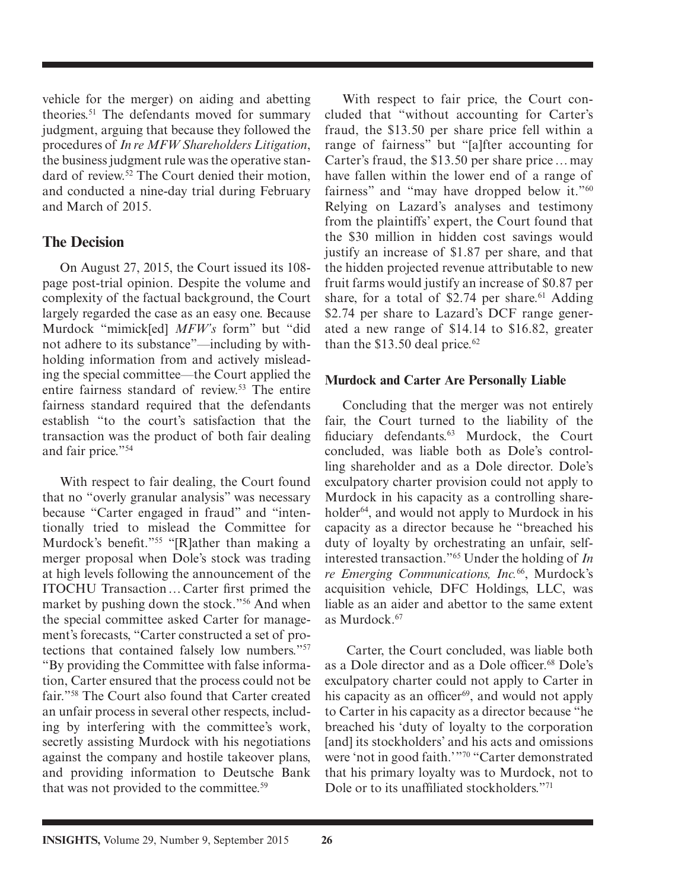vehicle for the merger) on aiding and abetting theories.[51] The defendants moved for summary judgment, arguing that because they followed the procedures of *In re MFW Shareholders Litigation*, the business judgment rule was the operative standard of review.[52] The Court denied their motion, and conducted a nine-day trial during February and March of 2015.

## The Decision

On August 27, 2015, the Court issued its 108-page post-trial opinion. Despite the volume and complexity of the factual background, the Court largely regarded the case as an easy one. Because Murdock "mimick[ed] *MFW's* form" but "did not adhere to its substance"—including by withholding information from and actively misleading the special committee—the Court applied the entire fairness standard of review.[53] The entire fairness standard required that the defendants establish "to the court's satisfaction that the transaction was the product of both fair dealing and fair price."[54]

With respect to fair dealing, the Court found that no "overly granular analysis" was necessary because "Carter engaged in fraud" and "intentionally tried to mislead the Committee for Murdock's benefit."[55] "[R]ather than making a merger proposal when Dole's stock was trading at high levels following the announcement of the ITOCHU Transaction… Carter first primed the market by pushing down the stock."[56] And when the special committee asked Carter for management's forecasts, "Carter constructed a set of protections that contained falsely low numbers."[57] "By providing the Committee with false information, Carter ensured that the process could not be fair."[58] The Court also found that Carter created an unfair process in several other respects, including by interfering with the committee's work, secretly assisting Murdock with his negotiations against the company and hostile takeover plans, and providing information to Deutsche Bank that was not provided to the committee.[59]

With respect to fair price, the Court concluded that "without accounting for Carter's fraud, the $13.50 per share price fell within a range of fairness" but "[a]fter accounting for Carter's fraud, the $13.50 per share price … may have fallen within the lower end of a range of fairness" and "may have dropped below it."[60] Relying on Lazard's analyses and testimony from the plaintiffs' expert, the Court found that the $30 million in hidden cost savings would justify an increase of $1.87 per share, and that the hidden projected revenue attributable to new fruit farms would justify an increase of $0.87 per share, for a total of $2.74 per share.[61] Adding $2.74 per share to Lazard's DCF range generated a new range of $14.14 to $16.82, greater than the $13.50 deal price.[62]

### Murdock and Carter Are Personally Liable

Concluding that the merger was not entirely fair, the Court turned to the liability of the fiduciary defendants.[63] Murdock, the Court concluded, was liable both as Dole's controlling shareholder and as a Dole director. Dole's exculpatory charter provision could not apply to Murdock in his capacity as a controlling shareholder[64], and would not apply to Murdock in his capacity as a director because he "breached his duty of loyalty by orchestrating an unfair, self-interested transaction."[65] Under the holding of *In re Emerging Communications, Inc.*[66], Murdock's acquisition vehicle, DFC Holdings, LLC, was liable as an aider and abettor to the same extent as Murdock.[67]

Carter, the Court concluded, was liable both as a Dole director and as a Dole officer.[68] Dole's exculpatory charter could not apply to Carter in his capacity as an officer[69], and would not apply to Carter in his capacity as a director because "he breached his 'duty of loyalty to the corporation [and] its stockholders' and his acts and omissions were 'not in good faith.'"[70] "Carter demonstrated that his primary loyalty was to Murdock, not to Dole or to its unaffiliated stockholders."[71]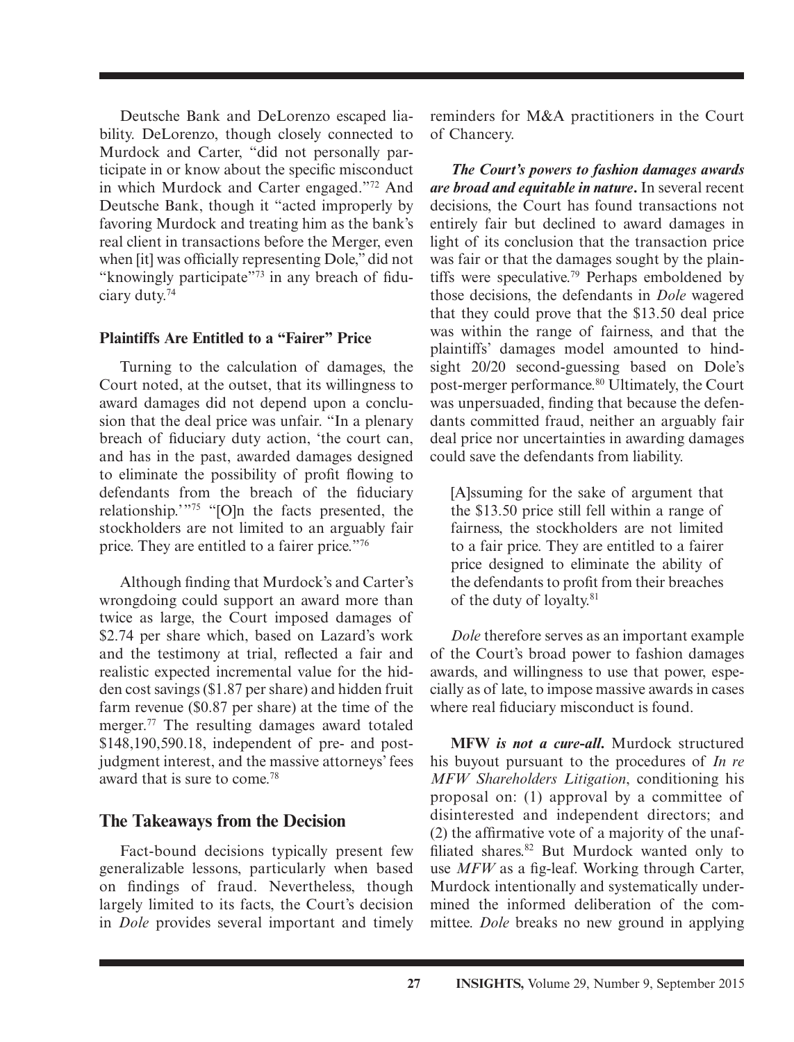Deutsche Bank and DeLorenzo escaped liability. DeLorenzo, though closely connected to Murdock and Carter, "did not personally participate in or know about the specific misconduct in which Murdock and Carter engaged."[72] And Deutsche Bank, though it "acted improperly by favoring Murdock and treating him as the bank's real client in transactions before the Merger, even when [it] was officially representing Dole," did not "knowingly participate"[73] in any breach of fiduciary duty.[74]

### Plaintiffs Are Entitled to a "Fairer" Price

Turning to the calculation of damages, the Court noted, at the outset, that its willingness to award damages did not depend upon a conclusion that the deal price was unfair. "In a plenary breach of fiduciary duty action, 'the court can, and has in the past, awarded damages designed to eliminate the possibility of profit flowing to defendants from the breach of the fiduciary relationship.'"[75] "[O]n the facts presented, the stockholders are not limited to an arguably fair price. They are entitled to a fairer price."[76]

Although finding that Murdock's and Carter's wrongdoing could support an award more than twice as large, the Court imposed damages of $2.74 per share which, based on Lazard's work and the testimony at trial, reflected a fair and realistic expected incremental value for the hidden cost savings ($1.87 per share) and hidden fruit farm revenue ($0.87 per share) at the time of the merger.[77] The resulting damages award totaled $148,190,590.18, independent of pre- and post-judgment interest, and the massive attorneys' fees award that is sure to come.[78]

## The Takeaways from the Decision

Fact-bound decisions typically present few generalizable lessons, particularly when based on findings of fraud. Nevertheless, though largely limited to its facts, the Court's decision in *Dole* provides several important and timely reminders for M&A practitioners in the Court of Chancery.

***The Court's powers to fashion damages awards are broad and equitable in nature***. In several recent decisions, the Court has found transactions not entirely fair but declined to award damages in light of its conclusion that the transaction price was fair or that the damages sought by the plaintiffs were speculative.[79] Perhaps emboldened by those decisions, the defendants in *Dole* wagered that they could prove that the $13.50 deal price was within the range of fairness, and that the plaintiffs' damages model amounted to hindsight 20/20 second-guessing based on Dole's post-merger performance.[80] Ultimately, the Court was unpersuaded, finding that because the defendants committed fraud, neither an arguably fair deal price nor uncertainties in awarding damages could save the defendants from liability.

> [A]ssuming for the sake of argument that the $13.50 price still fell within a range of fairness, the stockholders are not limited to a fair price. They are entitled to a fairer price designed to eliminate the ability of the defendants to profit from their breaches of the duty of loyalty.[81]

*Dole* therefore serves as an important example of the Court's broad power to fashion damages awards, and willingness to use that power, especially as of late, to impose massive awards in cases where real fiduciary misconduct is found.

**MFW *is not a cure-all*.** Murdock structured his buyout pursuant to the procedures of *In re MFW Shareholders Litigation*, conditioning his proposal on: (1) approval by a committee of disinterested and independent directors; and (2) the affirmative vote of a majority of the unaffiliated shares.[82] But Murdock wanted only to use *MFW* as a fig-leaf. Working through Carter, Murdock intentionally and systematically undermined the informed deliberation of the committee. *Dole* breaks no new ground in applying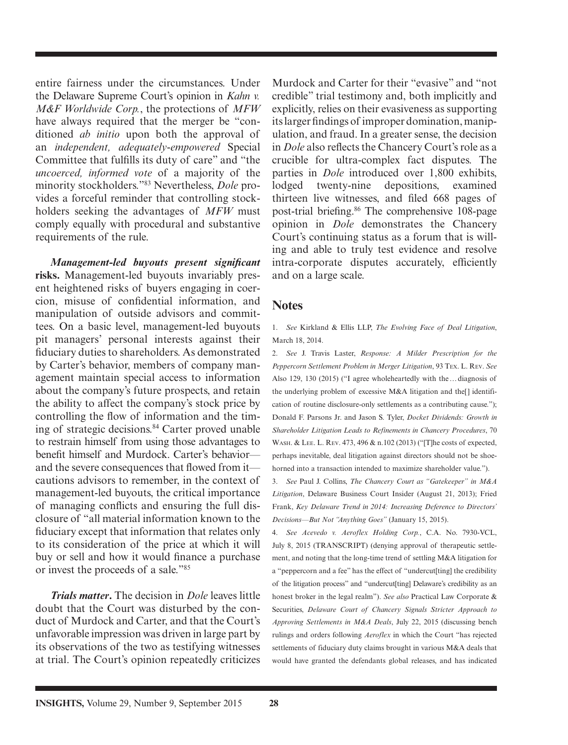entire fairness under the circumstances. Under the Delaware Supreme Court's opinion in *Kahn v. M&F Worldwide Corp.*, the protections of *MFW* have always required that the merger be "conditioned *ab initio* upon both the approval of an *independent, adequately-empowered* Special Committee that fulfills its duty of care" and "the *uncoerced, informed vote* of a majority of the minority stockholders."[83] Nevertheless, *Dole* provides a forceful reminder that controlling stockholders seeking the advantages of *MFW* must comply equally with procedural and substantive requirements of the rule.

***Management-led buyouts present significant* risks.** Management-led buyouts invariably present heightened risks of buyers engaging in coercion, misuse of confidential information, and manipulation of outside advisors and committees. On a basic level, management-led buyouts pit managers' personal interests against their fiduciary duties to shareholders. As demonstrated by Carter's behavior, members of company management maintain special access to information about the company's future prospects, and retain the ability to affect the company's stock price by controlling the flow of information and the timing of strategic decisions.[84] Carter proved unable to restrain himself from using those advantages to benefit himself and Murdock. Carter's behavior—and the severe consequences that flowed from it—cautions advisors to remember, in the context of management-led buyouts, the critical importance of managing conflicts and ensuring the full disclosure of "all material information known to the fiduciary except that information that relates only to its consideration of the price at which it will buy or sell and how it would finance a purchase or invest the proceeds of a sale."[85]

***Trials matter*.** The decision in *Dole* leaves little doubt that the Court was disturbed by the conduct of Murdock and Carter, and that the Court's unfavorable impression was driven in large part by its observations of the two as testifying witnesses at trial. The Court's opinion repeatedly criticizes Murdock and Carter for their "evasive" and "not credible" trial testimony and, both implicitly and explicitly, relies on their evasiveness as supporting its larger findings of improper domination, manipulation, and fraud. In a greater sense, the decision in *Dole* also reflects the Chancery Court's role as a crucible for ultra-complex fact disputes. The parties in *Dole* introduced over 1,800 exhibits, lodged twenty-nine depositions, examined thirteen live witnesses, and filed 668 pages of post-trial briefing.[86] The comprehensive 108-page opinion in *Dole* demonstrates the Chancery Court's continuing status as a forum that is willing and able to truly test evidence and resolve intra-corporate disputes accurately, efficiently and on a large scale.

## Notes

1. *See* Kirkland & Ellis LLP, *The Evolving Face of Deal Litigation*, March 18, 2014.

2. *See* J. Travis Laster, *Response: A Milder Prescription for the Peppercorn Settlement Problem in Merger Litigation*, 93 Tex. L. Rev. *See* Also 129, 130 (2015) ("I agree wholeheartedly with the … diagnosis of the underlying problem of excessive M&A litigation and the[] identification of routine disclosure-only settlements as a contributing cause."); Donald F. Parsons Jr. and Jason S. Tyler, *Docket Dividends: Growth in Shareholder Litigation Leads to Refinements in Chancery Procedures*, 70 Wash. & Lee. L. Rev. 473, 496 & n.102 (2013) ("[T]he costs of expected, perhaps inevitable, deal litigation against directors should not be shoehorned into a transaction intended to maximize shareholder value.").

3. *See* Paul J. Collins, *The Chancery Court as "Gatekeeper" in M&A Litigation*, Delaware Business Court Insider (August 21, 2013); Fried Frank, *Key Delaware Trend in 2014: Increasing Deference to Directors' Decisions—But Not "Anything Goes"* (January 15, 2015).

4. *See Acevedo v. Aeroflex Holding Corp.*, C.A. No. 7930-VCL, July 8, 2015 (TRANSCRIPT) (denying approval of therapeutic settlement, and noting that the long-time trend of settling M&A litigation for a "peppercorn and a fee" has the effect of "undercut[ting] the credibility of the litigation process" and "undercut[ting] Delaware's credibility as an honest broker in the legal realm"). *See also* Practical Law Corporate & Securities, *Delaware Court of Chancery Signals Stricter Approach to Approving Settlements in M&A Deals*, July 22, 2015 (discussing bench rulings and orders following *Aeroflex* in which the Court "has rejected settlements of fiduciary duty claims brought in various M&A deals that would have granted the defendants global releases, and has indicated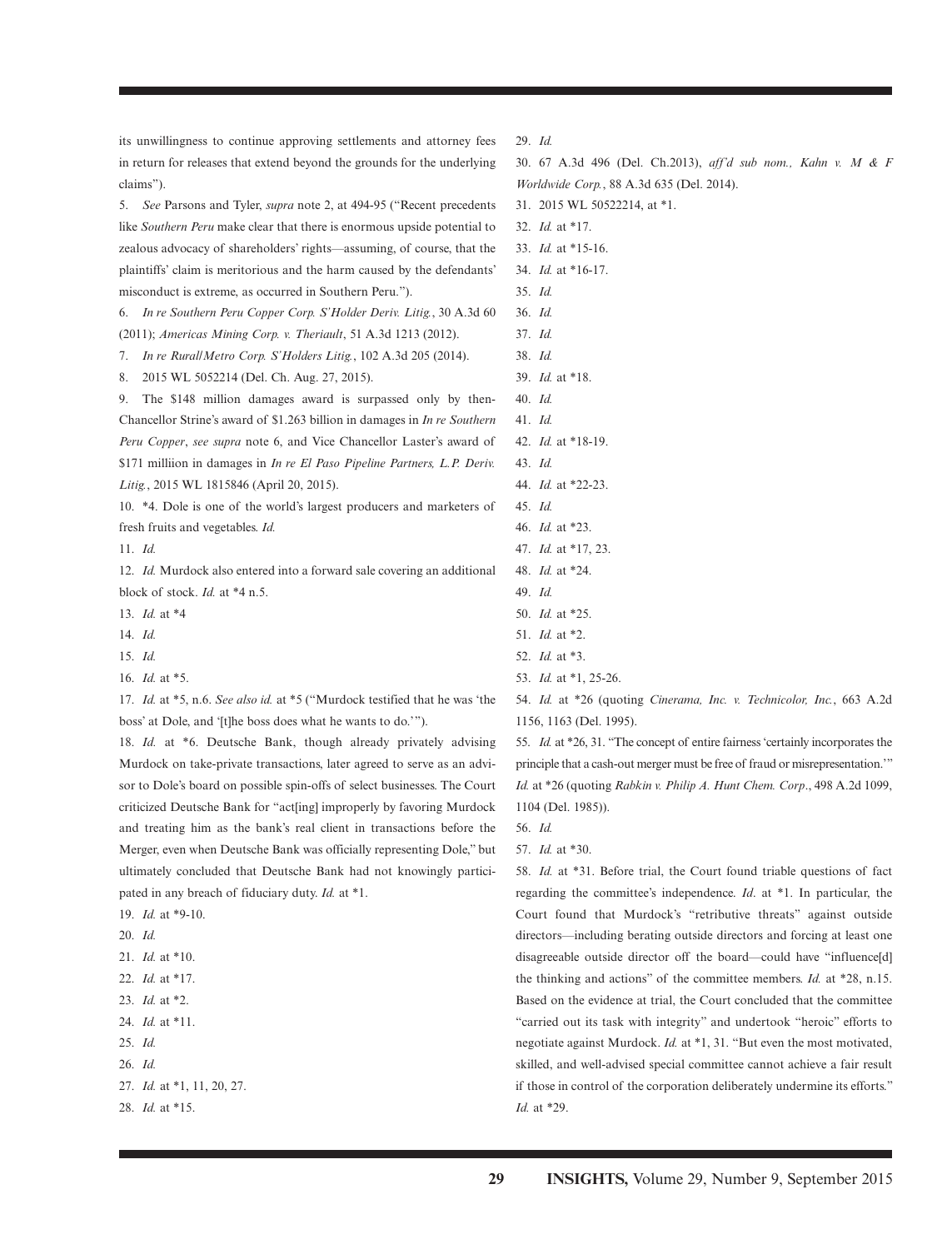its unwillingness to continue approving settlements and attorney fees in return for releases that extend beyond the grounds for the underlying claims").

5. *See* Parsons and Tyler, *supra* note 2, at 494-95 ("Recent precedents like *Southern Peru* make clear that there is enormous upside potential to zealous advocacy of shareholders' rights—assuming, of course, that the plaintiffs' claim is meritorious and the harm caused by the defendants' misconduct is extreme, as occurred in Southern Peru.").

6. *In re Southern Peru Copper Corp. S'Holder Deriv. Litig.*, 30 A.3d 60 (2011); *Americas Mining Corp. v. Theriault*, 51 A.3d 1213 (2012).

7. *In re Rural/Metro Corp. S'Holders Litig.*, 102 A.3d 205 (2014).

8. 2015 WL 5052214 (Del. Ch. Aug. 27, 2015).

9. The $148 million damages award is surpassed only by then-Chancellor Strine's award of $1.263 billion in damages in *In re Southern Peru Copper*, *see supra* note 6, and Vice Chancellor Laster's award of $171 milliion in damages in *In re El Paso Pipeline Partners, L.P. Deriv. Litig.*, 2015 WL 1815846 (April 20, 2015).

10. *4. Dole is one of the world's largest producers and marketers of fresh fruits and vegetables. *Id.*

11. *Id.*

12. *Id.* Murdock also entered into a forward sale covering an additional block of stock. *Id.* at *4 n.5.

13. *Id.* at *4

14. *Id.*

15. *Id.*

16. *Id.* at *5.

17. *Id.* at *5, n.6. *See also id.* at *5 ("Murdock testified that he was 'the boss' at Dole, and '[t]he boss does what he wants to do.'").

18. *Id.* at *6. Deutsche Bank, though already privately advising Murdock on take-private transactions, later agreed to serve as an advisor to Dole's board on possible spin-offs of select businesses. The Court criticized Deutsche Bank for "act[ing] improperly by favoring Murdock and treating him as the bank's real client in transactions before the Merger, even when Deutsche Bank was officially representing Dole," but ultimately concluded that Deutsche Bank had not knowingly participated in any breach of fiduciary duty. *Id.* at *1.

19. *Id.* at *9-10.

20. *Id.*

21. *Id.* at *10.

22. *Id.* at *17.

23. *Id.* at *2.

24. *Id.* at *11.

25. *Id.*

26. *Id.*

27. *Id.* at *1, 11, 20, 27.

28. *Id.* at *15.

29. *Id.*

30. 67 A.3d 496 (Del. Ch.2013), *aff'd sub nom., Kahn v. M & F Worldwide Corp.*, 88 A.3d 635 (Del. 2014).

31. 2015 WL 50522214, at *1.

32. *Id.* at *17.

33. *Id.* at *15-16.

34. *Id.* at *16-17.

35. *Id.*

36. *Id.*

37. *Id.*

38. *Id.*

39. *Id.* at *18.

40. *Id.*

41. *Id.*

42. *Id.* at *18-19.

43. *Id.*

44. *Id.* at *22-23.

45. *Id.*

46. *Id.* at *23.

47. *Id.* at *17, 23.

48. *Id.* at *24.

49. *Id.*

50. *Id.* at *25.

51. *Id.* at *2.

52. *Id.* at *3.

53. *Id.* at *1, 25-26.

54. *Id.* at *26 (quoting *Cinerama, Inc. v. Technicolor, Inc.*, 663 A.2d 1156, 1163 (Del. 1995).

55. *Id.* at *26, 31. "The concept of entire fairness 'certainly incorporates the principle that a cash-out merger must be free of fraud or misrepresentation.'" *Id.* at *26 (quoting *Rabkin v. Philip A. Hunt Chem. Corp.*, 498 A.2d 1099, 1104 (Del. 1985)).

56. *Id.*

57. *Id.* at *30.

58. *Id.* at *31. Before trial, the Court found triable questions of fact regarding the committee's independence. *Id*. at *1. In particular, the Court found that Murdock's "retributive threats" against outside directors—including berating outside directors and forcing at least one disagreeable outside director off the board—could have "influence[d] the thinking and actions" of the committee members. *Id.* at *28, n.15. Based on the evidence at trial, the Court concluded that the committee "carried out its task with integrity" and undertook "heroic" efforts to negotiate against Murdock. *Id.* at *1, 31. "But even the most motivated, skilled, and well-advised special committee cannot achieve a fair result if those in control of the corporation deliberately undermine its efforts." *Id.* at *29.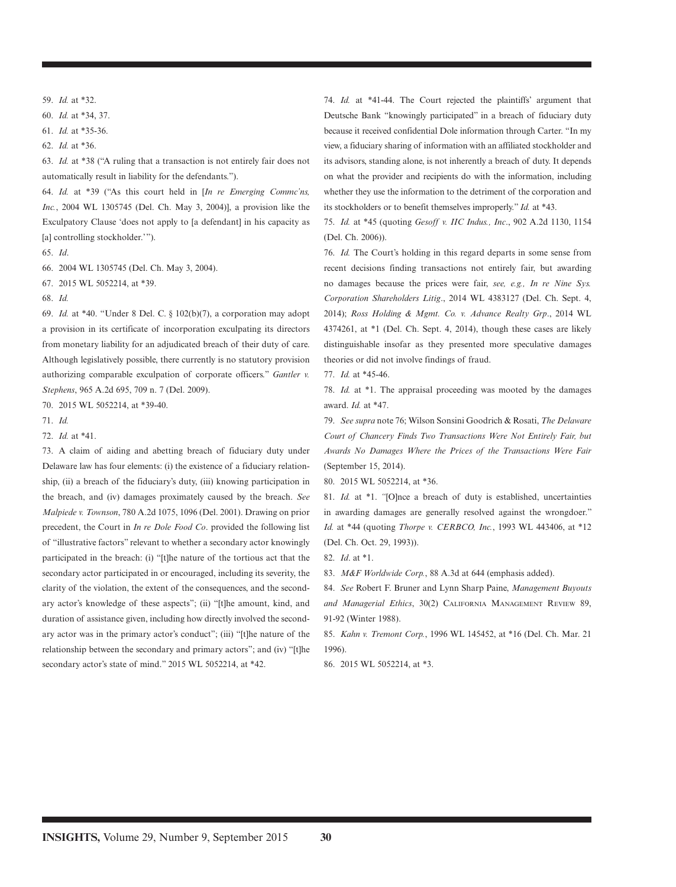59. *Id.* at *32.

60. *Id.* at *34, 37.

61. *Id.* at *35-36.

62. *Id.* at *36.

63. *Id.* at *38 ("A ruling that a transaction is not entirely fair does not automatically result in liability for the defendants.").

64. *Id.* at *39 ("As this court held in [*In re Emerging Commc'ns, Inc.*, 2004 WL 1305745 (Del. Ch. May 3, 2004)], a provision like the Exculpatory Clause 'does not apply to [a defendant] in his capacity as [a] controlling stockholder.'").

65. *Id*.

66. 2004 WL 1305745 (Del. Ch. May 3, 2004).

67. 2015 WL 5052214, at *39.

68. *Id.*

69. *Id.* at *40. "Under 8 Del. C. § 102(b)(7), a corporation may adopt a provision in its certificate of incorporation exculpating its directors from monetary liability for an adjudicated breach of their duty of care. Although legislatively possible, there currently is no statutory provision authorizing comparable exculpation of corporate officers." *Gantler v. Stephens*, 965 A.2d 695, 709 n. 7 (Del. 2009).

70. 2015 WL 5052214, at *39-40.

71. *Id.*

72. *Id.* at *41.

73. A claim of aiding and abetting breach of fiduciary duty under Delaware law has four elements: (i) the existence of a fiduciary relationship, (ii) a breach of the fiduciary's duty, (iii) knowing participation in the breach, and (iv) damages proximately caused by the breach. *See Malpiede v. Townson*, 780 A.2d 1075, 1096 (Del. 2001). Drawing on prior precedent, the Court in *In re Dole Food Co*. provided the following list of "illustrative factors" relevant to whether a secondary actor knowingly participated in the breach: (i) "[t]he nature of the tortious act that the secondary actor participated in or encouraged, including its severity, the clarity of the violation, the extent of the consequences, and the secondary actor's knowledge of these aspects"; (ii) "[t]he amount, kind, and duration of assistance given, including how directly involved the secondary actor was in the primary actor's conduct"; (iii) "[t]he nature of the relationship between the secondary and primary actors"; and (iv) "[t]he secondary actor's state of mind." 2015 WL 5052214, at *42.

74. *Id.* at *41-44. The Court rejected the plaintiffs' argument that Deutsche Bank "knowingly participated" in a breach of fiduciary duty because it received confidential Dole information through Carter. "In my view, a fiduciary sharing of information with an affiliated stockholder and its advisors, standing alone, is not inherently a breach of duty. It depends on what the provider and recipients do with the information, including whether they use the information to the detriment of the corporation and its stockholders or to benefit themselves improperly." *Id.* at *43.

75. *Id.* at *45 (quoting *Gesoff v. IIC Indus., Inc*., 902 A.2d 1130, 1154 (Del. Ch. 2006)).

76. *Id.* The Court's holding in this regard departs in some sense from recent decisions finding transactions not entirely fair, but awarding no damages because the prices were fair, *see, e.g., In re Nine Sys. Corporation Shareholders Litig*., 2014 WL 4383127 (Del. Ch. Sept. 4, 2014); *Ross Holding & Mgmt. Co. v. Advance Realty Grp*., 2014 WL 4374261, at *1 (Del. Ch. Sept. 4, 2014), though these cases are likely distinguishable insofar as they presented more speculative damages theories or did not involve findings of fraud.

77. *Id.* at *45-46.

78. *Id.* at *1. The appraisal proceeding was mooted by the damages award. *Id.* at *47.

79. *See supra* note 76; Wilson Sonsini Goodrich & Rosati, *The Delaware Court of Chancery Finds Two Transactions Were Not Entirely Fair, but Awards No Damages Where the Prices of the Transactions Were Fair* (September 15, 2014).

80. 2015 WL 5052214, at *36.

81. *Id.* at *1. "[O]nce a breach of duty is established, uncertainties in awarding damages are generally resolved against the wrongdoer." *Id.* at *44 (quoting *Thorpe v. CERBCO, Inc.*, 1993 WL 443406, at *12 (Del. Ch. Oct. 29, 1993)).

82. *Id*. at *1.

83. *M&F Worldwide Corp.*, 88 A.3d at 644 (emphasis added).

84. *See* Robert F. Bruner and Lynn Sharp Paine, *Management Buyouts and Managerial Ethics*, 30(2) California Management Review 89, 91-92 (Winter 1988).

85. *Kahn v. Tremont Corp.*, 1996 WL 145452, at *16 (Del. Ch. Mar. 21 1996).

86. 2015 WL 5052214, at *3.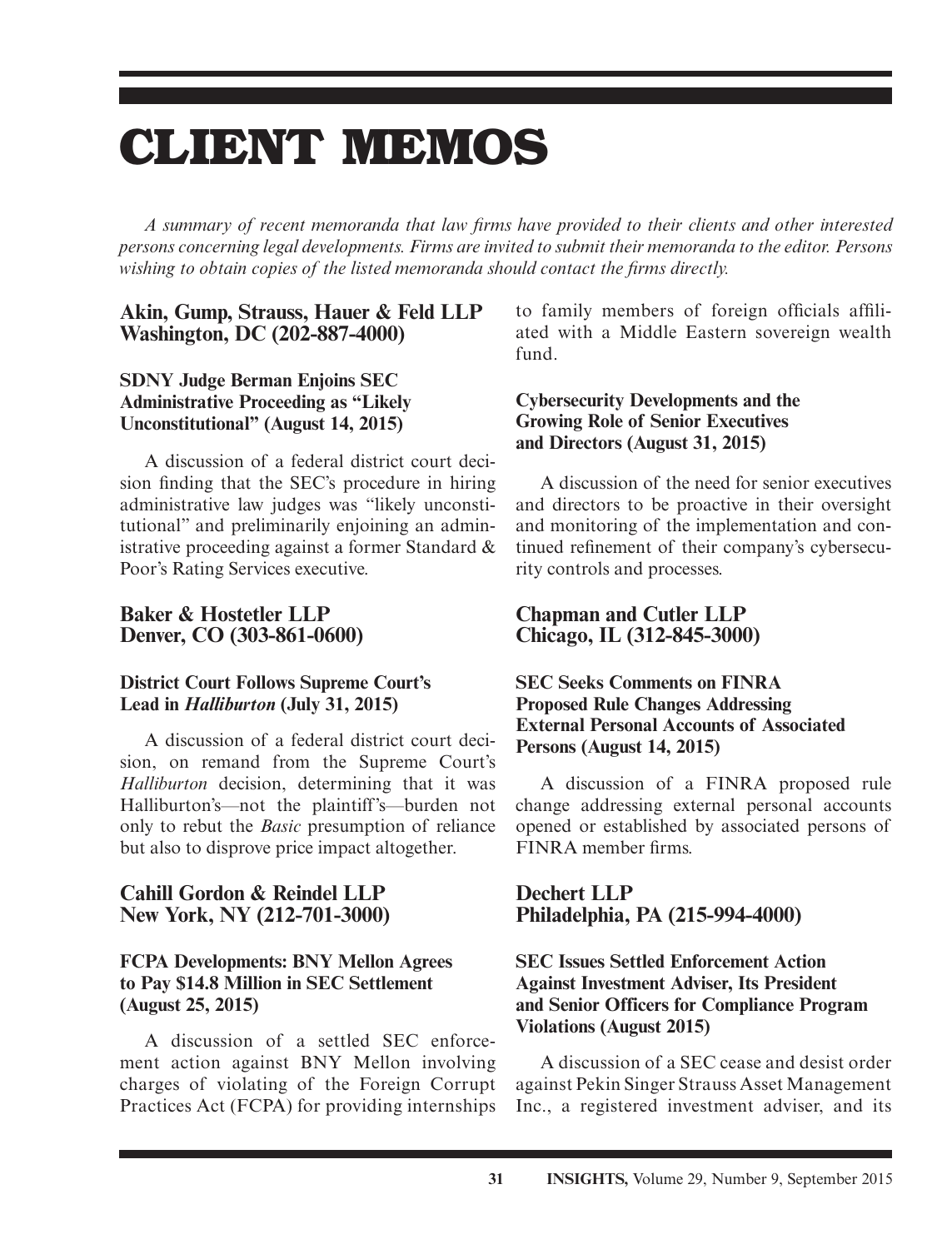# CLIENT MEMOS

*A summary of recent memoranda that law firms have provided to their clients and other interested persons concerning legal developments. Firms are invited to submit their memoranda to the editor. Persons wishing to obtain copies of the listed memoranda should contact the firms directly.*

## Akin, Gump, Strauss, Hauer & Feld LLP Washington, DC (202-887-4000)

### SDNY Judge Berman Enjoins SEC Administrative Proceeding as "Likely Unconstitutional" (August 14, 2015)

A discussion of a federal district court decision finding that the SEC's procedure in hiring administrative law judges was "likely unconstitutional" and preliminarily enjoining an administrative proceeding against a former Standard & Poor's Rating Services executive.

## Baker & Hostetler LLP Denver, CO (303-861-0600)

### District Court Follows Supreme Court's Lead in *Halliburton* (July 31, 2015)

A discussion of a federal district court decision, on remand from the Supreme Court's *Halliburton* decision, determining that it was Halliburton's—not the plaintiff's—burden not only to rebut the *Basic* presumption of reliance but also to disprove price impact altogether.

## Cahill Gordon & Reindel LLP New York, NY (212-701-3000)

### FCPA Developments: BNY Mellon Agrees to Pay $14.8 Million in SEC Settlement (August 25, 2015)

A discussion of a settled SEC enforcement action against BNY Mellon involving charges of violating of the Foreign Corrupt Practices Act (FCPA) for providing internships to family members of foreign officials affiliated with a Middle Eastern sovereign wealth fund.

### Cybersecurity Developments and the Growing Role of Senior Executives and Directors (August 31, 2015)

A discussion of the need for senior executives and directors to be proactive in their oversight and monitoring of the implementation and continued refinement of their company's cybersecurity controls and processes.

## Chapman and Cutler LLP Chicago, IL (312-845-3000)

### SEC Seeks Comments on FINRA Proposed Rule Changes Addressing External Personal Accounts of Associated Persons (August 14, 2015)

A discussion of a FINRA proposed rule change addressing external personal accounts opened or established by associated persons of FINRA member firms.

## Dechert LLP Philadelphia, PA (215-994-4000)

### SEC Issues Settled Enforcement Action Against Investment Adviser, Its President and Senior Officers for Compliance Program Violations (August 2015)

A discussion of a SEC cease and desist order against Pekin Singer Strauss Asset Management Inc., a registered investment adviser, and its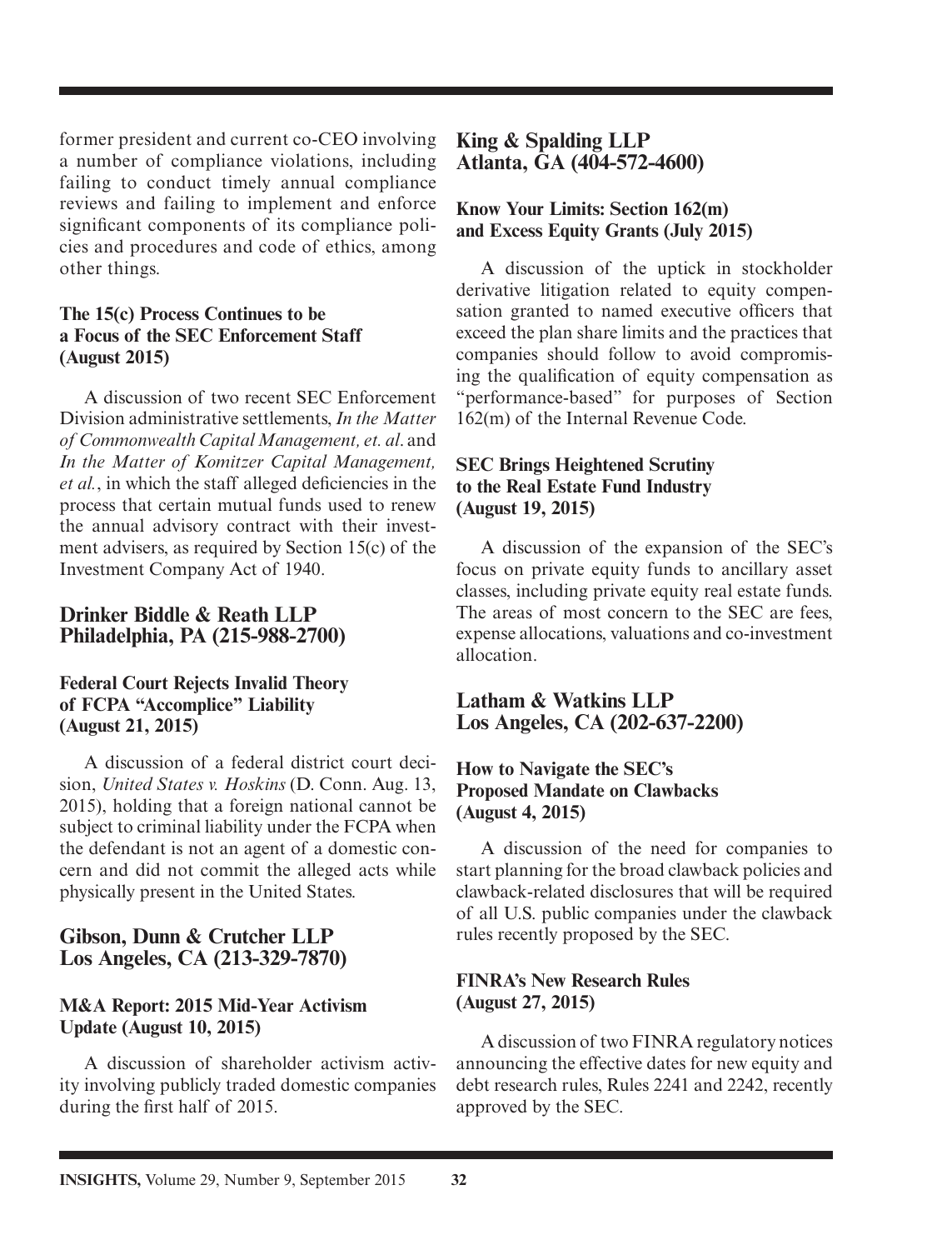former president and current co-CEO involving a number of compliance violations, including failing to conduct timely annual compliance reviews and failing to implement and enforce significant components of its compliance policies and procedures and code of ethics, among other things.

#### The 15(c) Process Continues to be a Focus of the SEC Enforcement Staff (August 2015)

A discussion of two recent SEC Enforcement Division administrative settlements, *In the Matter of Commonwealth Capital Management, et. al*. and *In the Matter of Komitzer Capital Management, et al.*, in which the staff alleged deficiencies in the process that certain mutual funds used to renew the annual advisory contract with their investment advisers, as required by Section 15(c) of the Investment Company Act of 1940.

### Drinker Biddle & Reath LLP Philadelphia, PA (215-988-2700)

#### Federal Court Rejects Invalid Theory of FCPA "Accomplice" Liability (August 21, 2015)

A discussion of a federal district court decision, *United States v. Hoskins* (D. Conn. Aug. 13, 2015), holding that a foreign national cannot be subject to criminal liability under the FCPA when the defendant is not an agent of a domestic concern and did not commit the alleged acts while physically present in the United States.

### Gibson, Dunn & Crutcher LLP Los Angeles, CA (213-329-7870)

#### M&A Report: 2015 Mid-Year Activism Update (August 10, 2015)

A discussion of shareholder activism activity involving publicly traded domestic companies during the first half of 2015.

### King & Spalding LLP Atlanta, GA (404-572-4600)

#### Know Your Limits: Section 162(m) and Excess Equity Grants (July 2015)

A discussion of the uptick in stockholder derivative litigation related to equity compensation granted to named executive officers that exceed the plan share limits and the practices that companies should follow to avoid compromising the qualification of equity compensation as "performance-based" for purposes of Section 162(m) of the Internal Revenue Code.

#### SEC Brings Heightened Scrutiny to the Real Estate Fund Industry (August 19, 2015)

A discussion of the expansion of the SEC's focus on private equity funds to ancillary asset classes, including private equity real estate funds. The areas of most concern to the SEC are fees, expense allocations, valuations and co-investment allocation.

### Latham & Watkins LLP Los Angeles, CA (202-637-2200)

#### How to Navigate the SEC's Proposed Mandate on Clawbacks (August 4, 2015)

A discussion of the need for companies to start planning for the broad clawback policies and clawback-related disclosures that will be required of all U.S. public companies under the clawback rules recently proposed by the SEC.

#### FINRA's New Research Rules (August 27, 2015)

A discussion of two FINRA regulatory notices announcing the effective dates for new equity and debt research rules, Rules 2241 and 2242, recently approved by the SEC.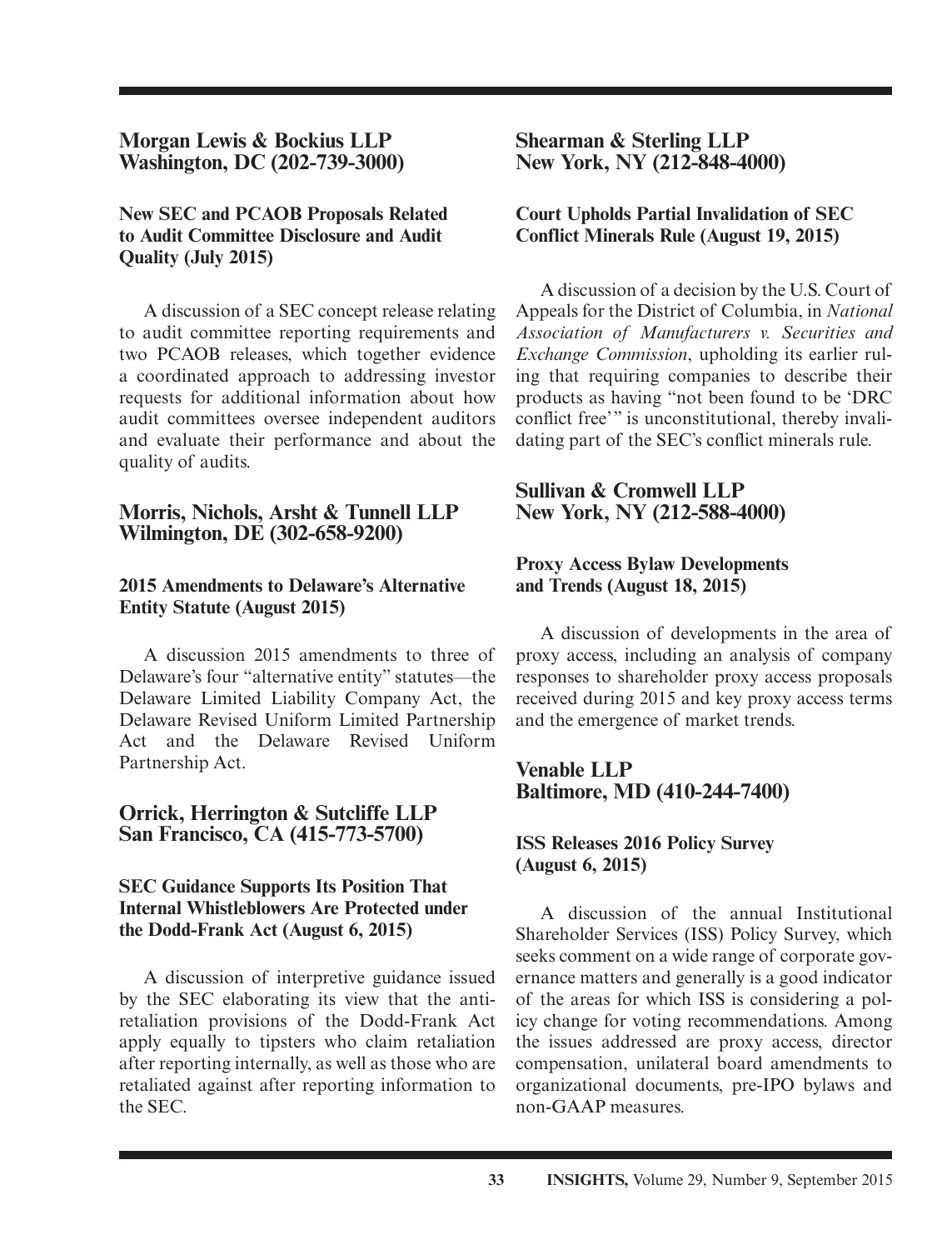## Morgan Lewis & Bockius LLP
## Washington, DC (202-739-3000)

### New SEC and PCAOB Proposals Related to Audit Committee Disclosure and Audit Quality (July 2015)

A discussion of a SEC concept release relating to audit committee reporting requirements and two PCAOB releases, which together evidence a coordinated approach to addressing investor requests for additional information about how audit committees oversee independent auditors and evaluate their performance and about the quality of audits.

## Morris, Nichols, Arsht & Tunnell LLP
## Wilmington, DE (302-658-9200)

### 2015 Amendments to Delaware's Alternative Entity Statute (August 2015)

A discussion 2015 amendments to three of Delaware's four "alternative entity" statutes—the Delaware Limited Liability Company Act, the Delaware Revised Uniform Limited Partnership Act and the Delaware Revised Uniform Partnership Act.

## Orrick, Herrington & Sutcliffe LLP
## San Francisco, CA (415-773-5700)

### SEC Guidance Supports Its Position That Internal Whistleblowers Are Protected under the Dodd-Frank Act (August 6, 2015)

A discussion of interpretive guidance issued by the SEC elaborating its view that the anti-retaliation provisions of the Dodd-Frank Act apply equally to tipsters who claim retaliation after reporting internally, as well as those who are retaliated against after reporting information to the SEC.

## Shearman & Sterling LLP
## New York, NY (212-848-4000)

### Court Upholds Partial Invalidation of SEC Conflict Minerals Rule (August 19, 2015)

A discussion of a decision by the U.S. Court of Appeals for the District of Columbia, in *National Association of Manufacturers v. Securities and Exchange Commission*, upholding its earlier ruling that requiring companies to describe their products as having "not been found to be 'DRC conflict free'" is unconstitutional, thereby invalidating part of the SEC's conflict minerals rule.

## Sullivan & Cromwell LLP
## New York, NY (212-588-4000)

### Proxy Access Bylaw Developments and Trends (August 18, 2015)

A discussion of developments in the area of proxy access, including an analysis of company responses to shareholder proxy access proposals received during 2015 and key proxy access terms and the emergence of market trends.

## Venable LLP
## Baltimore, MD (410-244-7400)

### ISS Releases 2016 Policy Survey (August 6, 2015)

A discussion of the annual Institutional Shareholder Services (ISS) Policy Survey, which seeks comment on a wide range of corporate governance matters and generally is a good indicator of the areas for which ISS is considering a policy change for voting recommendations. Among the issues addressed are proxy access, director compensation, unilateral board amendments to organizational documents, pre-IPO bylaws and non-GAAP measures.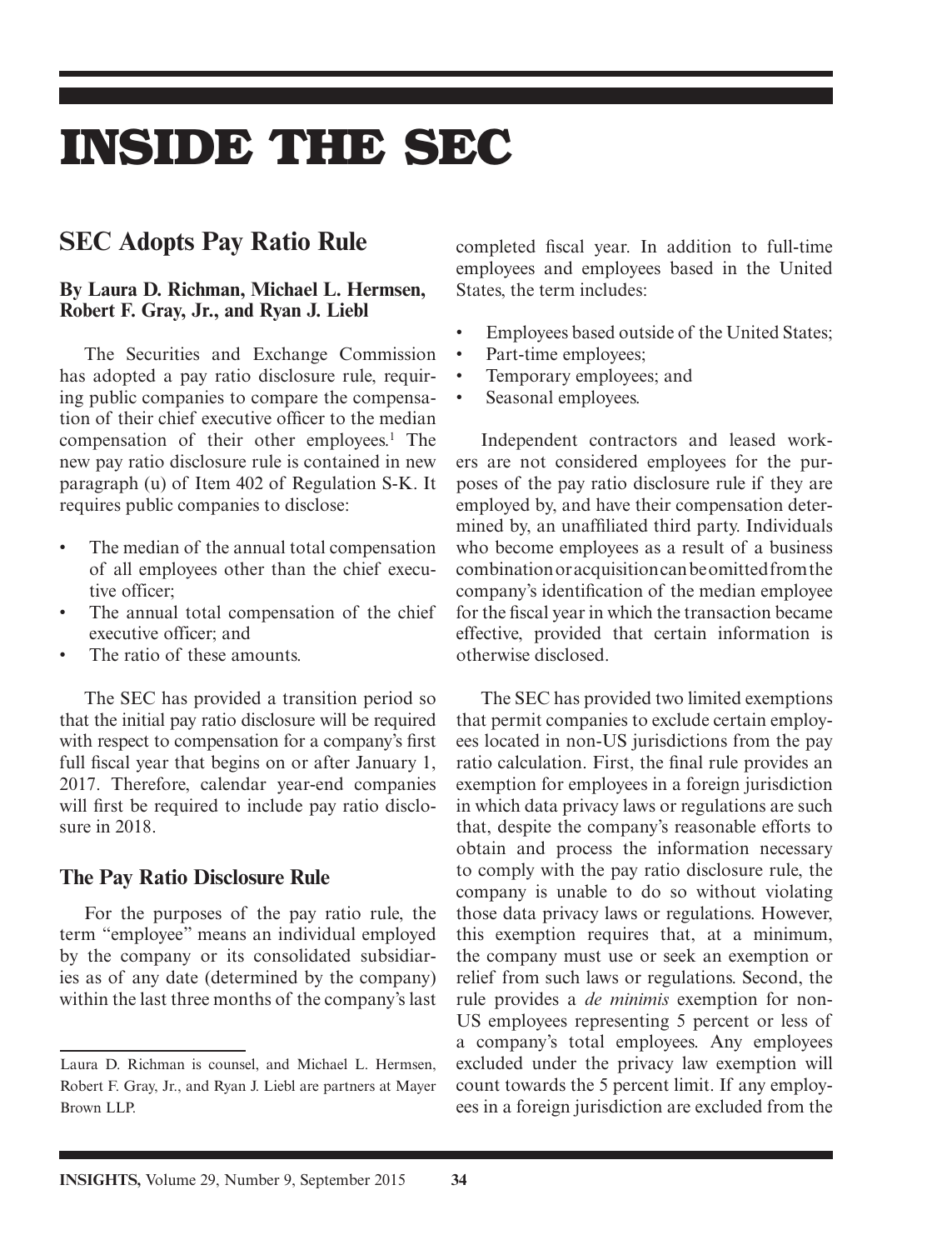# INSIDE THE SEC

## SEC Adopts Pay Ratio Rule

**By Laura D. Richman, Michael L. Hermsen, Robert F. Gray, Jr., and Ryan J. Liebl**

The Securities and Exchange Commission has adopted a pay ratio disclosure rule, requiring public companies to compare the compensation of their chief executive officer to the median compensation of their other employees.[1] The new pay ratio disclosure rule is contained in new paragraph (u) of Item 402 of Regulation S-K. It requires public companies to disclose:

- The median of the annual total compensation of all employees other than the chief executive officer;
- The annual total compensation of the chief executive officer; and
- The ratio of these amounts.

The SEC has provided a transition period so that the initial pay ratio disclosure will be required with respect to compensation for a company's first full fiscal year that begins on or after January 1, 2017. Therefore, calendar year-end companies will first be required to include pay ratio disclosure in 2018.

### The Pay Ratio Disclosure Rule

For the purposes of the pay ratio rule, the term "employee" means an individual employed by the company or its consolidated subsidiaries as of any date (determined by the company) within the last three months of the company's last completed fiscal year. In addition to full-time employees and employees based in the United States, the term includes:

- Employees based outside of the United States;
- Part-time employees;
- Temporary employees; and
- Seasonal employees.

Independent contractors and leased workers are not considered employees for the purposes of the pay ratio disclosure rule if they are employed by, and have their compensation determined by, an unaffiliated third party. Individuals who become employees as a result of a business combination or acquisition can be omitted from the company's identification of the median employee for the fiscal year in which the transaction became effective, provided that certain information is otherwise disclosed.

The SEC has provided two limited exemptions that permit companies to exclude certain employees located in non-US jurisdictions from the pay ratio calculation. First, the final rule provides an exemption for employees in a foreign jurisdiction in which data privacy laws or regulations are such that, despite the company's reasonable efforts to obtain and process the information necessary to comply with the pay ratio disclosure rule, the company is unable to do so without violating those data privacy laws or regulations. However, this exemption requires that, at a minimum, the company must use or seek an exemption or relief from such laws or regulations. Second, the rule provides a *de minimis* exemption for non-US employees representing 5 percent or less of a company's total employees. Any employees excluded under the privacy law exemption will count towards the 5 percent limit. If any employees in a foreign jurisdiction are excluded from the

---

Laura D. Richman is counsel, and Michael L. Hermsen, Robert F. Gray, Jr., and Ryan J. Liebl are partners at Mayer Brown LLP.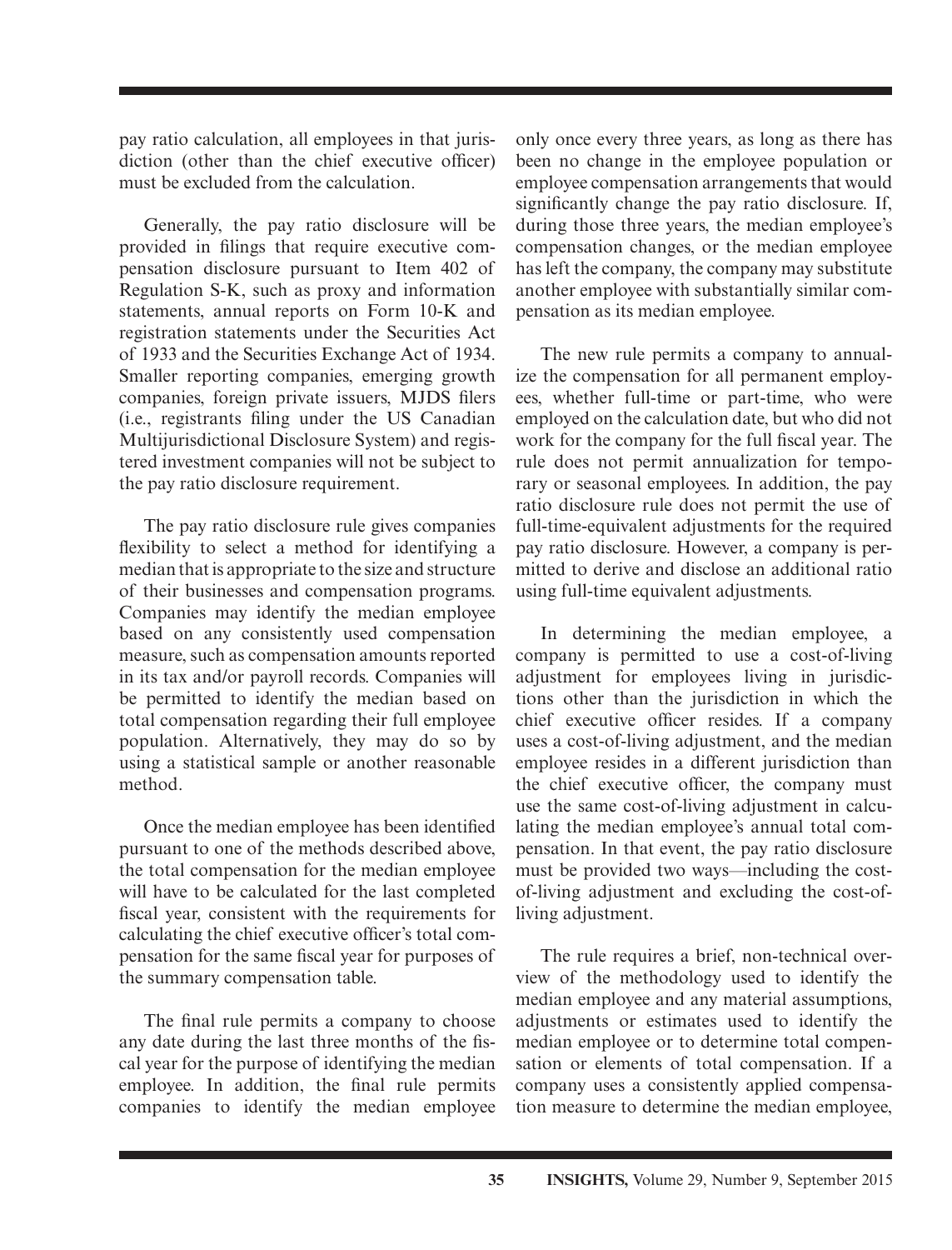pay ratio calculation, all employees in that jurisdiction (other than the chief executive officer) must be excluded from the calculation.

Generally, the pay ratio disclosure will be provided in filings that require executive compensation disclosure pursuant to Item 402 of Regulation S-K, such as proxy and information statements, annual reports on Form 10-K and registration statements under the Securities Act of 1933 and the Securities Exchange Act of 1934. Smaller reporting companies, emerging growth companies, foreign private issuers, MJDS filers (i.e., registrants filing under the US Canadian Multijurisdictional Disclosure System) and registered investment companies will not be subject to the pay ratio disclosure requirement.

The pay ratio disclosure rule gives companies flexibility to select a method for identifying a median that is appropriate to the size and structure of their businesses and compensation programs. Companies may identify the median employee based on any consistently used compensation measure, such as compensation amounts reported in its tax and/or payroll records. Companies will be permitted to identify the median based on total compensation regarding their full employee population. Alternatively, they may do so by using a statistical sample or another reasonable method.

Once the median employee has been identified pursuant to one of the methods described above, the total compensation for the median employee will have to be calculated for the last completed fiscal year, consistent with the requirements for calculating the chief executive officer's total compensation for the same fiscal year for purposes of the summary compensation table.

The final rule permits a company to choose any date during the last three months of the fiscal year for the purpose of identifying the median employee. In addition, the final rule permits companies to identify the median employee only once every three years, as long as there has been no change in the employee population or employee compensation arrangements that would significantly change the pay ratio disclosure. If, during those three years, the median employee's compensation changes, or the median employee has left the company, the company may substitute another employee with substantially similar compensation as its median employee.

The new rule permits a company to annualize the compensation for all permanent employees, whether full-time or part-time, who were employed on the calculation date, but who did not work for the company for the full fiscal year. The rule does not permit annualization for temporary or seasonal employees. In addition, the pay ratio disclosure rule does not permit the use of full-time-equivalent adjustments for the required pay ratio disclosure. However, a company is permitted to derive and disclose an additional ratio using full-time equivalent adjustments.

In determining the median employee, a company is permitted to use a cost-of-living adjustment for employees living in jurisdictions other than the jurisdiction in which the chief executive officer resides. If a company uses a cost-of-living adjustment, and the median employee resides in a different jurisdiction than the chief executive officer, the company must use the same cost-of-living adjustment in calculating the median employee's annual total compensation. In that event, the pay ratio disclosure must be provided two ways—including the cost-of-living adjustment and excluding the cost-of-living adjustment.

The rule requires a brief, non-technical overview of the methodology used to identify the median employee and any material assumptions, adjustments or estimates used to identify the median employee or to determine total compensation or elements of total compensation. If a company uses a consistently applied compensation measure to determine the median employee,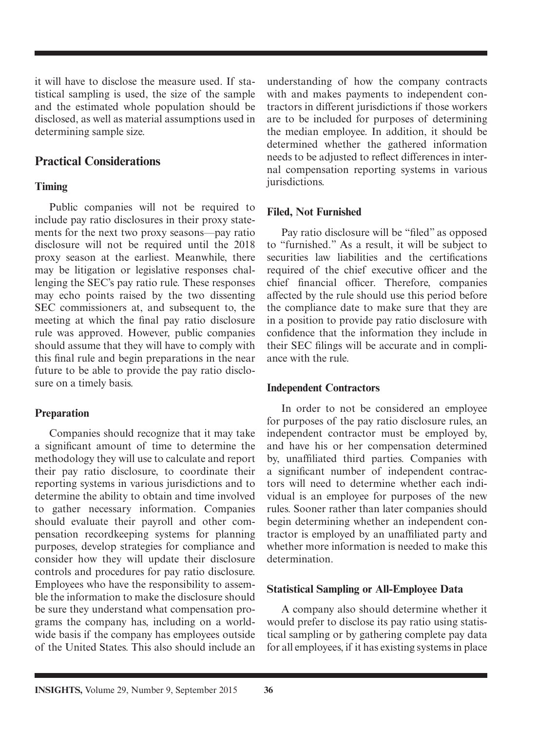it will have to disclose the measure used. If statistical sampling is used, the size of the sample and the estimated whole population should be disclosed, as well as material assumptions used in determining sample size.

## Practical Considerations

### Timing

Public companies will not be required to include pay ratio disclosures in their proxy statements for the next two proxy seasons—pay ratio disclosure will not be required until the 2018 proxy season at the earliest. Meanwhile, there may be litigation or legislative responses challenging the SEC's pay ratio rule. These responses may echo points raised by the two dissenting SEC commissioners at, and subsequent to, the meeting at which the final pay ratio disclosure rule was approved. However, public companies should assume that they will have to comply with this final rule and begin preparations in the near future to be able to provide the pay ratio disclosure on a timely basis.

### Preparation

Companies should recognize that it may take a significant amount of time to determine the methodology they will use to calculate and report their pay ratio disclosure, to coordinate their reporting systems in various jurisdictions and to determine the ability to obtain and time involved to gather necessary information. Companies should evaluate their payroll and other compensation recordkeeping systems for planning purposes, develop strategies for compliance and consider how they will update their disclosure controls and procedures for pay ratio disclosure. Employees who have the responsibility to assemble the information to make the disclosure should be sure they understand what compensation programs the company has, including on a worldwide basis if the company has employees outside of the United States. This also should include an understanding of how the company contracts with and makes payments to independent contractors in different jurisdictions if those workers are to be included for purposes of determining the median employee. In addition, it should be determined whether the gathered information needs to be adjusted to reflect differences in internal compensation reporting systems in various jurisdictions.

### Filed, Not Furnished

Pay ratio disclosure will be "filed" as opposed to "furnished." As a result, it will be subject to securities law liabilities and the certifications required of the chief executive officer and the chief financial officer. Therefore, companies affected by the rule should use this period before the compliance date to make sure that they are in a position to provide pay ratio disclosure with confidence that the information they include in their SEC filings will be accurate and in compliance with the rule.

### Independent Contractors

In order to not be considered an employee for purposes of the pay ratio disclosure rules, an independent contractor must be employed by, and have his or her compensation determined by, unaffiliated third parties. Companies with a significant number of independent contractors will need to determine whether each individual is an employee for purposes of the new rules. Sooner rather than later companies should begin determining whether an independent contractor is employed by an unaffiliated party and whether more information is needed to make this determination.

### Statistical Sampling or All-Employee Data

A company also should determine whether it would prefer to disclose its pay ratio using statistical sampling or by gathering complete pay data for all employees, if it has existing systems in place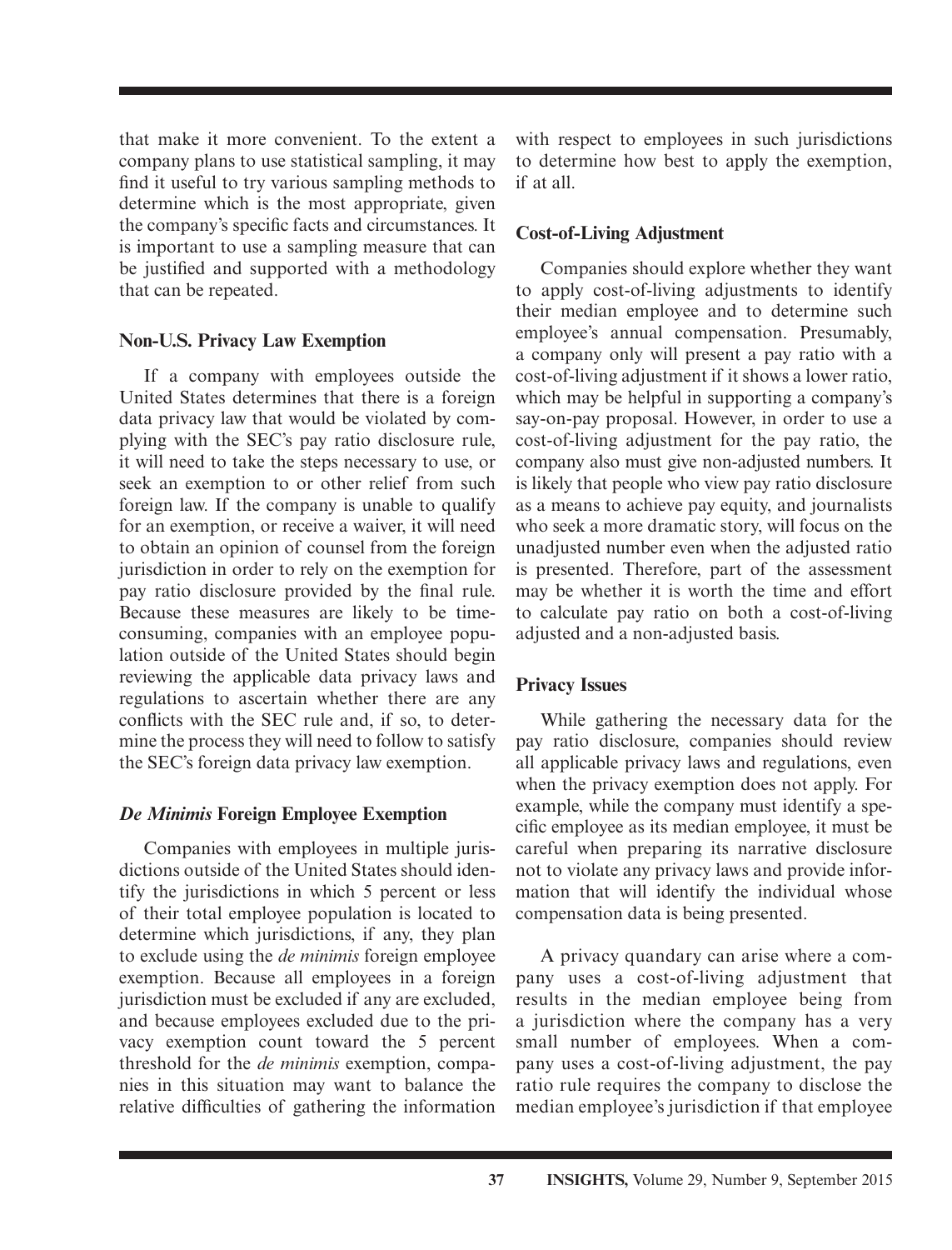that make it more convenient. To the extent a company plans to use statistical sampling, it may find it useful to try various sampling methods to determine which is the most appropriate, given the company's specific facts and circumstances. It is important to use a sampling measure that can be justified and supported with a methodology that can be repeated.

### Non-U.S. Privacy Law Exemption

If a company with employees outside the United States determines that there is a foreign data privacy law that would be violated by complying with the SEC's pay ratio disclosure rule, it will need to take the steps necessary to use, or seek an exemption to or other relief from such foreign law. If the company is unable to qualify for an exemption, or receive a waiver, it will need to obtain an opinion of counsel from the foreign jurisdiction in order to rely on the exemption for pay ratio disclosure provided by the final rule. Because these measures are likely to be time-consuming, companies with an employee population outside of the United States should begin reviewing the applicable data privacy laws and regulations to ascertain whether there are any conflicts with the SEC rule and, if so, to determine the process they will need to follow to satisfy the SEC's foreign data privacy law exemption.

### *De Minimis* Foreign Employee Exemption

Companies with employees in multiple jurisdictions outside of the United States should identify the jurisdictions in which 5 percent or less of their total employee population is located to determine which jurisdictions, if any, they plan to exclude using the *de minimis* foreign employee exemption. Because all employees in a foreign jurisdiction must be excluded if any are excluded, and because employees excluded due to the privacy exemption count toward the 5 percent threshold for the *de minimis* exemption, companies in this situation may want to balance the relative difficulties of gathering the information with respect to employees in such jurisdictions to determine how best to apply the exemption, if at all.

### Cost-of-Living Adjustment

Companies should explore whether they want to apply cost-of-living adjustments to identify their median employee and to determine such employee's annual compensation. Presumably, a company only will present a pay ratio with a cost-of-living adjustment if it shows a lower ratio, which may be helpful in supporting a company's say-on-pay proposal. However, in order to use a cost-of-living adjustment for the pay ratio, the company also must give non-adjusted numbers. It is likely that people who view pay ratio disclosure as a means to achieve pay equity, and journalists who seek a more dramatic story, will focus on the unadjusted number even when the adjusted ratio is presented. Therefore, part of the assessment may be whether it is worth the time and effort to calculate pay ratio on both a cost-of-living adjusted and a non-adjusted basis.

### Privacy Issues

While gathering the necessary data for the pay ratio disclosure, companies should review all applicable privacy laws and regulations, even when the privacy exemption does not apply. For example, while the company must identify a specific employee as its median employee, it must be careful when preparing its narrative disclosure not to violate any privacy laws and provide information that will identify the individual whose compensation data is being presented.

A privacy quandary can arise where a company uses a cost-of-living adjustment that results in the median employee being from a jurisdiction where the company has a very small number of employees. When a company uses a cost-of-living adjustment, the pay ratio rule requires the company to disclose the median employee's jurisdiction if that employee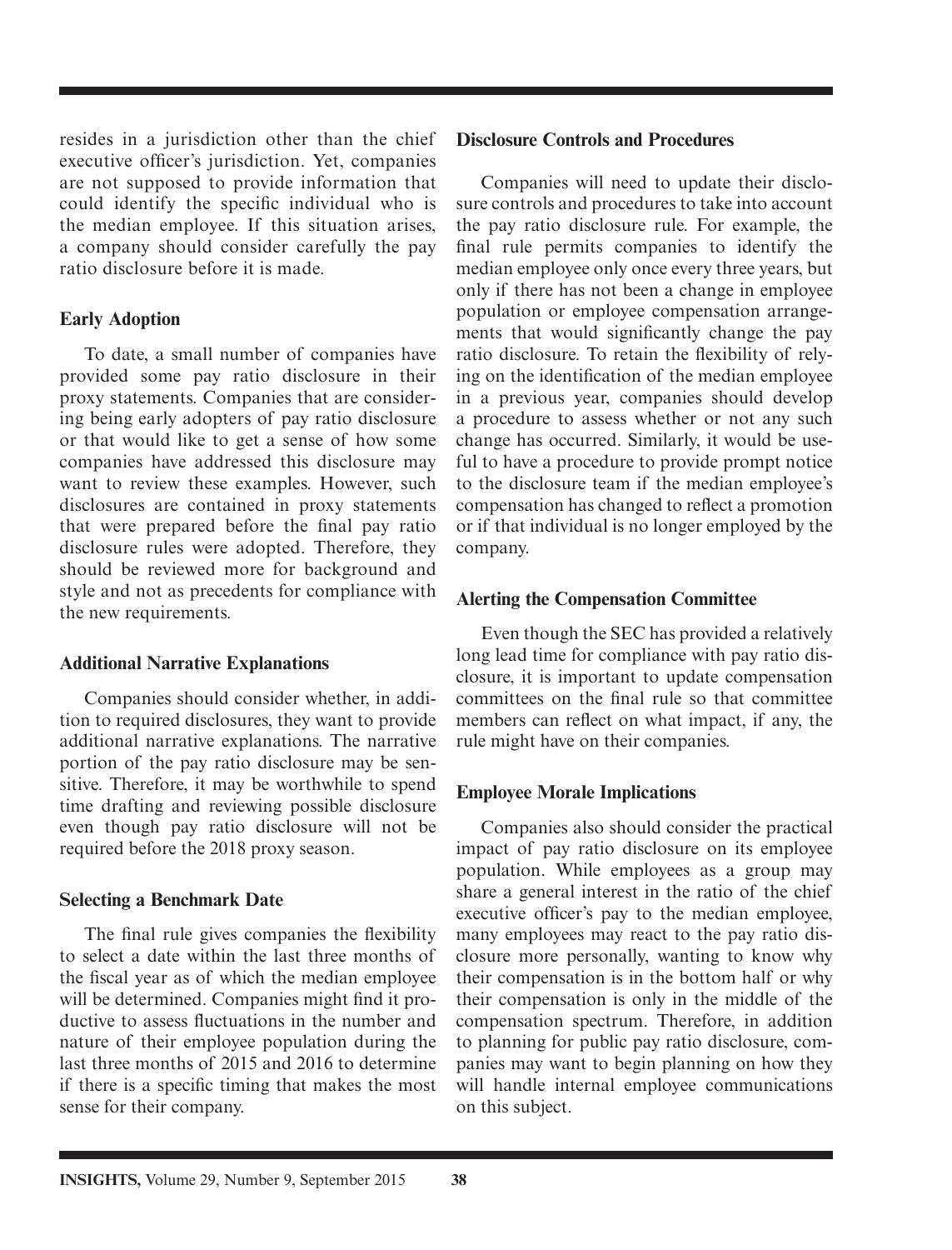resides in a jurisdiction other than the chief executive officer's jurisdiction. Yet, companies are not supposed to provide information that could identify the specific individual who is the median employee. If this situation arises, a company should consider carefully the pay ratio disclosure before it is made.

### Early Adoption

To date, a small number of companies have provided some pay ratio disclosure in their proxy statements. Companies that are considering being early adopters of pay ratio disclosure or that would like to get a sense of how some companies have addressed this disclosure may want to review these examples. However, such disclosures are contained in proxy statements that were prepared before the final pay ratio disclosure rules were adopted. Therefore, they should be reviewed more for background and style and not as precedents for compliance with the new requirements.

### Additional Narrative Explanations

Companies should consider whether, in addition to required disclosures, they want to provide additional narrative explanations. The narrative portion of the pay ratio disclosure may be sensitive. Therefore, it may be worthwhile to spend time drafting and reviewing possible disclosure even though pay ratio disclosure will not be required before the 2018 proxy season.

### Selecting a Benchmark Date

The final rule gives companies the flexibility to select a date within the last three months of the fiscal year as of which the median employee will be determined. Companies might find it productive to assess fluctuations in the number and nature of their employee population during the last three months of 2015 and 2016 to determine if there is a specific timing that makes the most sense for their company.

### Disclosure Controls and Procedures

Companies will need to update their disclosure controls and procedures to take into account the pay ratio disclosure rule. For example, the final rule permits companies to identify the median employee only once every three years, but only if there has not been a change in employee population or employee compensation arrangements that would significantly change the pay ratio disclosure. To retain the flexibility of relying on the identification of the median employee in a previous year, companies should develop a procedure to assess whether or not any such change has occurred. Similarly, it would be useful to have a procedure to provide prompt notice to the disclosure team if the median employee's compensation has changed to reflect a promotion or if that individual is no longer employed by the company.

### Alerting the Compensation Committee

Even though the SEC has provided a relatively long lead time for compliance with pay ratio disclosure, it is important to update compensation committees on the final rule so that committee members can reflect on what impact, if any, the rule might have on their companies.

### Employee Morale Implications

Companies also should consider the practical impact of pay ratio disclosure on its employee population. While employees as a group may share a general interest in the ratio of the chief executive officer's pay to the median employee, many employees may react to the pay ratio disclosure more personally, wanting to know why their compensation is in the bottom half or why their compensation is only in the middle of the compensation spectrum. Therefore, in addition to planning for public pay ratio disclosure, companies may want to begin planning on how they will handle internal employee communications on this subject.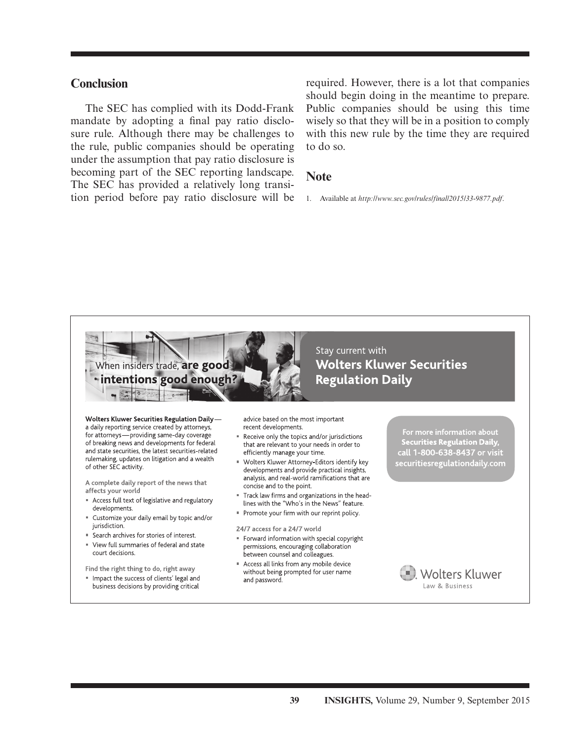## Conclusion

The SEC has complied with its Dodd-Frank mandate by adopting a final pay ratio disclosure rule. Although there may be challenges to the rule, public companies should be operating under the assumption that pay ratio disclosure is becoming part of the SEC reporting landscape. The SEC has provided a relatively long transition period before pay ratio disclosure will be required. However, there is a lot that companies should begin doing in the meantime to prepare. Public companies should be using this time wisely so that they will be in a position to comply with this new rule by the time they are required to do so.

## Note

1. Available at *http://www.sec.gov/rules/final/2015/33-9877.pdf*.

---

When insiders trade, **are good intentions good enough?**

Stay current with
**Wolters Kluwer Securities Regulation Daily**

**Wolters Kluwer Securities Regulation Daily**—a daily reporting service created by attorneys, for attorneys—providing same-day coverage of breaking news and developments for federal and state securities, the latest securities-related rulemaking, updates on litigation and a wealth of other SEC activity.

**A complete daily report of the news that affects your world**

- Access full text of legislative and regulatory developments.
- Customize your daily email by topic and/or jurisdiction.
- Search archives for stories of interest.
- View full summaries of federal and state court decisions.

**Find the right thing to do, right away**

- Impact the success of clients' legal and business decisions by providing critical advice based on the most important recent developments.
- Receive only the topics and/or jurisdictions that are relevant to your needs in order to efficiently manage your time.
- Wolters Kluwer Attorney-Editors identify key developments and provide practical insights, analysis, and real-world ramifications that are concise and to the point.
- Track law firms and organizations in the headlines with the "Who's in the News" feature.
- Promote your firm with our reprint policy.

**24/7 access for a 24/7 world**

- Forward information with special copyright permissions, encouraging collaboration between counsel and colleagues.
- Access all links from any mobile device without being prompted for user name and password.

**For more information about Securities Regulation Daily, call 1-800-638-8437 or visit securitiesregulationdaily.com**

Wolters Kluwer
Law & Business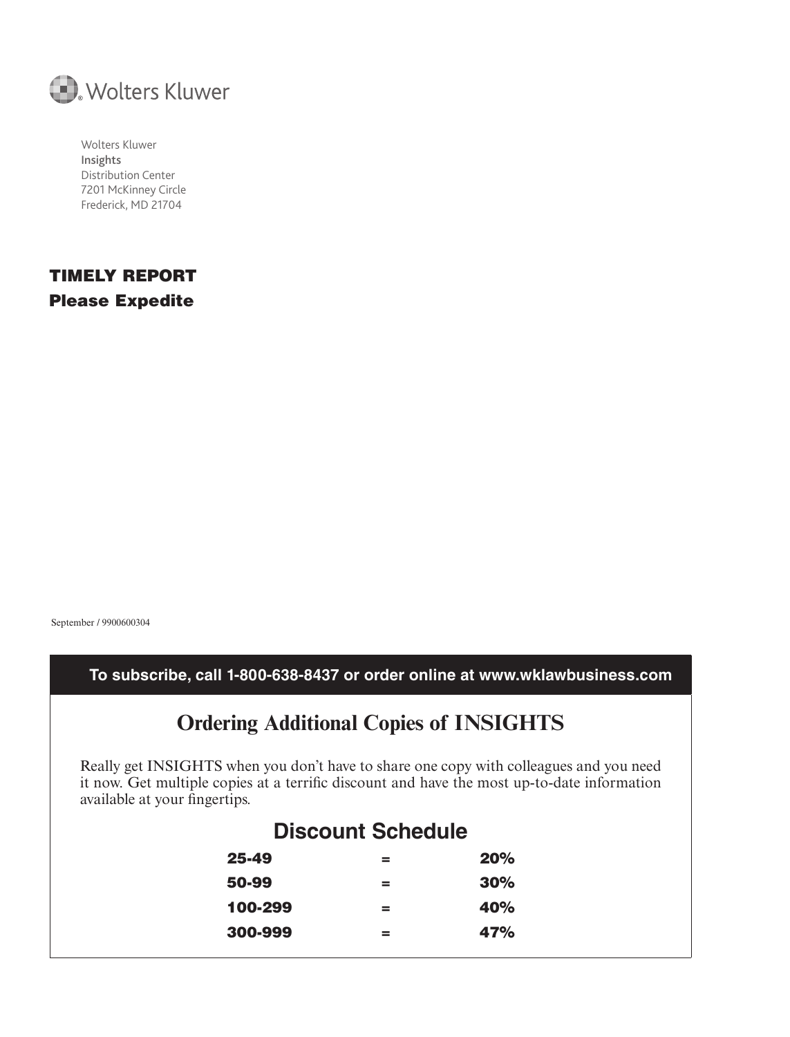Wolters Kluwer

Wolters Kluwer
Insights
Distribution Center
7201 McKinney Circle
Frederick, MD 21704

**TIMELY REPORT**
**Please Expedite**

September / 9900600304

**To subscribe, call 1-800-638-8437 or order online at www.wklawbusiness.com**

## Ordering Additional Copies of INSIGHTS

Really get INSIGHTS when you don't have to share one copy with colleagues and you need it now. Get multiple copies at a terrific discount and have the most up-to-date information available at your fingertips.

### Discount Schedule

| | | |
|---|---|---|
| **25-49** | **=** | **20%** |
| **50-99** | **=** | **30%** |
| **100-299** | **=** | **40%** |
| **300-999** | **=** | **47%** |